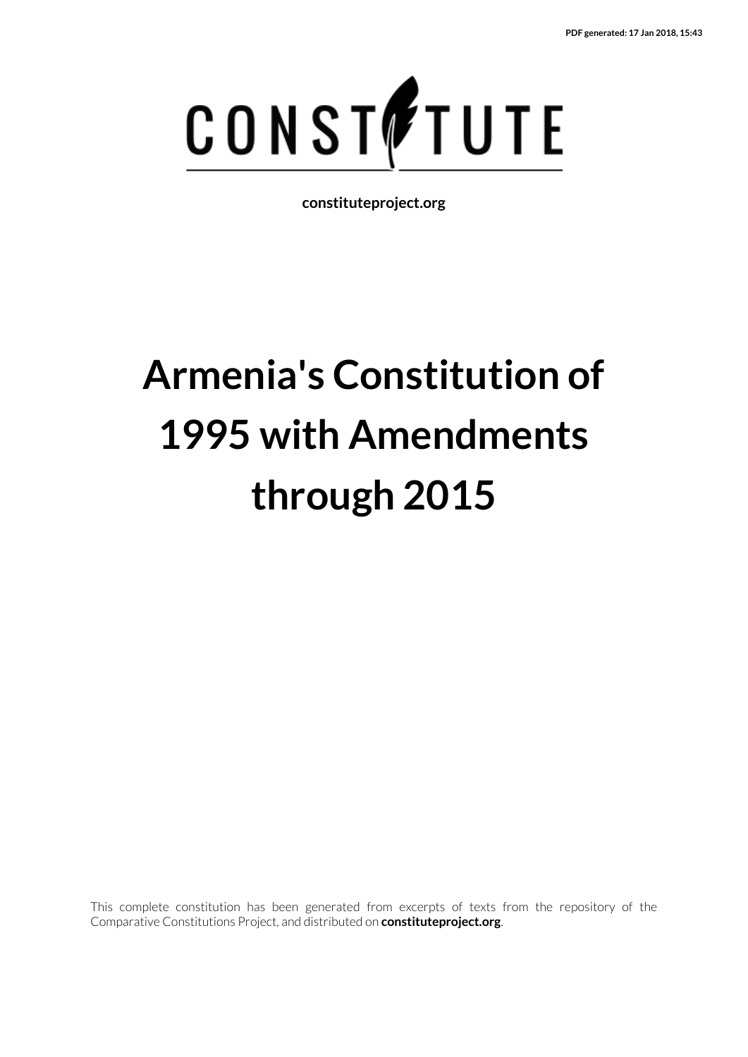PDF generated: 17 Jan 2018, 15:43

CONSTITUTE

constituteproject.org

# Armenia's Constitution of 1995 with Amendments through 2015

This complete constitution has been generated from excerpts of texts from the repository of the Comparative Constitutions Project, and distributed on **constituteproject.org**.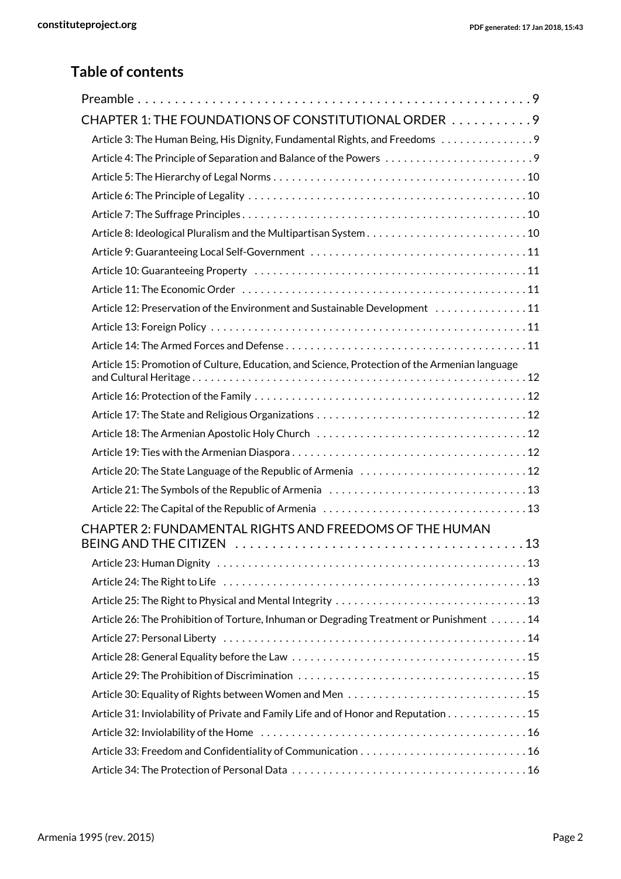## Table of contents

- Preamble . . . 9
- CHAPTER 1: THE FOUNDATIONS OF CONSTITUTIONAL ORDER . . . 9
  - Article 3: The Human Being, His Dignity, Fundamental Rights, and Freedoms . . . 9
  - Article 4: The Principle of Separation and Balance of the Powers . . . 9
  - Article 5: The Hierarchy of Legal Norms . . . 10
  - Article 6: The Principle of Legality . . . 10
  - Article 7: The Suffrage Principles . . . 10
  - Article 8: Ideological Pluralism and the Multipartisan System . . . 10
  - Article 9: Guaranteeing Local Self-Government . . . 11
  - Article 10: Guaranteeing Property . . . 11
  - Article 11: The Economic Order . . . 11
  - Article 12: Preservation of the Environment and Sustainable Development . . . 11
  - Article 13: Foreign Policy . . . 11
  - Article 14: The Armed Forces and Defense . . . 11
  - Article 15: Promotion of Culture, Education, and Science, Protection of the Armenian language and Cultural Heritage . . . 12
  - Article 16: Protection of the Family . . . 12
  - Article 17: The State and Religious Organizations . . . 12
  - Article 18: The Armenian Apostolic Holy Church . . . 12
  - Article 19: Ties with the Armenian Diaspora . . . 12
  - Article 20: The State Language of the Republic of Armenia . . . 12
  - Article 21: The Symbols of the Republic of Armenia . . . 13
  - Article 22: The Capital of the Republic of Armenia . . . 13
- CHAPTER 2: FUNDAMENTAL RIGHTS AND FREEDOMS OF THE HUMAN BEING AND THE CITIZEN . . . 13
  - Article 23: Human Dignity . . . 13
  - Article 24: The Right to Life . . . 13
  - Article 25: The Right to Physical and Mental Integrity . . . 13
  - Article 26: The Prohibition of Torture, Inhuman or Degrading Treatment or Punishment . . . 14
  - Article 27: Personal Liberty . . . 14
  - Article 28: General Equality before the Law . . . 15
  - Article 29: The Prohibition of Discrimination . . . 15
  - Article 30: Equality of Rights between Women and Men . . . 15
  - Article 31: Inviolability of Private and Family Life and of Honor and Reputation . . . 15
  - Article 32: Inviolability of the Home . . . 16
  - Article 33: Freedom and Confidentiality of Communication . . . 16
  - Article 34: The Protection of Personal Data . . . 16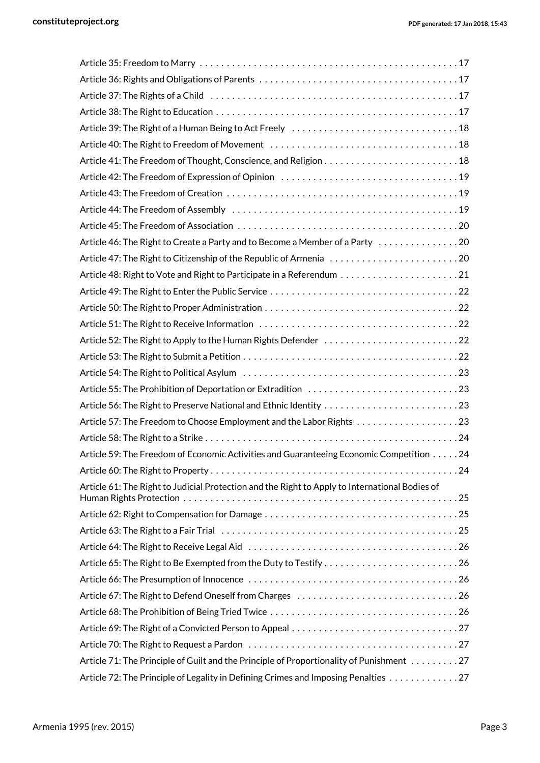Article 35: Freedom to Marry . . . . . . . . . . . . . . . . . . . . . . . . . . . . . . . . . . . . . . . . . . . . . . . . 17
Article 36: Rights and Obligations of Parents . . . . . . . . . . . . . . . . . . . . . . . . . . . . . . . . . . . . . 17
Article 37: The Rights of a Child . . . . . . . . . . . . . . . . . . . . . . . . . . . . . . . . . . . . . . . . . . . . . . 17
Article 38: The Right to Education . . . . . . . . . . . . . . . . . . . . . . . . . . . . . . . . . . . . . . . . . . . . . 17
Article 39: The Right of a Human Being to Act Freely . . . . . . . . . . . . . . . . . . . . . . . . . . . . . . . 18
Article 40: The Right to Freedom of Movement . . . . . . . . . . . . . . . . . . . . . . . . . . . . . . . . . . . 18
Article 41: The Freedom of Thought, Conscience, and Religion . . . . . . . . . . . . . . . . . . . . . . . . . 18
Article 42: The Freedom of Expression of Opinion . . . . . . . . . . . . . . . . . . . . . . . . . . . . . . . . . 19
Article 43: The Freedom of Creation . . . . . . . . . . . . . . . . . . . . . . . . . . . . . . . . . . . . . . . . . . . 19
Article 44: The Freedom of Assembly . . . . . . . . . . . . . . . . . . . . . . . . . . . . . . . . . . . . . . . . . . 19
Article 45: The Freedom of Association . . . . . . . . . . . . . . . . . . . . . . . . . . . . . . . . . . . . . . . . . 20
Article 46: The Right to Create a Party and to Become a Member of a Party . . . . . . . . . . . . . . . 20
Article 47: The Right to Citizenship of the Republic of Armenia . . . . . . . . . . . . . . . . . . . . . . . . 20
Article 48: Right to Vote and Right to Participate in a Referendum . . . . . . . . . . . . . . . . . . . . . . 21
Article 49: The Right to Enter the Public Service . . . . . . . . . . . . . . . . . . . . . . . . . . . . . . . . . . . 22
Article 50: The Right to Proper Administration . . . . . . . . . . . . . . . . . . . . . . . . . . . . . . . . . . . . 22
Article 51: The Right to Receive Information . . . . . . . . . . . . . . . . . . . . . . . . . . . . . . . . . . . . . 22
Article 52: The Right to Apply to the Human Rights Defender . . . . . . . . . . . . . . . . . . . . . . . . . 22
Article 53: The Right to Submit a Petition . . . . . . . . . . . . . . . . . . . . . . . . . . . . . . . . . . . . . . . . 22
Article 54: The Right to Political Asylum . . . . . . . . . . . . . . . . . . . . . . . . . . . . . . . . . . . . . . . . 23
Article 55: The Prohibition of Deportation or Extradition . . . . . . . . . . . . . . . . . . . . . . . . . . . . 23
Article 56: The Right to Preserve National and Ethnic Identity . . . . . . . . . . . . . . . . . . . . . . . . . 23
Article 57: The Freedom to Choose Employment and the Labor Rights . . . . . . . . . . . . . . . . . . . 23
Article 58: The Right to a Strike . . . . . . . . . . . . . . . . . . . . . . . . . . . . . . . . . . . . . . . . . . . . . . . 24
Article 59: The Freedom of Economic Activities and Guaranteeing Economic Competition . . . . . 24
Article 60: The Right to Property . . . . . . . . . . . . . . . . . . . . . . . . . . . . . . . . . . . . . . . . . . . . . . 24
Article 61: The Right to Judicial Protection and the Right to Apply to International Bodies of Human Rights Protection . . . . . . . . . . . . . . . . . . . . . . . . . . . . . . . . . . . . . . . . . . . . . . . . . . . . 25
Article 62: Right to Compensation for Damage . . . . . . . . . . . . . . . . . . . . . . . . . . . . . . . . . . . . 25
Article 63: The Right to a Fair Trial . . . . . . . . . . . . . . . . . . . . . . . . . . . . . . . . . . . . . . . . . . . . 25
Article 64: The Right to Receive Legal Aid . . . . . . . . . . . . . . . . . . . . . . . . . . . . . . . . . . . . . . . 26
Article 65: The Right to Be Exempted from the Duty to Testify . . . . . . . . . . . . . . . . . . . . . . . . . 26
Article 66: The Presumption of Innocence . . . . . . . . . . . . . . . . . . . . . . . . . . . . . . . . . . . . . . . 26
Article 67: The Right to Defend Oneself from Charges . . . . . . . . . . . . . . . . . . . . . . . . . . . . . . 26
Article 68: The Prohibition of Being Tried Twice . . . . . . . . . . . . . . . . . . . . . . . . . . . . . . . . . . . 26
Article 69: The Right of a Convicted Person to Appeal . . . . . . . . . . . . . . . . . . . . . . . . . . . . . . . 27
Article 70: The Right to Request a Pardon . . . . . . . . . . . . . . . . . . . . . . . . . . . . . . . . . . . . . . . 27
Article 71: The Principle of Guilt and the Principle of Proportionality of Punishment . . . . . . . . . 27
Article 72: The Principle of Legality in Defining Crimes and Imposing Penalties . . . . . . . . . . . . . 27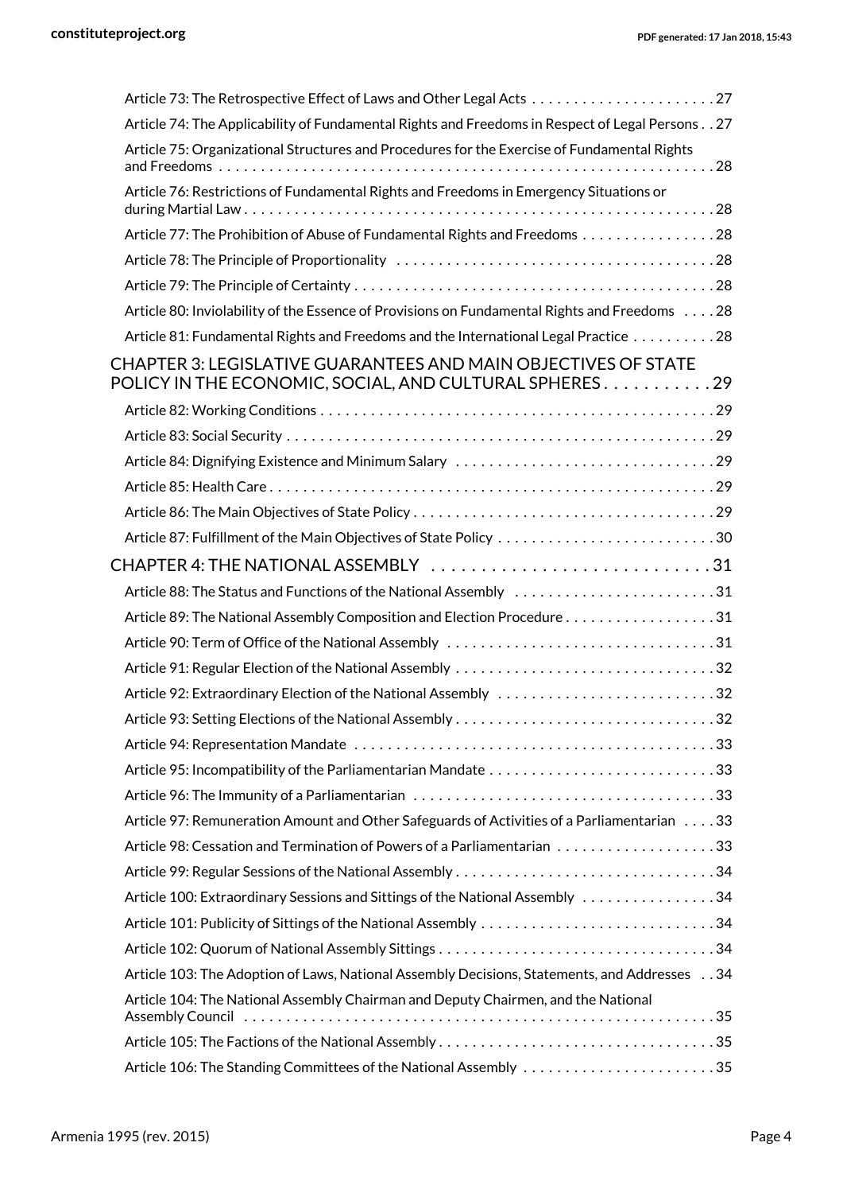Article 73: The Retrospective Effect of Laws and Other Legal Acts . . . . . . . . . . . . . . . . . . . . . . 27

Article 74: The Applicability of Fundamental Rights and Freedoms in Respect of Legal Persons . . 27

Article 75: Organizational Structures and Procedures for the Exercise of Fundamental Rights and Freedoms . . . . . . . . . . . . . . . . . . . . . . . . . . . . . . . . . . . . . . . . . . . . . . . . . . . . . . . . . 28

Article 76: Restrictions of Fundamental Rights and Freedoms in Emergency Situations or during Martial Law . . . . . . . . . . . . . . . . . . . . . . . . . . . . . . . . . . . . . . . . . . . . . . . . . . . . . . 28

Article 77: The Prohibition of Abuse of Fundamental Rights and Freedoms . . . . . . . . . . . . . . . . 28

Article 78: The Principle of Proportionality . . . . . . . . . . . . . . . . . . . . . . . . . . . . . . . . . . . . . 28

Article 79: The Principle of Certainty . . . . . . . . . . . . . . . . . . . . . . . . . . . . . . . . . . . . . . . . . . 28

Article 80: Inviolability of the Essence of Provisions on Fundamental Rights and Freedoms . . . . 28

Article 81: Fundamental Rights and Freedoms and the International Legal Practice . . . . . . . . . 28

## CHAPTER 3: LEGISLATIVE GUARANTEES AND MAIN OBJECTIVES OF STATE POLICY IN THE ECONOMIC, SOCIAL, AND CULTURAL SPHERES . . . . . . . . . . . 29

Article 82: Working Conditions . . . . . . . . . . . . . . . . . . . . . . . . . . . . . . . . . . . . . . . . . . . . . . 29

Article 83: Social Security . . . . . . . . . . . . . . . . . . . . . . . . . . . . . . . . . . . . . . . . . . . . . . . . . . 29

Article 84: Dignifying Existence and Minimum Salary . . . . . . . . . . . . . . . . . . . . . . . . . . . . . . 29

Article 85: Health Care . . . . . . . . . . . . . . . . . . . . . . . . . . . . . . . . . . . . . . . . . . . . . . . . . . . . 29

Article 86: The Main Objectives of State Policy . . . . . . . . . . . . . . . . . . . . . . . . . . . . . . . . . . . 29

Article 87: Fulfillment of the Main Objectives of State Policy . . . . . . . . . . . . . . . . . . . . . . . . . 30

## CHAPTER 4: THE NATIONAL ASSEMBLY . . . . . . . . . . . . . . . . . . . . . . . . . . . . . 31

Article 88: The Status and Functions of the National Assembly . . . . . . . . . . . . . . . . . . . . . . . 31

Article 89: The National Assembly Composition and Election Procedure . . . . . . . . . . . . . . . . . 31

Article 90: Term of Office of the National Assembly . . . . . . . . . . . . . . . . . . . . . . . . . . . . . . . 31

Article 91: Regular Election of the National Assembly . . . . . . . . . . . . . . . . . . . . . . . . . . . . . . 32

Article 92: Extraordinary Election of the National Assembly . . . . . . . . . . . . . . . . . . . . . . . . . 32

Article 93: Setting Elections of the National Assembly . . . . . . . . . . . . . . . . . . . . . . . . . . . . . . 32

Article 94: Representation Mandate . . . . . . . . . . . . . . . . . . . . . . . . . . . . . . . . . . . . . . . . . . 33

Article 95: Incompatibility of the Parliamentarian Mandate . . . . . . . . . . . . . . . . . . . . . . . . . . 33

Article 96: The Immunity of a Parliamentarian . . . . . . . . . . . . . . . . . . . . . . . . . . . . . . . . . . . 33

Article 97: Remuneration Amount and Other Safeguards of Activities of a Parliamentarian . . . . 33

Article 98: Cessation and Termination of Powers of a Parliamentarian . . . . . . . . . . . . . . . . . . 33

Article 99: Regular Sessions of the National Assembly . . . . . . . . . . . . . . . . . . . . . . . . . . . . . . 34

Article 100: Extraordinary Sessions and Sittings of the National Assembly . . . . . . . . . . . . . . . 34

Article 101: Publicity of Sittings of the National Assembly . . . . . . . . . . . . . . . . . . . . . . . . . . . 34

Article 102: Quorum of National Assembly Sittings . . . . . . . . . . . . . . . . . . . . . . . . . . . . . . . . 34

Article 103: The Adoption of Laws, National Assembly Decisions, Statements, and Addresses . . 34

Article 104: The National Assembly Chairman and Deputy Chairmen, and the National Assembly Council . . . . . . . . . . . . . . . . . . . . . . . . . . . . . . . . . . . . . . . . . . . . . . . . . . . . . . 35

Article 105: The Factions of the National Assembly . . . . . . . . . . . . . . . . . . . . . . . . . . . . . . . . 35

Article 106: The Standing Committees of the National Assembly . . . . . . . . . . . . . . . . . . . . . . 35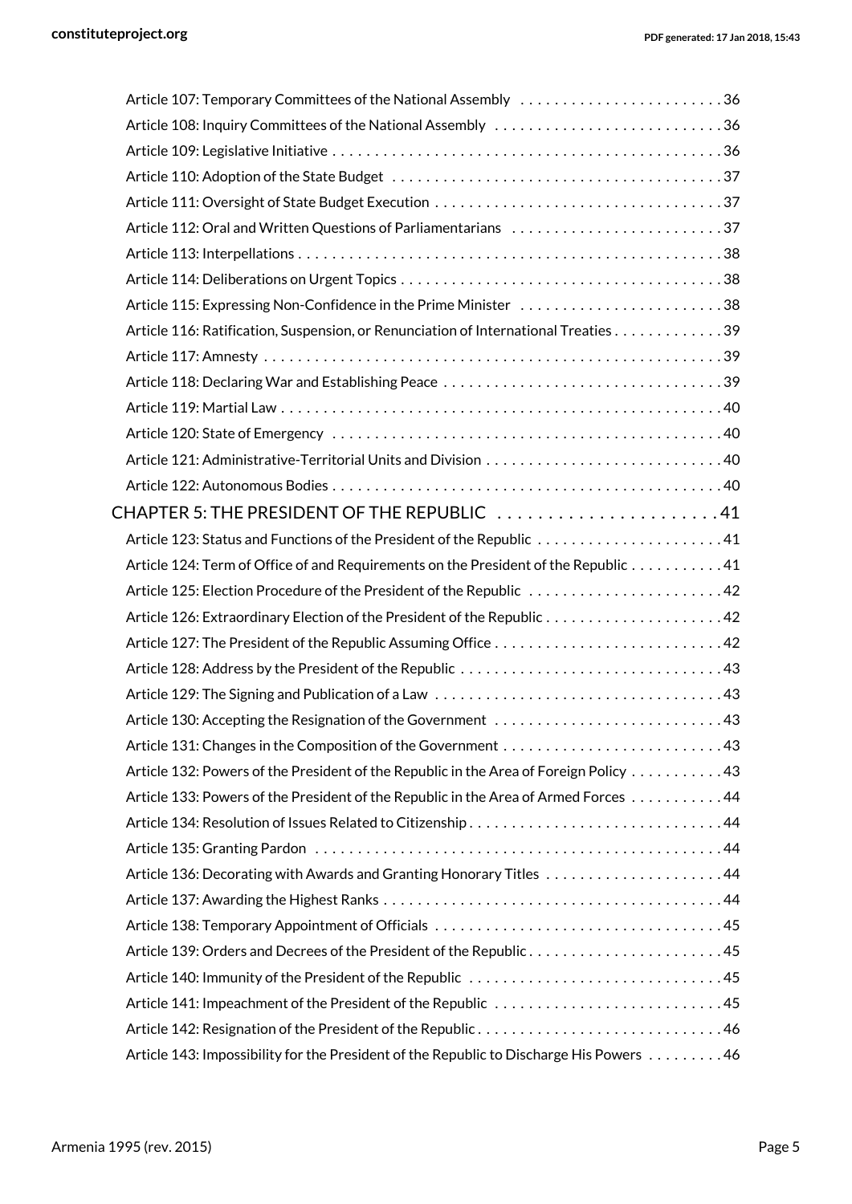Article 107: Temporary Committees of the National Assembly . . . . . . . . . . . . . . . . . . . . . . . . 36
Article 108: Inquiry Committees of the National Assembly . . . . . . . . . . . . . . . . . . . . . . . . . . . 36
Article 109: Legislative Initiative . . . . . . . . . . . . . . . . . . . . . . . . . . . . . . . . . . . . . . . . . . . . . . 36
Article 110: Adoption of the State Budget . . . . . . . . . . . . . . . . . . . . . . . . . . . . . . . . . . . . . . . 37
Article 111: Oversight of State Budget Execution . . . . . . . . . . . . . . . . . . . . . . . . . . . . . . . . . . 37
Article 112: Oral and Written Questions of Parliamentarians . . . . . . . . . . . . . . . . . . . . . . . . . 37
Article 113: Interpellations . . . . . . . . . . . . . . . . . . . . . . . . . . . . . . . . . . . . . . . . . . . . . . . . . 38
Article 114: Deliberations on Urgent Topics . . . . . . . . . . . . . . . . . . . . . . . . . . . . . . . . . . . . . . 38
Article 115: Expressing Non-Confidence in the Prime Minister . . . . . . . . . . . . . . . . . . . . . . . . 38
Article 116: Ratification, Suspension, or Renunciation of International Treaties . . . . . . . . . . . . . 39
Article 117: Amnesty . . . . . . . . . . . . . . . . . . . . . . . . . . . . . . . . . . . . . . . . . . . . . . . . . . . . . . 39
Article 118: Declaring War and Establishing Peace . . . . . . . . . . . . . . . . . . . . . . . . . . . . . . . . . 39
Article 119: Martial Law . . . . . . . . . . . . . . . . . . . . . . . . . . . . . . . . . . . . . . . . . . . . . . . . . . . . 40
Article 120: State of Emergency . . . . . . . . . . . . . . . . . . . . . . . . . . . . . . . . . . . . . . . . . . . . . . 40
Article 121: Administrative-Territorial Units and Division . . . . . . . . . . . . . . . . . . . . . . . . . . . . 40
Article 122: Autonomous Bodies . . . . . . . . . . . . . . . . . . . . . . . . . . . . . . . . . . . . . . . . . . . . . . 40

CHAPTER 5: THE PRESIDENT OF THE REPUBLIC . . . . . . . . . . . . . . . . . . . . . . . 41

Article 123: Status and Functions of the President of the Republic . . . . . . . . . . . . . . . . . . . . . . 41
Article 124: Term of Office of and Requirements on the President of the Republic . . . . . . . . . . . 41
Article 125: Election Procedure of the President of the Republic . . . . . . . . . . . . . . . . . . . . . . . 42
Article 126: Extraordinary Election of the President of the Republic . . . . . . . . . . . . . . . . . . . . . 42
Article 127: The President of the Republic Assuming Office . . . . . . . . . . . . . . . . . . . . . . . . . . . 42
Article 128: Address by the President of the Republic . . . . . . . . . . . . . . . . . . . . . . . . . . . . . . . 43
Article 129: The Signing and Publication of a Law . . . . . . . . . . . . . . . . . . . . . . . . . . . . . . . . . 43
Article 130: Accepting the Resignation of the Government . . . . . . . . . . . . . . . . . . . . . . . . . . . 43
Article 131: Changes in the Composition of the Government . . . . . . . . . . . . . . . . . . . . . . . . . . 43
Article 132: Powers of the President of the Republic in the Area of Foreign Policy . . . . . . . . . . . 43
Article 133: Powers of the President of the Republic in the Area of Armed Forces . . . . . . . . . . . 44
Article 134: Resolution of Issues Related to Citizenship . . . . . . . . . . . . . . . . . . . . . . . . . . . . . . 44
Article 135: Granting Pardon . . . . . . . . . . . . . . . . . . . . . . . . . . . . . . . . . . . . . . . . . . . . . . . . 44
Article 136: Decorating with Awards and Granting Honorary Titles . . . . . . . . . . . . . . . . . . . . . 44
Article 137: Awarding the Highest Ranks . . . . . . . . . . . . . . . . . . . . . . . . . . . . . . . . . . . . . . . . 44
Article 138: Temporary Appointment of Officials . . . . . . . . . . . . . . . . . . . . . . . . . . . . . . . . . . 45
Article 139: Orders and Decrees of the President of the Republic . . . . . . . . . . . . . . . . . . . . . . . 45
Article 140: Immunity of the President of the Republic . . . . . . . . . . . . . . . . . . . . . . . . . . . . . . 45
Article 141: Impeachment of the President of the Republic . . . . . . . . . . . . . . . . . . . . . . . . . . . 45
Article 142: Resignation of the President of the Republic . . . . . . . . . . . . . . . . . . . . . . . . . . . . . 46
Article 143: Impossibility for the President of the Republic to Discharge His Powers . . . . . . . . . 46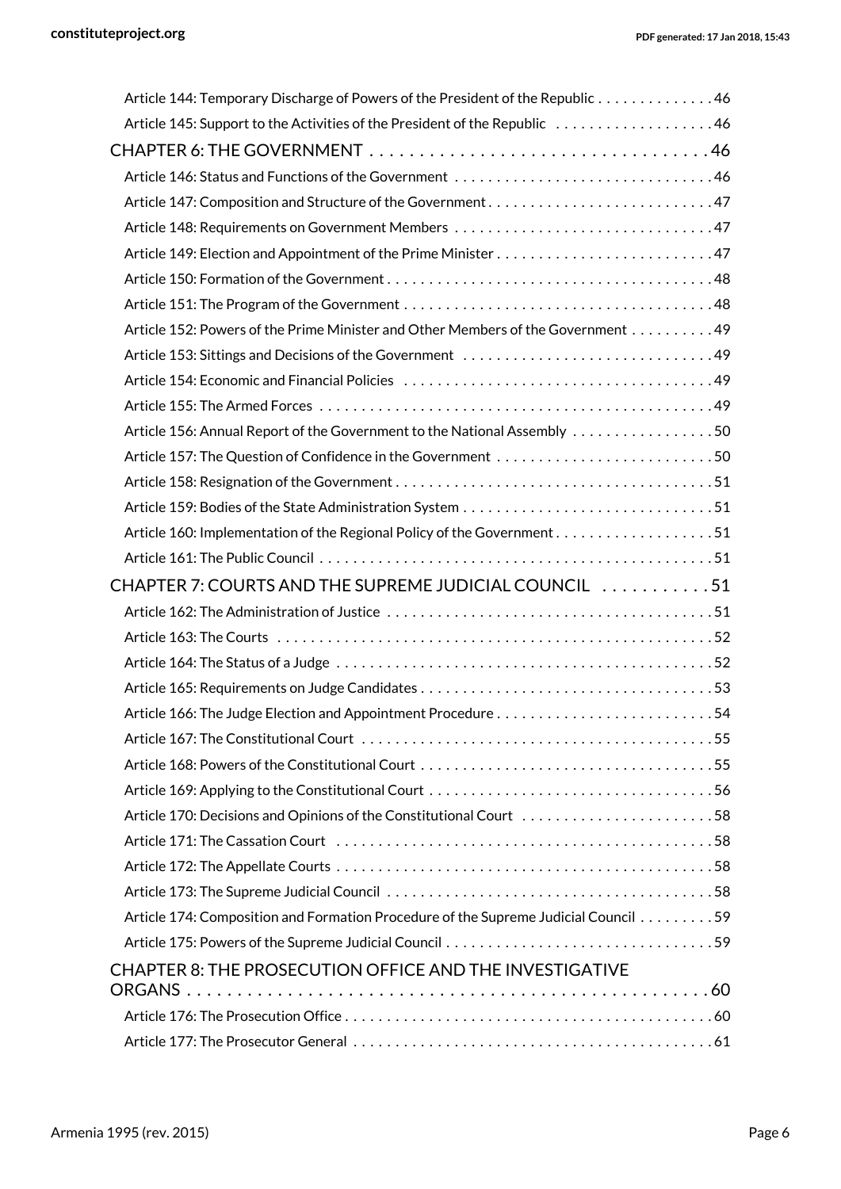Article 144: Temporary Discharge of Powers of the President of the Republic . . . . . . . . . . . . . . 46

Article 145: Support to the Activities of the President of the Republic . . . . . . . . . . . . . . . . . . . 46

CHAPTER 6: THE GOVERNMENT . . . . . . . . . . . . . . . . . . . . . . . . . . . . . . . . . . . 46

Article 146: Status and Functions of the Government . . . . . . . . . . . . . . . . . . . . . . . . . . . . . . . 46

Article 147: Composition and Structure of the Government . . . . . . . . . . . . . . . . . . . . . . . . . . . 47

Article 148: Requirements on Government Members . . . . . . . . . . . . . . . . . . . . . . . . . . . . . . . 47

Article 149: Election and Appointment of the Prime Minister . . . . . . . . . . . . . . . . . . . . . . . . . . 47

Article 150: Formation of the Government . . . . . . . . . . . . . . . . . . . . . . . . . . . . . . . . . . . . . . 48

Article 151: The Program of the Government . . . . . . . . . . . . . . . . . . . . . . . . . . . . . . . . . . . . 48

Article 152: Powers of the Prime Minister and Other Members of the Government . . . . . . . . . . 49

Article 153: Sittings and Decisions of the Government . . . . . . . . . . . . . . . . . . . . . . . . . . . . . . 49

Article 154: Economic and Financial Policies . . . . . . . . . . . . . . . . . . . . . . . . . . . . . . . . . . . . 49

Article 155: The Armed Forces . . . . . . . . . . . . . . . . . . . . . . . . . . . . . . . . . . . . . . . . . . . . . . 49

Article 156: Annual Report of the Government to the National Assembly . . . . . . . . . . . . . . . . . 50

Article 157: The Question of Confidence in the Government . . . . . . . . . . . . . . . . . . . . . . . . . . 50

Article 158: Resignation of the Government . . . . . . . . . . . . . . . . . . . . . . . . . . . . . . . . . . . . . 51

Article 159: Bodies of the State Administration System . . . . . . . . . . . . . . . . . . . . . . . . . . . . . . 51

Article 160: Implementation of the Regional Policy of the Government . . . . . . . . . . . . . . . . . . . 51

Article 161: The Public Council . . . . . . . . . . . . . . . . . . . . . . . . . . . . . . . . . . . . . . . . . . . . . . 51

CHAPTER 7: COURTS AND THE SUPREME JUDICIAL COUNCIL . . . . . . . . . . . 51

Article 162: The Administration of Justice . . . . . . . . . . . . . . . . . . . . . . . . . . . . . . . . . . . . . . . 51

Article 163: The Courts . . . . . . . . . . . . . . . . . . . . . . . . . . . . . . . . . . . . . . . . . . . . . . . . . . . 52

Article 164: The Status of a Judge . . . . . . . . . . . . . . . . . . . . . . . . . . . . . . . . . . . . . . . . . . . . 52

Article 165: Requirements on Judge Candidates . . . . . . . . . . . . . . . . . . . . . . . . . . . . . . . . . . . 53

Article 166: The Judge Election and Appointment Procedure . . . . . . . . . . . . . . . . . . . . . . . . . . 54

Article 167: The Constitutional Court . . . . . . . . . . . . . . . . . . . . . . . . . . . . . . . . . . . . . . . . . . 55

Article 168: Powers of the Constitutional Court . . . . . . . . . . . . . . . . . . . . . . . . . . . . . . . . . . . 55

Article 169: Applying to the Constitutional Court . . . . . . . . . . . . . . . . . . . . . . . . . . . . . . . . . . 56

Article 170: Decisions and Opinions of the Constitutional Court . . . . . . . . . . . . . . . . . . . . . . . 58

Article 171: The Cassation Court . . . . . . . . . . . . . . . . . . . . . . . . . . . . . . . . . . . . . . . . . . . . . 58

Article 172: The Appellate Courts . . . . . . . . . . . . . . . . . . . . . . . . . . . . . . . . . . . . . . . . . . . . 58

Article 173: The Supreme Judicial Council . . . . . . . . . . . . . . . . . . . . . . . . . . . . . . . . . . . . . . 58

Article 174: Composition and Formation Procedure of the Supreme Judicial Council . . . . . . . . . 59

Article 175: Powers of the Supreme Judicial Council . . . . . . . . . . . . . . . . . . . . . . . . . . . . . . . . 59

CHAPTER 8: THE PROSECUTION OFFICE AND THE INVESTIGATIVE ORGANS . . . . . . . . . . . . . . . . . . . . . . . . . . . . . . . . . . . . . . . . . . . . . . . . . . . . 60

Article 176: The Prosecution Office . . . . . . . . . . . . . . . . . . . . . . . . . . . . . . . . . . . . . . . . . . . . 60

Article 177: The Prosecutor General . . . . . . . . . . . . . . . . . . . . . . . . . . . . . . . . . . . . . . . . . . . 61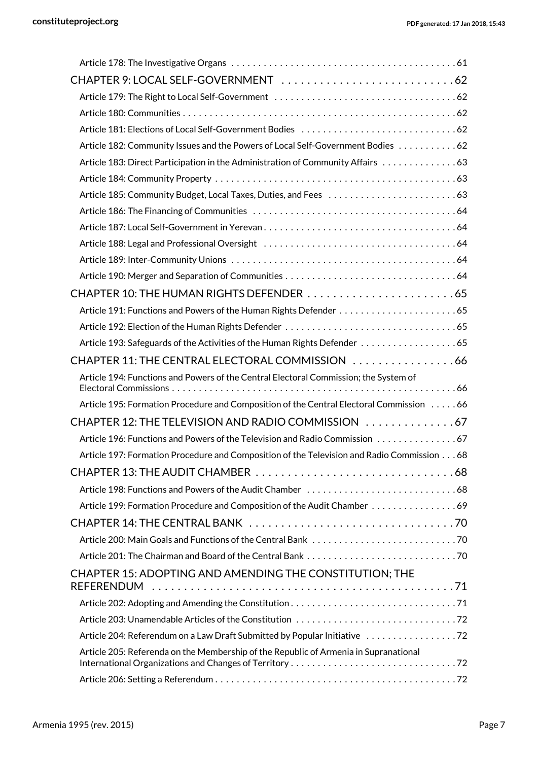Article 178: The Investigative Organs . . . . . . . . . . 61

CHAPTER 9: LOCAL SELF-GOVERNMENT . . . . . . . . . . 62

Article 179: The Right to Local Self-Government . . . . . . . . . . 62

Article 180: Communities . . . . . . . . . . 62

Article 181: Elections of Local Self-Government Bodies . . . . . . . . . . 62

Article 182: Community Issues and the Powers of Local Self-Government Bodies . . . . . . . . . . 62

Article 183: Direct Participation in the Administration of Community Affairs . . . . . . . . . . 63

Article 184: Community Property . . . . . . . . . . 63

Article 185: Community Budget, Local Taxes, Duties, and Fees . . . . . . . . . . 63

Article 186: The Financing of Communities . . . . . . . . . . 64

Article 187: Local Self-Government in Yerevan . . . . . . . . . . 64

Article 188: Legal and Professional Oversight . . . . . . . . . . 64

Article 189: Inter-Community Unions . . . . . . . . . . 64

Article 190: Merger and Separation of Communities . . . . . . . . . . 64

CHAPTER 10: THE HUMAN RIGHTS DEFENDER . . . . . . . . . . 65

Article 191: Functions and Powers of the Human Rights Defender . . . . . . . . . . 65

Article 192: Election of the Human Rights Defender . . . . . . . . . . 65

Article 193: Safeguards of the Activities of the Human Rights Defender . . . . . . . . . . 65

CHAPTER 11: THE CENTRAL ELECTORAL COMMISSION . . . . . . . . . . 66

Article 194: Functions and Powers of the Central Electoral Commission; the System of Electoral Commissions . . . . . . . . . . 66

Article 195: Formation Procedure and Composition of the Central Electoral Commission . . . . . 66

CHAPTER 12: THE TELEVISION AND RADIO COMMISSION . . . . . . . . . . 67

Article 196: Functions and Powers of the Television and Radio Commission . . . . . . . . . . 67

Article 197: Formation Procedure and Composition of the Television and Radio Commission . . . 68

CHAPTER 13: THE AUDIT CHAMBER . . . . . . . . . . 68

Article 198: Functions and Powers of the Audit Chamber . . . . . . . . . . 68

Article 199: Formation Procedure and Composition of the Audit Chamber . . . . . . . . . . 69

CHAPTER 14: THE CENTRAL BANK . . . . . . . . . . 70

Article 200: Main Goals and Functions of the Central Bank . . . . . . . . . . 70

Article 201: The Chairman and Board of the Central Bank . . . . . . . . . . 70

CHAPTER 15: ADOPTING AND AMENDING THE CONSTITUTION; THE REFERENDUM . . . . . . . . . . 71

Article 202: Adopting and Amending the Constitution . . . . . . . . . . 71

Article 203: Unamendable Articles of the Constitution . . . . . . . . . . 72

Article 204: Referendum on a Law Draft Submitted by Popular Initiative . . . . . . . . . . 72

Article 205: Referenda on the Membership of the Republic of Armenia in Supranational International Organizations and Changes of Territory . . . . . . . . . . 72

Article 206: Setting a Referendum . . . . . . . . . . 72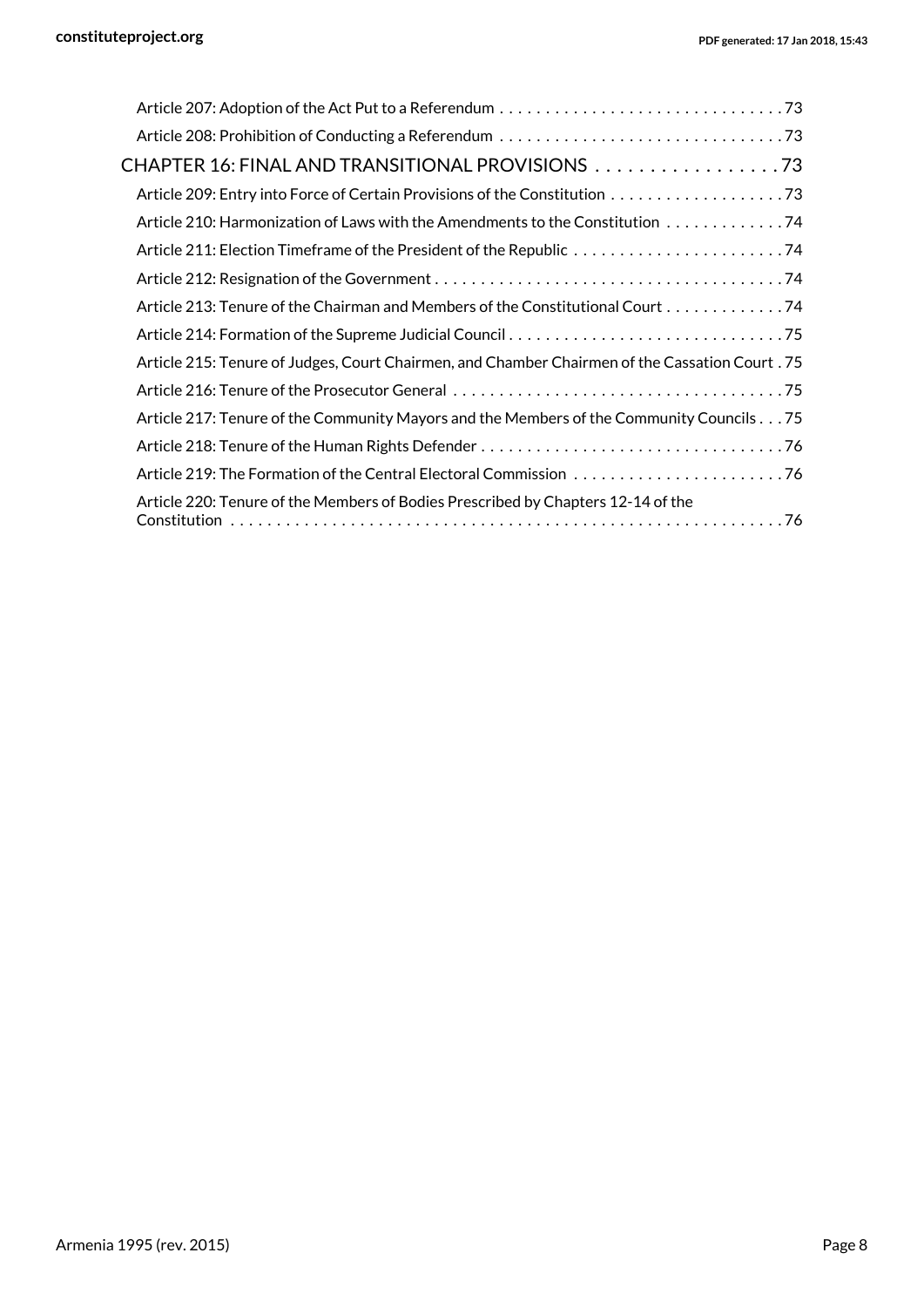Article 207: Adoption of the Act Put to a Referendum . . . . . . . . . . . . . . . . . . . . . . . . . . . . . . . 73

Article 208: Prohibition of Conducting a Referendum . . . . . . . . . . . . . . . . . . . . . . . . . . . . . . . 73

CHAPTER 16: FINAL AND TRANSITIONAL PROVISIONS . . . . . . . . . . . . . . . . . . 73

Article 209: Entry into Force of Certain Provisions of the Constitution . . . . . . . . . . . . . . . . . . . 73

Article 210: Harmonization of Laws with the Amendments to the Constitution . . . . . . . . . . . . . 74

Article 211: Election Timeframe of the President of the Republic . . . . . . . . . . . . . . . . . . . . . . . 74

Article 212: Resignation of the Government . . . . . . . . . . . . . . . . . . . . . . . . . . . . . . . . . . . . . . 74

Article 213: Tenure of the Chairman and Members of the Constitutional Court . . . . . . . . . . . . . 74

Article 214: Formation of the Supreme Judicial Council . . . . . . . . . . . . . . . . . . . . . . . . . . . . . . 75

Article 215: Tenure of Judges, Court Chairmen, and Chamber Chairmen of the Cassation Court . 75

Article 216: Tenure of the Prosecutor General . . . . . . . . . . . . . . . . . . . . . . . . . . . . . . . . . . . . 75

Article 217: Tenure of the Community Mayors and the Members of the Community Councils . . . 75

Article 218: Tenure of the Human Rights Defender . . . . . . . . . . . . . . . . . . . . . . . . . . . . . . . . . 76

Article 219: The Formation of the Central Electoral Commission . . . . . . . . . . . . . . . . . . . . . . . 76

Article 220: Tenure of the Members of Bodies Prescribed by Chapters 12-14 of the Constitution . . . . . . . . . . . . . . . . . . . . . . . . . . . . . . . . . . . . . . . . . . . . . . . . . . . . . . . . . . . 76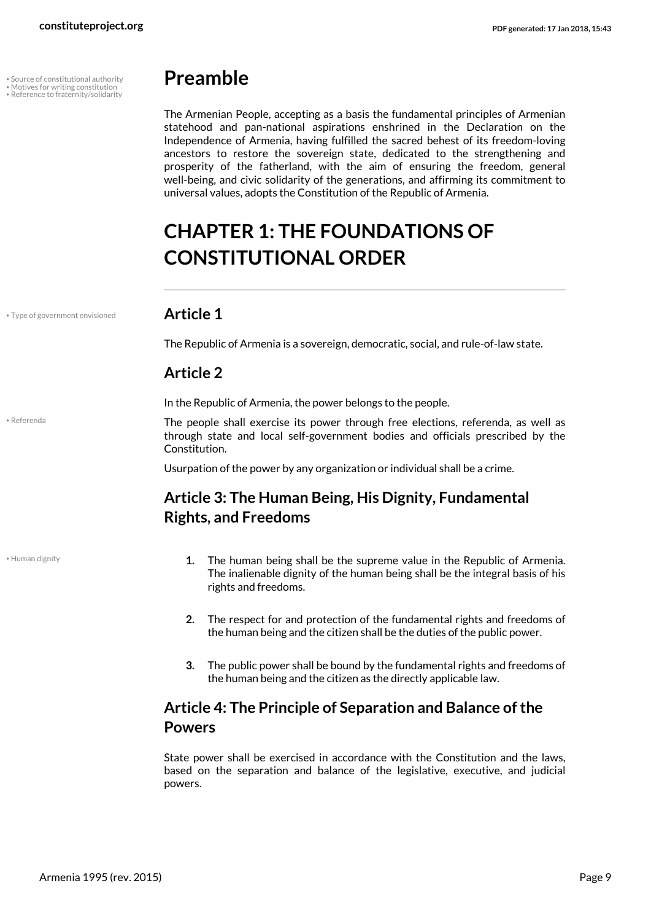• Source of constitutional authority
• Motives for writing constitution
• Reference to fraternity/solidarity

## Preamble

The Armenian People, accepting as a basis the fundamental principles of Armenian statehood and pan-national aspirations enshrined in the Declaration on the Independence of Armenia, having fulfilled the sacred behest of its freedom-loving ancestors to restore the sovereign state, dedicated to the strengthening and prosperity of the fatherland, with the aim of ensuring the freedom, general well-being, and civic solidarity of the generations, and affirming its commitment to universal values, adopts the Constitution of the Republic of Armenia.

# CHAPTER 1: THE FOUNDATIONS OF CONSTITUTIONAL ORDER

• Type of government envisioned

### Article 1

The Republic of Armenia is a sovereign, democratic, social, and rule-of-law state.

### Article 2

In the Republic of Armenia, the power belongs to the people.

• Referenda

The people shall exercise its power through free elections, referenda, as well as through state and local self-government bodies and officials prescribed by the Constitution.

Usurpation of the power by any organization or individual shall be a crime.

### Article 3: The Human Being, His Dignity, Fundamental Rights, and Freedoms

• Human dignity

1. The human being shall be the supreme value in the Republic of Armenia. The inalienable dignity of the human being shall be the integral basis of his rights and freedoms.
2. The respect for and protection of the fundamental rights and freedoms of the human being and the citizen shall be the duties of the public power.
3. The public power shall be bound by the fundamental rights and freedoms of the human being and the citizen as the directly applicable law.

### Article 4: The Principle of Separation and Balance of the Powers

State power shall be exercised in accordance with the Constitution and the laws, based on the separation and balance of the legislative, executive, and judicial powers.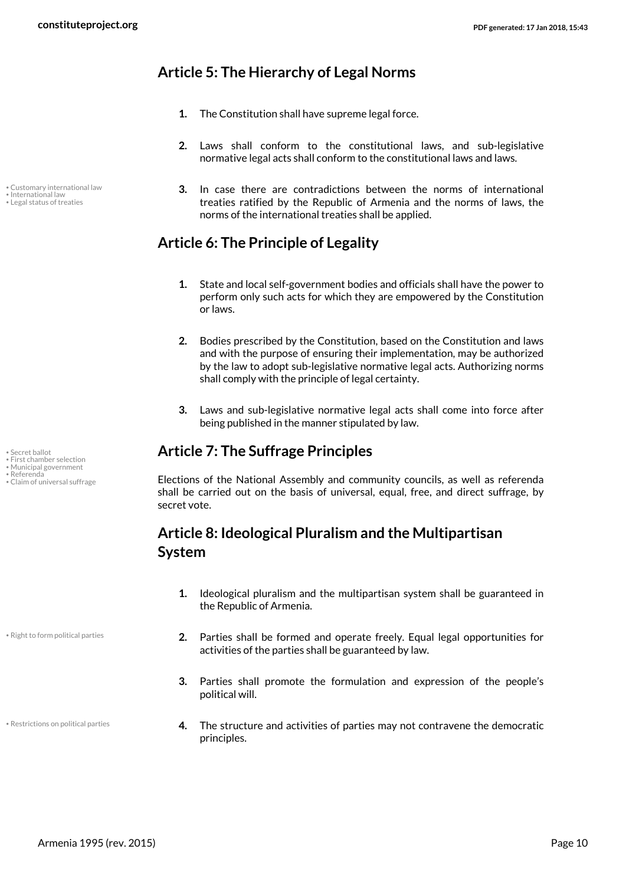## Article 5: The Hierarchy of Legal Norms

1. The Constitution shall have supreme legal force.

2. Laws shall conform to the constitutional laws, and sub-legislative normative legal acts shall conform to the constitutional laws and laws.

3. In case there are contradictions between the norms of international treaties ratified by the Republic of Armenia and the norms of laws, the norms of the international treaties shall be applied.

## Article 6: The Principle of Legality

1. State and local self-government bodies and officials shall have the power to perform only such acts for which they are empowered by the Constitution or laws.

2. Bodies prescribed by the Constitution, based on the Constitution and laws and with the purpose of ensuring their implementation, may be authorized by the law to adopt sub-legislative normative legal acts. Authorizing norms shall comply with the principle of legal certainty.

3. Laws and sub-legislative normative legal acts shall come into force after being published in the manner stipulated by law.

## Article 7: The Suffrage Principles

Elections of the National Assembly and community councils, as well as referenda shall be carried out on the basis of universal, equal, free, and direct suffrage, by secret vote.

## Article 8: Ideological Pluralism and the Multipartisan System

1. Ideological pluralism and the multipartisan system shall be guaranteed in the Republic of Armenia.

2. Parties shall be formed and operate freely. Equal legal opportunities for activities of the parties shall be guaranteed by law.

3. Parties shall promote the formulation and expression of the people's political will.

4. The structure and activities of parties may not contravene the democratic principles.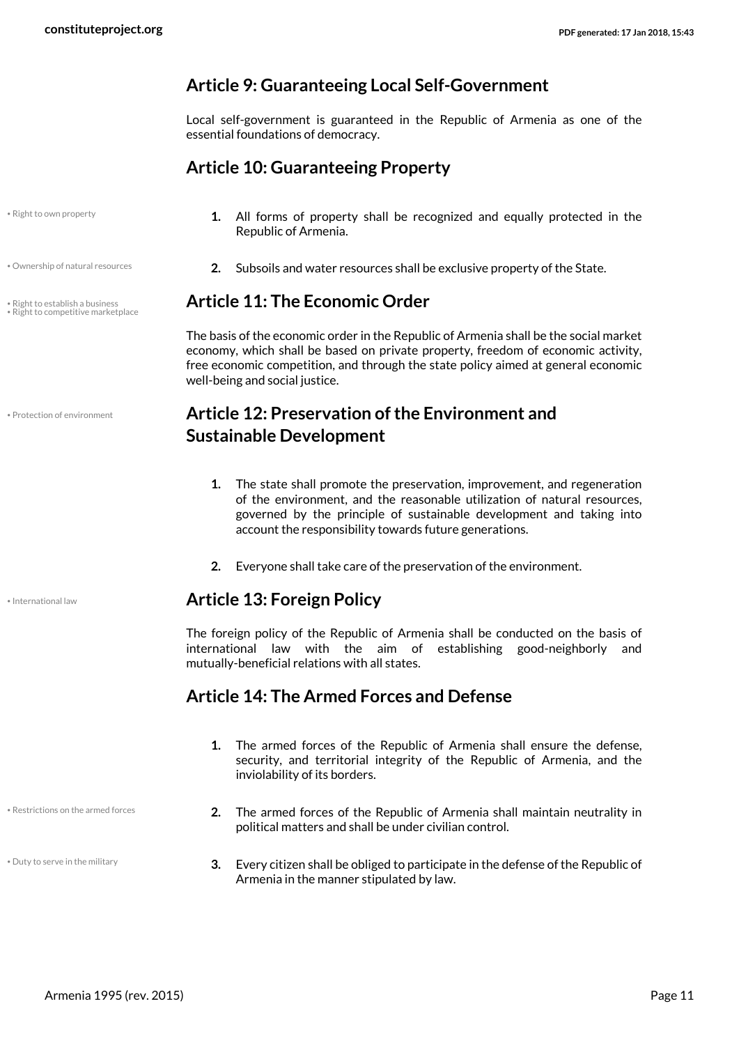## Article 9: Guaranteeing Local Self-Government

Local self-government is guaranteed in the Republic of Armenia as one of the essential foundations of democracy.

## Article 10: Guaranteeing Property

• Right to own property

1. All forms of property shall be recognized and equally protected in the Republic of Armenia.

• Ownership of natural resources

2. Subsoils and water resources shall be exclusive property of the State.

• Right to establish a business
• Right to competitive marketplace

## Article 11: The Economic Order

The basis of the economic order in the Republic of Armenia shall be the social market economy, which shall be based on private property, freedom of economic activity, free economic competition, and through the state policy aimed at general economic well-being and social justice.

• Protection of environment

## Article 12: Preservation of the Environment and Sustainable Development

1. The state shall promote the preservation, improvement, and regeneration of the environment, and the reasonable utilization of natural resources, governed by the principle of sustainable development and taking into account the responsibility towards future generations.
2. Everyone shall take care of the preservation of the environment.

• International law

## Article 13: Foreign Policy

The foreign policy of the Republic of Armenia shall be conducted on the basis of international law with the aim of establishing good-neighborly and mutually-beneficial relations with all states.

## Article 14: The Armed Forces and Defense

1. The armed forces of the Republic of Armenia shall ensure the defense, security, and territorial integrity of the Republic of Armenia, and the inviolability of its borders.

• Restrictions on the armed forces

2. The armed forces of the Republic of Armenia shall maintain neutrality in political matters and shall be under civilian control.

• Duty to serve in the military

3. Every citizen shall be obliged to participate in the defense of the Republic of Armenia in the manner stipulated by law.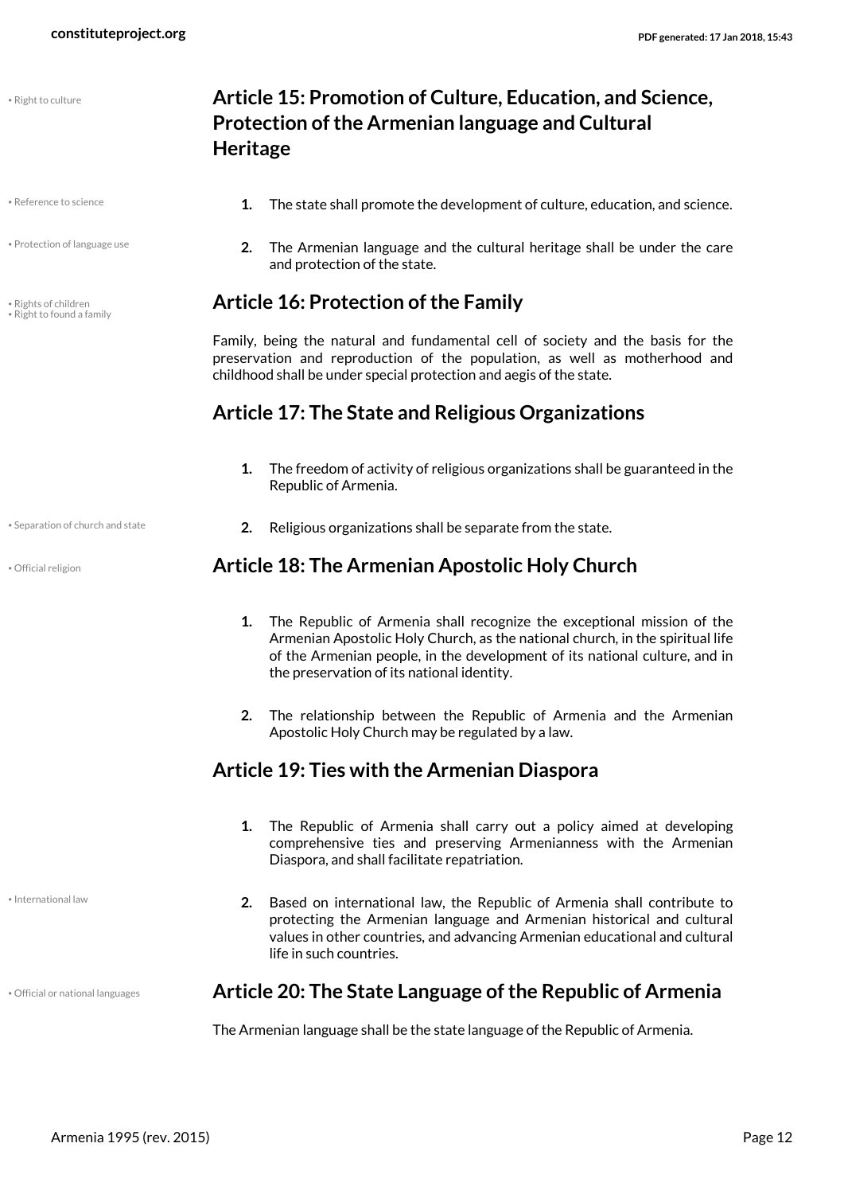## Article 15: Promotion of Culture, Education, and Science, Protection of the Armenian language and Cultural Heritage

1. The state shall promote the development of culture, education, and science.
2. The Armenian language and the cultural heritage shall be under the care and protection of the state.

## Article 16: Protection of the Family

Family, being the natural and fundamental cell of society and the basis for the preservation and reproduction of the population, as well as motherhood and childhood shall be under special protection and aegis of the state.

## Article 17: The State and Religious Organizations

1. The freedom of activity of religious organizations shall be guaranteed in the Republic of Armenia.
2. Religious organizations shall be separate from the state.

## Article 18: The Armenian Apostolic Holy Church

1. The Republic of Armenia shall recognize the exceptional mission of the Armenian Apostolic Holy Church, as the national church, in the spiritual life of the Armenian people, in the development of its national culture, and in the preservation of its national identity.
2. The relationship between the Republic of Armenia and the Armenian Apostolic Holy Church may be regulated by a law.

## Article 19: Ties with the Armenian Diaspora

1. The Republic of Armenia shall carry out a policy aimed at developing comprehensive ties and preserving Armenianness with the Armenian Diaspora, and shall facilitate repatriation.
2. Based on international law, the Republic of Armenia shall contribute to protecting the Armenian language and Armenian historical and cultural values in other countries, and advancing Armenian educational and cultural life in such countries.

## Article 20: The State Language of the Republic of Armenia

The Armenian language shall be the state language of the Republic of Armenia.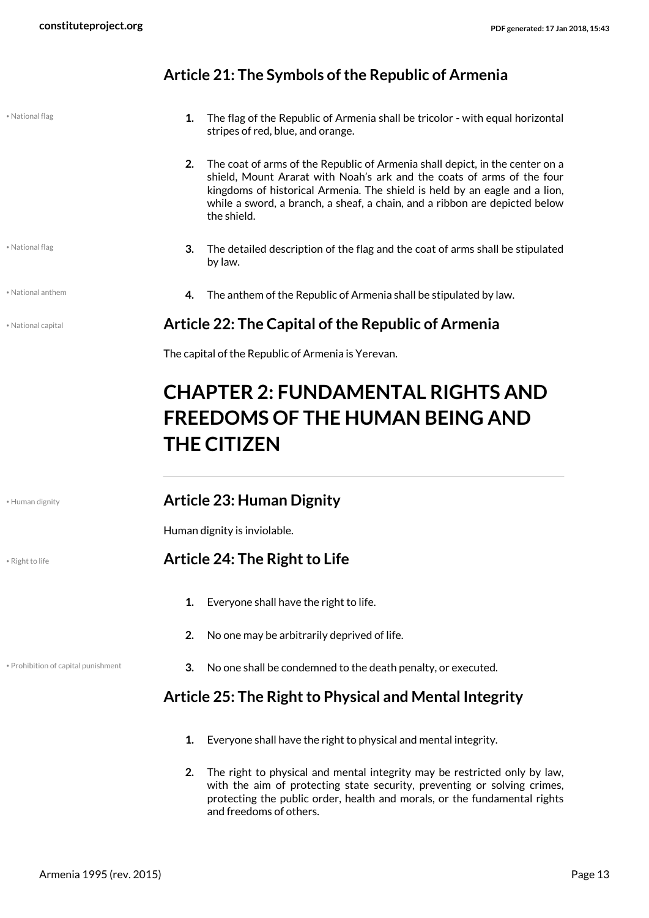### Article 21: The Symbols of the Republic of Armenia

• National flag

1. The flag of the Republic of Armenia shall be tricolor - with equal horizontal stripes of red, blue, and orange.

2. The coat of arms of the Republic of Armenia shall depict, in the center on a shield, Mount Ararat with Noah's ark and the coats of arms of the four kingdoms of historical Armenia. The shield is held by an eagle and a lion, while a sword, a branch, a sheaf, a chain, and a ribbon are depicted below the shield.

• National flag

3. The detailed description of the flag and the coat of arms shall be stipulated by law.

• National anthem

4. The anthem of the Republic of Armenia shall be stipulated by law.

• National capital

### Article 22: The Capital of the Republic of Armenia

The capital of the Republic of Armenia is Yerevan.

# CHAPTER 2: FUNDAMENTAL RIGHTS AND FREEDOMS OF THE HUMAN BEING AND THE CITIZEN

• Human dignity

### Article 23: Human Dignity

Human dignity is inviolable.

• Right to life

### Article 24: The Right to Life

1. Everyone shall have the right to life.

2. No one may be arbitrarily deprived of life.

• Prohibition of capital punishment

3. No one shall be condemned to the death penalty, or executed.

### Article 25: The Right to Physical and Mental Integrity

1. Everyone shall have the right to physical and mental integrity.

2. The right to physical and mental integrity may be restricted only by law, with the aim of protecting state security, preventing or solving crimes, protecting the public order, health and morals, or the fundamental rights and freedoms of others.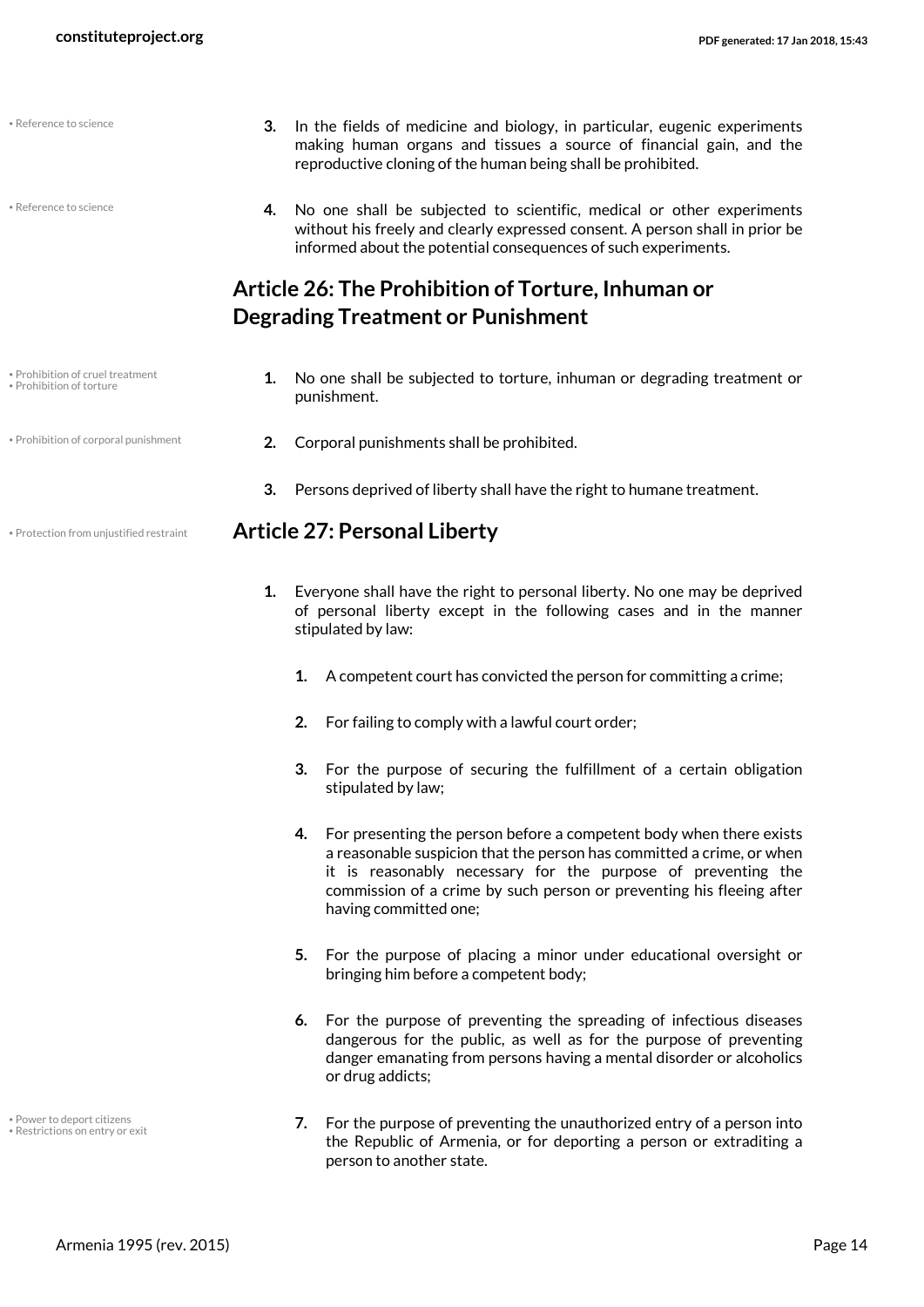3. In the fields of medicine and biology, in particular, eugenic experiments making human organs and tissues a source of financial gain, and the reproductive cloning of the human being shall be prohibited.

4. No one shall be subjected to scientific, medical or other experiments without his freely and clearly expressed consent. A person shall in prior be informed about the potential consequences of such experiments.

## Article 26: The Prohibition of Torture, Inhuman or Degrading Treatment or Punishment

1. No one shall be subjected to torture, inhuman or degrading treatment or punishment.

2. Corporal punishments shall be prohibited.

3. Persons deprived of liberty shall have the right to humane treatment.

## Article 27: Personal Liberty

1. Everyone shall have the right to personal liberty. No one may be deprived of personal liberty except in the following cases and in the manner stipulated by law:

    1. A competent court has convicted the person for committing a crime;

    2. For failing to comply with a lawful court order;

    3. For the purpose of securing the fulfillment of a certain obligation stipulated by law;

    4. For presenting the person before a competent body when there exists a reasonable suspicion that the person has committed a crime, or when it is reasonably necessary for the purpose of preventing the commission of a crime by such person or preventing his fleeing after having committed one;

    5. For the purpose of placing a minor under educational oversight or bringing him before a competent body;

    6. For the purpose of preventing the spreading of infectious diseases dangerous for the public, as well as for the purpose of preventing danger emanating from persons having a mental disorder or alcoholics or drug addicts;

    7. For the purpose of preventing the unauthorized entry of a person into the Republic of Armenia, or for deporting a person or extraditing a person to another state.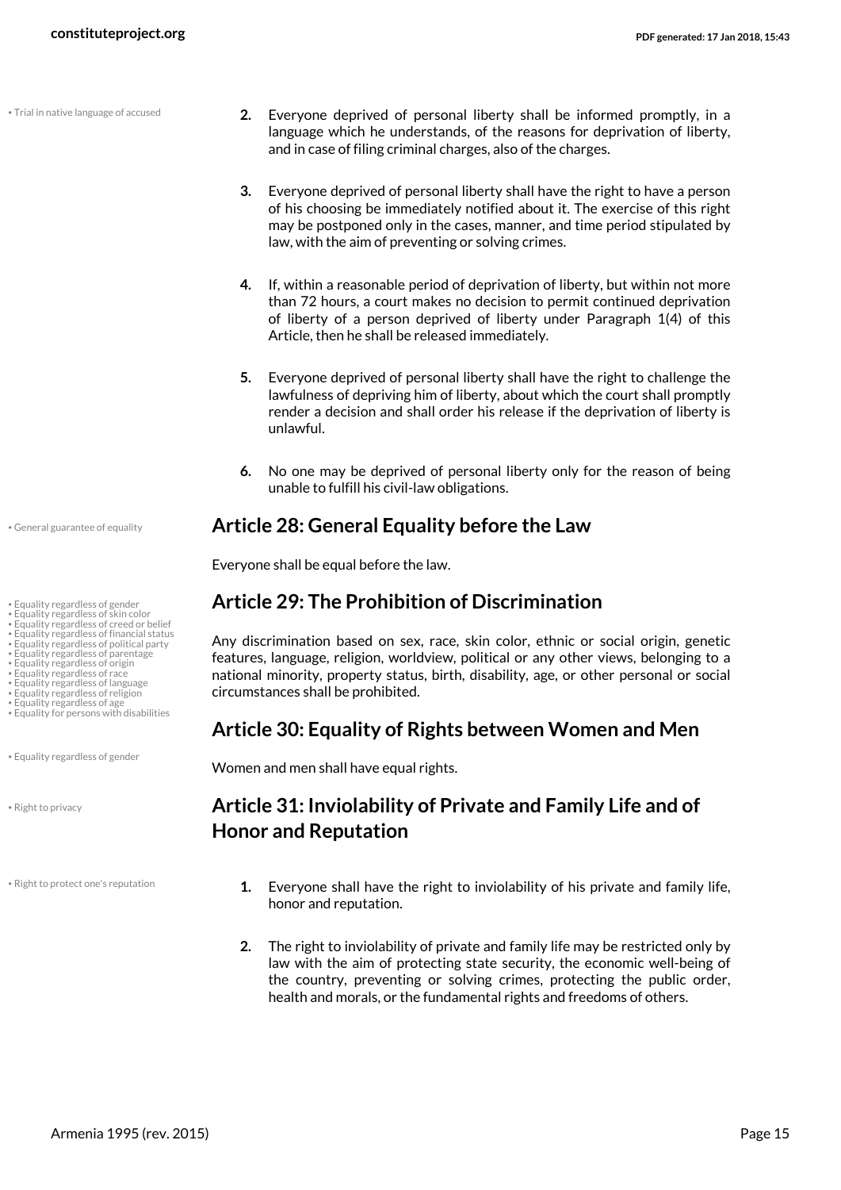2. Everyone deprived of personal liberty shall be informed promptly, in a language which he understands, of the reasons for deprivation of liberty, and in case of filing criminal charges, also of the charges.

3. Everyone deprived of personal liberty shall have the right to have a person of his choosing be immediately notified about it. The exercise of this right may be postponed only in the cases, manner, and time period stipulated by law, with the aim of preventing or solving crimes.

4. If, within a reasonable period of deprivation of liberty, but within not more than 72 hours, a court makes no decision to permit continued deprivation of liberty of a person deprived of liberty under Paragraph 1(4) of this Article, then he shall be released immediately.

5. Everyone deprived of personal liberty shall have the right to challenge the lawfulness of depriving him of liberty, about which the court shall promptly render a decision and shall order his release if the deprivation of liberty is unlawful.

6. No one may be deprived of personal liberty only for the reason of being unable to fulfill his civil-law obligations.

## Article 28: General Equality before the Law

Everyone shall be equal before the law.

## Article 29: The Prohibition of Discrimination

Any discrimination based on sex, race, skin color, ethnic or social origin, genetic features, language, religion, worldview, political or any other views, belonging to a national minority, property status, birth, disability, age, or other personal or social circumstances shall be prohibited.

## Article 30: Equality of Rights between Women and Men

Women and men shall have equal rights.

## Article 31: Inviolability of Private and Family Life and of Honor and Reputation

1. Everyone shall have the right to inviolability of his private and family life, honor and reputation.

2. The right to inviolability of private and family life may be restricted only by law with the aim of protecting state security, the economic well-being of the country, preventing or solving crimes, protecting the public order, health and morals, or the fundamental rights and freedoms of others.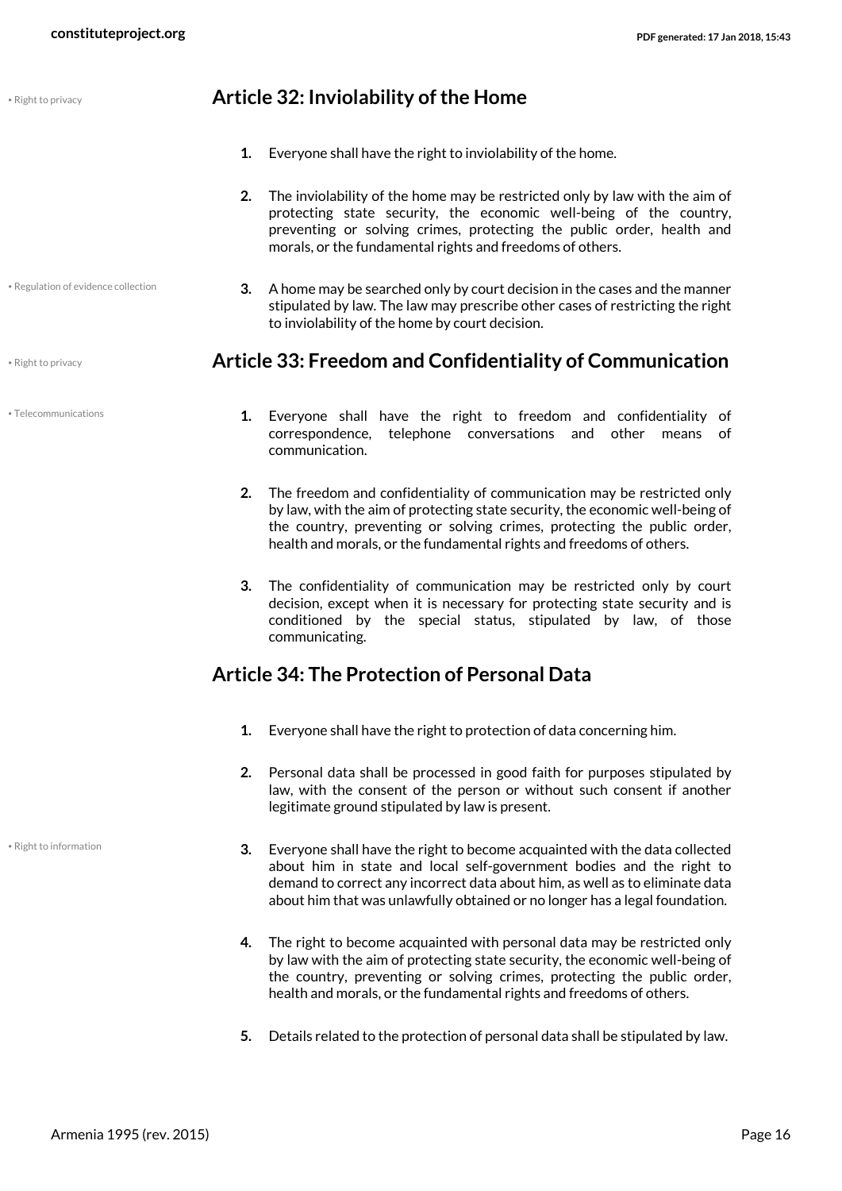• Right to privacy

## Article 32: Inviolability of the Home

1. Everyone shall have the right to inviolability of the home.

2. The inviolability of the home may be restricted only by law with the aim of protecting state security, the economic well-being of the country, preventing or solving crimes, protecting the public order, health and morals, or the fundamental rights and freedoms of others.

• Regulation of evidence collection

3. A home may be searched only by court decision in the cases and the manner stipulated by law. The law may prescribe other cases of restricting the right to inviolability of the home by court decision.

• Right to privacy

## Article 33: Freedom and Confidentiality of Communication

• Telecommunications

1. Everyone shall have the right to freedom and confidentiality of correspondence, telephone conversations and other means of communication.

2. The freedom and confidentiality of communication may be restricted only by law, with the aim of protecting state security, the economic well-being of the country, preventing or solving crimes, protecting the public order, health and morals, or the fundamental rights and freedoms of others.

3. The confidentiality of communication may be restricted only by court decision, except when it is necessary for protecting state security and is conditioned by the special status, stipulated by law, of those communicating.

## Article 34: The Protection of Personal Data

1. Everyone shall have the right to protection of data concerning him.

2. Personal data shall be processed in good faith for purposes stipulated by law, with the consent of the person or without such consent if another legitimate ground stipulated by law is present.

• Right to information

3. Everyone shall have the right to become acquainted with the data collected about him in state and local self-government bodies and the right to demand to correct any incorrect data about him, as well as to eliminate data about him that was unlawfully obtained or no longer has a legal foundation.

4. The right to become acquainted with personal data may be restricted only by law with the aim of protecting state security, the economic well-being of the country, preventing or solving crimes, protecting the public order, health and morals, or the fundamental rights and freedoms of others.

5. Details related to the protection of personal data shall be stipulated by law.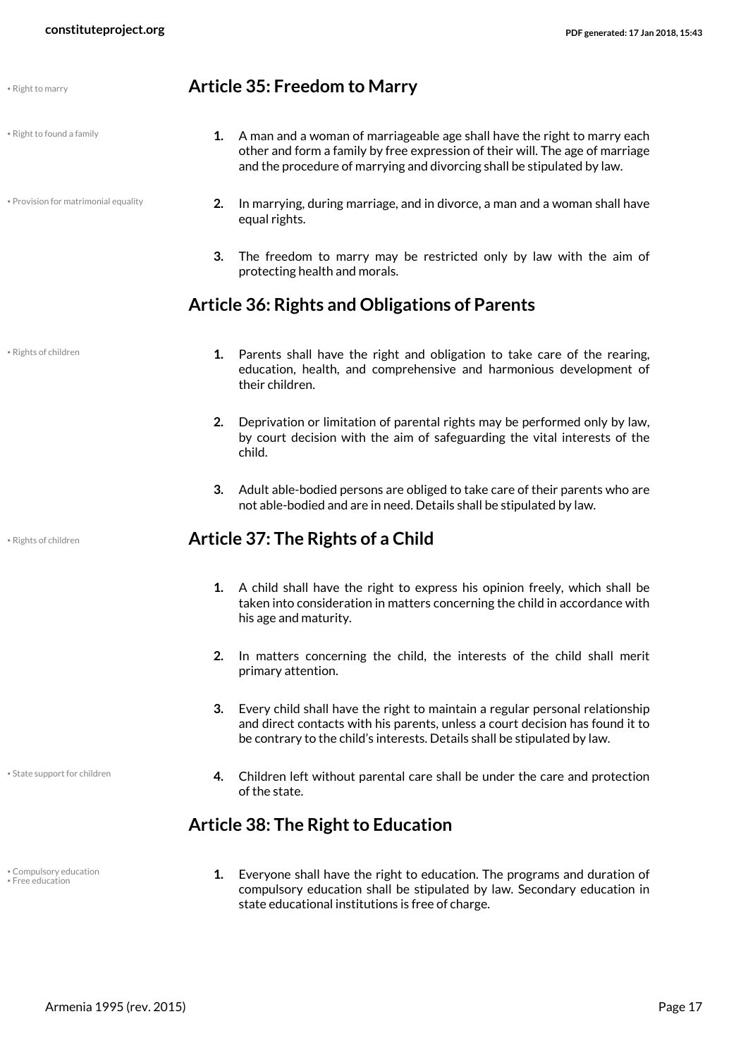- Right to marry

## Article 35: Freedom to Marry

- Right to found a family

1. A man and a woman of marriageable age shall have the right to marry each other and form a family by free expression of their will. The age of marriage and the procedure of marrying and divorcing shall be stipulated by law.

- Provision for matrimonial equality

2. In marrying, during marriage, and in divorce, a man and a woman shall have equal rights.

3. The freedom to marry may be restricted only by law with the aim of protecting health and morals.

## Article 36: Rights and Obligations of Parents

- Rights of children

1. Parents shall have the right and obligation to take care of the rearing, education, health, and comprehensive and harmonious development of their children.

2. Deprivation or limitation of parental rights may be performed only by law, by court decision with the aim of safeguarding the vital interests of the child.

3. Adult able-bodied persons are obliged to take care of their parents who are not able-bodied and are in need. Details shall be stipulated by law.

- Rights of children

## Article 37: The Rights of a Child

1. A child shall have the right to express his opinion freely, which shall be taken into consideration in matters concerning the child in accordance with his age and maturity.

2. In matters concerning the child, the interests of the child shall merit primary attention.

3. Every child shall have the right to maintain a regular personal relationship and direct contacts with his parents, unless a court decision has found it to be contrary to the child's interests. Details shall be stipulated by law.

- State support for children

4. Children left without parental care shall be under the care and protection of the state.

## Article 38: The Right to Education

- Compulsory education
- Free education

1. Everyone shall have the right to education. The programs and duration of compulsory education shall be stipulated by law. Secondary education in state educational institutions is free of charge.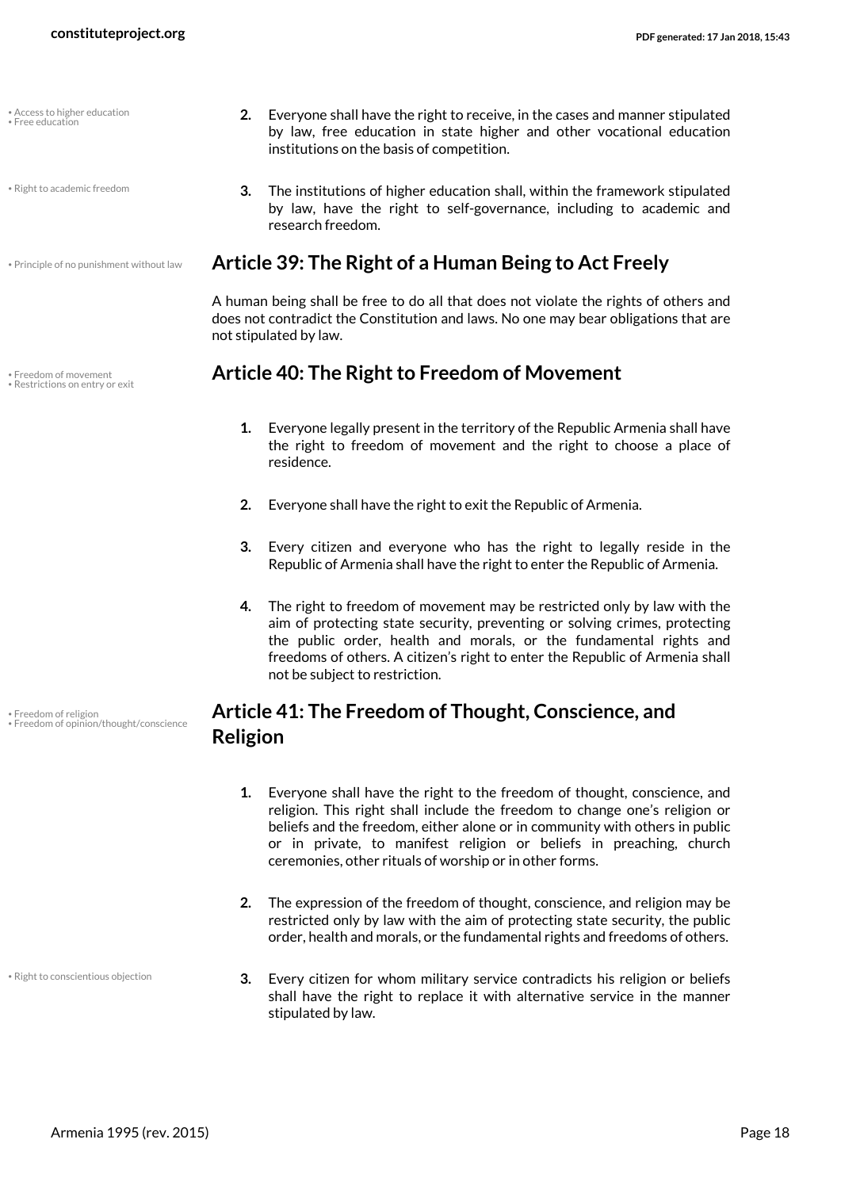2. Everyone shall have the right to receive, in the cases and manner stipulated by law, free education in state higher and other vocational education institutions on the basis of competition.

3. The institutions of higher education shall, within the framework stipulated by law, have the right to self-governance, including to academic and research freedom.

## Article 39: The Right of a Human Being to Act Freely

A human being shall be free to do all that does not violate the rights of others and does not contradict the Constitution and laws. No one may bear obligations that are not stipulated by law.

## Article 40: The Right to Freedom of Movement

1. Everyone legally present in the territory of the Republic Armenia shall have the right to freedom of movement and the right to choose a place of residence.

2. Everyone shall have the right to exit the Republic of Armenia.

3. Every citizen and everyone who has the right to legally reside in the Republic of Armenia shall have the right to enter the Republic of Armenia.

4. The right to freedom of movement may be restricted only by law with the aim of protecting state security, preventing or solving crimes, protecting the public order, health and morals, or the fundamental rights and freedoms of others. A citizen's right to enter the Republic of Armenia shall not be subject to restriction.

## Article 41: The Freedom of Thought, Conscience, and Religion

1. Everyone shall have the right to the freedom of thought, conscience, and religion. This right shall include the freedom to change one's religion or beliefs and the freedom, either alone or in community with others in public or in private, to manifest religion or beliefs in preaching, church ceremonies, other rituals of worship or in other forms.

2. The expression of the freedom of thought, conscience, and religion may be restricted only by law with the aim of protecting state security, the public order, health and morals, or the fundamental rights and freedoms of others.

3. Every citizen for whom military service contradicts his religion or beliefs shall have the right to replace it with alternative service in the manner stipulated by law.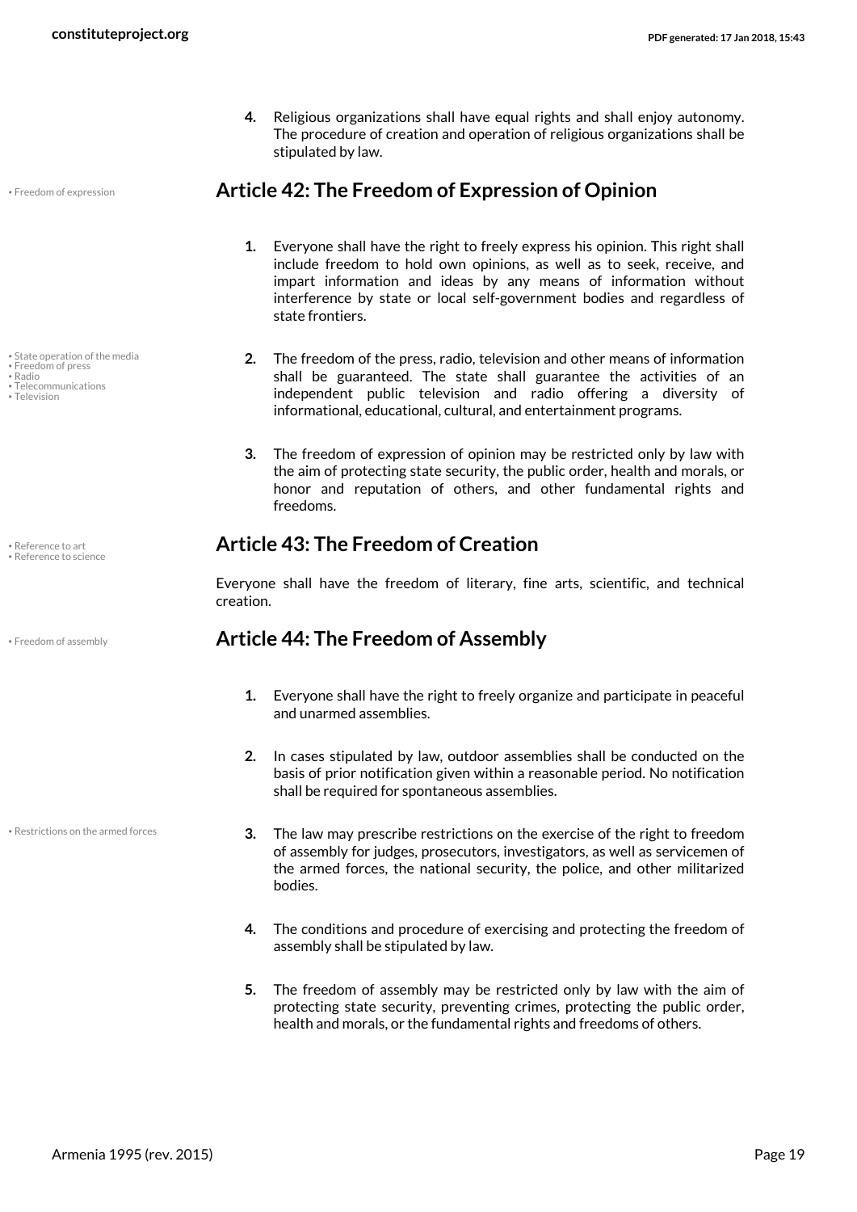4. Religious organizations shall have equal rights and shall enjoy autonomy. The procedure of creation and operation of religious organizations shall be stipulated by law.

## Article 42: The Freedom of Expression of Opinion

1. Everyone shall have the right to freely express his opinion. This right shall include freedom to hold own opinions, as well as to seek, receive, and impart information and ideas by any means of information without interference by state or local self-government bodies and regardless of state frontiers.

2. The freedom of the press, radio, television and other means of information shall be guaranteed. The state shall guarantee the activities of an independent public television and radio offering a diversity of informational, educational, cultural, and entertainment programs.

3. The freedom of expression of opinion may be restricted only by law with the aim of protecting state security, the public order, health and morals, or honor and reputation of others, and other fundamental rights and freedoms.

## Article 43: The Freedom of Creation

Everyone shall have the freedom of literary, fine arts, scientific, and technical creation.

## Article 44: The Freedom of Assembly

1. Everyone shall have the right to freely organize and participate in peaceful and unarmed assemblies.

2. In cases stipulated by law, outdoor assemblies shall be conducted on the basis of prior notification given within a reasonable period. No notification shall be required for spontaneous assemblies.

3. The law may prescribe restrictions on the exercise of the right to freedom of assembly for judges, prosecutors, investigators, as well as servicemen of the armed forces, the national security, the police, and other militarized bodies.

4. The conditions and procedure of exercising and protecting the freedom of assembly shall be stipulated by law.

5. The freedom of assembly may be restricted only by law with the aim of protecting state security, preventing crimes, protecting the public order, health and morals, or the fundamental rights and freedoms of others.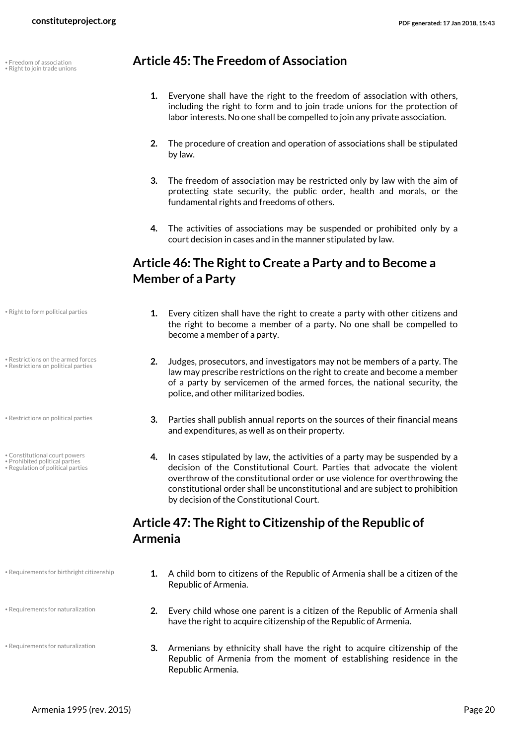## Article 45: The Freedom of Association

1. Everyone shall have the right to the freedom of association with others, including the right to form and to join trade unions for the protection of labor interests. No one shall be compelled to join any private association.

2. The procedure of creation and operation of associations shall be stipulated by law.

3. The freedom of association may be restricted only by law with the aim of protecting state security, the public order, health and morals, or the fundamental rights and freedoms of others.

4. The activities of associations may be suspended or prohibited only by a court decision in cases and in the manner stipulated by law.

## Article 46: The Right to Create a Party and to Become a Member of a Party

1. Every citizen shall have the right to create a party with other citizens and the right to become a member of a party. No one shall be compelled to become a member of a party.

2. Judges, prosecutors, and investigators may not be members of a party. The law may prescribe restrictions on the right to create and become a member of a party by servicemen of the armed forces, the national security, the police, and other militarized bodies.

3. Parties shall publish annual reports on the sources of their financial means and expenditures, as well as on their property.

4. In cases stipulated by law, the activities of a party may be suspended by a decision of the Constitutional Court. Parties that advocate the violent overthrow of the constitutional order or use violence for overthrowing the constitutional order shall be unconstitutional and are subject to prohibition by decision of the Constitutional Court.

## Article 47: The Right to Citizenship of the Republic of Armenia

1. A child born to citizens of the Republic of Armenia shall be a citizen of the Republic of Armenia.

2. Every child whose one parent is a citizen of the Republic of Armenia shall have the right to acquire citizenship of the Republic of Armenia.

3. Armenians by ethnicity shall have the right to acquire citizenship of the Republic of Armenia from the moment of establishing residence in the Republic Armenia.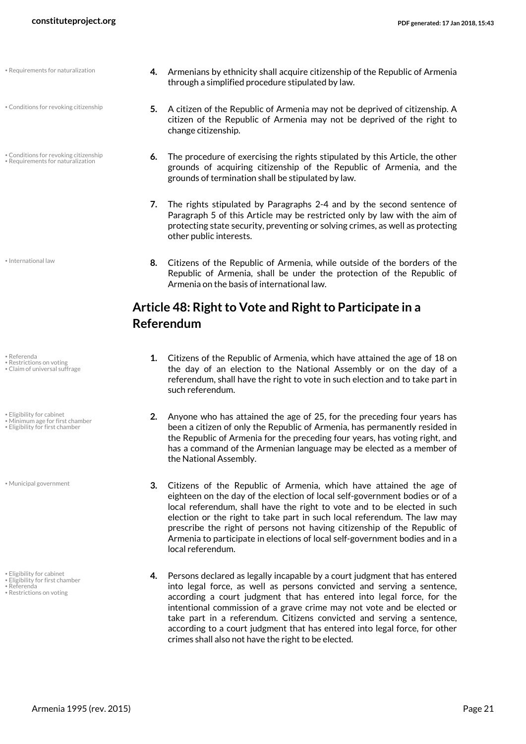4. Armenians by ethnicity shall acquire citizenship of the Republic of Armenia through a simplified procedure stipulated by law.

5. A citizen of the Republic of Armenia may not be deprived of citizenship. A citizen of the Republic of Armenia may not be deprived of the right to change citizenship.

6. The procedure of exercising the rights stipulated by this Article, the other grounds of acquiring citizenship of the Republic of Armenia, and the grounds of termination shall be stipulated by law.

7. The rights stipulated by Paragraphs 2-4 and by the second sentence of Paragraph 5 of this Article may be restricted only by law with the aim of protecting state security, preventing or solving crimes, as well as protecting other public interests.

8. Citizens of the Republic of Armenia, while outside of the borders of the Republic of Armenia, shall be under the protection of the Republic of Armenia on the basis of international law.

## Article 48: Right to Vote and Right to Participate in a Referendum

1. Citizens of the Republic of Armenia, which have attained the age of 18 on the day of an election to the National Assembly or on the day of a referendum, shall have the right to vote in such election and to take part in such referendum.

2. Anyone who has attained the age of 25, for the preceding four years has been a citizen of only the Republic of Armenia, has permanently resided in the Republic of Armenia for the preceding four years, has voting right, and has a command of the Armenian language may be elected as a member of the National Assembly.

3. Citizens of the Republic of Armenia, which have attained the age of eighteen on the day of the election of local self-government bodies or of a local referendum, shall have the right to vote and to be elected in such election or the right to take part in such local referendum. The law may prescribe the right of persons not having citizenship of the Republic of Armenia to participate in elections of local self-government bodies and in a local referendum.

4. Persons declared as legally incapable by a court judgment that has entered into legal force, as well as persons convicted and serving a sentence, according a court judgment that has entered into legal force, for the intentional commission of a grave crime may not vote and be elected or take part in a referendum. Citizens convicted and serving a sentence, according to a court judgment that has entered into legal force, for other crimes shall also not have the right to be elected.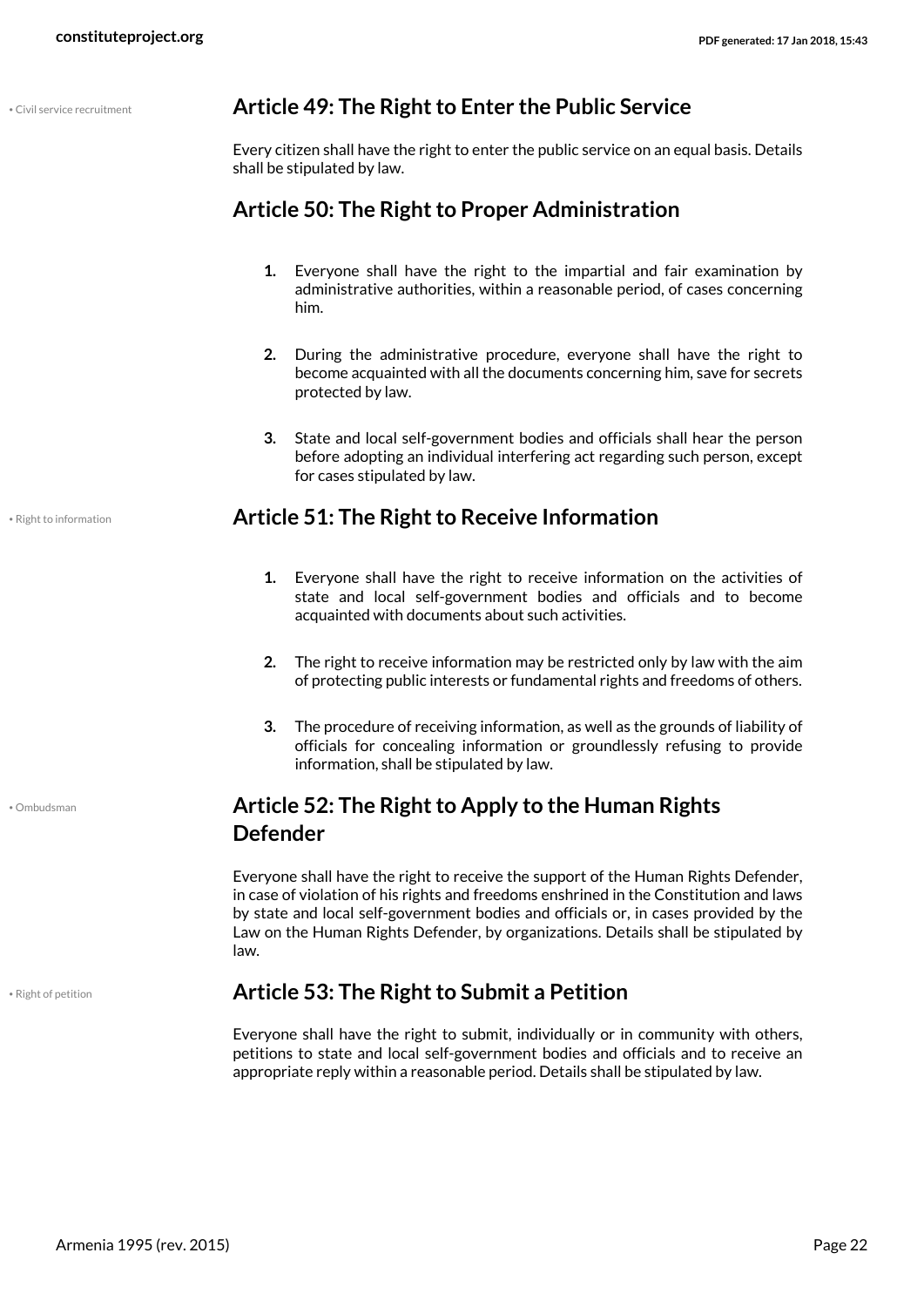## Article 49: The Right to Enter the Public Service

Every citizen shall have the right to enter the public service on an equal basis. Details shall be stipulated by law.

## Article 50: The Right to Proper Administration

1. Everyone shall have the right to the impartial and fair examination by administrative authorities, within a reasonable period, of cases concerning him.
2. During the administrative procedure, everyone shall have the right to become acquainted with all the documents concerning him, save for secrets protected by law.
3. State and local self-government bodies and officials shall hear the person before adopting an individual interfering act regarding such person, except for cases stipulated by law.

## Article 51: The Right to Receive Information

1. Everyone shall have the right to receive information on the activities of state and local self-government bodies and officials and to become acquainted with documents about such activities.
2. The right to receive information may be restricted only by law with the aim of protecting public interests or fundamental rights and freedoms of others.
3. The procedure of receiving information, as well as the grounds of liability of officials for concealing information or groundlessly refusing to provide information, shall be stipulated by law.

## Article 52: The Right to Apply to the Human Rights Defender

Everyone shall have the right to receive the support of the Human Rights Defender, in case of violation of his rights and freedoms enshrined in the Constitution and laws by state and local self-government bodies and officials or, in cases provided by the Law on the Human Rights Defender, by organizations. Details shall be stipulated by law.

## Article 53: The Right to Submit a Petition

Everyone shall have the right to submit, individually or in community with others, petitions to state and local self-government bodies and officials and to receive an appropriate reply within a reasonable period. Details shall be stipulated by law.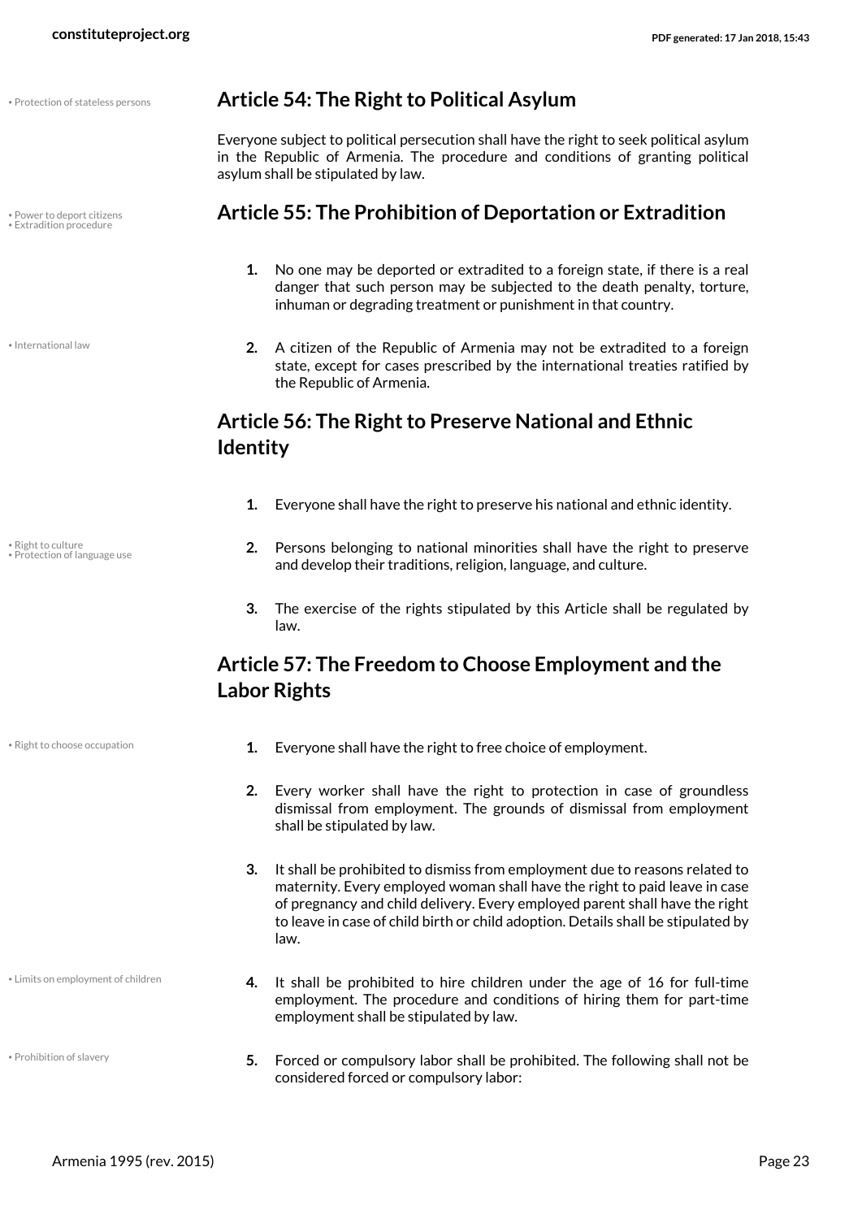• Protection of stateless persons

## Article 54: The Right to Political Asylum

Everyone subject to political persecution shall have the right to seek political asylum in the Republic of Armenia. The procedure and conditions of granting political asylum shall be stipulated by law.

• Power to deport citizens
• Extradition procedure

## Article 55: The Prohibition of Deportation or Extradition

1. No one may be deported or extradited to a foreign state, if there is a real danger that such person may be subjected to the death penalty, torture, inhuman or degrading treatment or punishment in that country.

• International law

2. A citizen of the Republic of Armenia may not be extradited to a foreign state, except for cases prescribed by the international treaties ratified by the Republic of Armenia.

## Article 56: The Right to Preserve National and Ethnic Identity

1. Everyone shall have the right to preserve his national and ethnic identity.

• Right to culture
• Protection of language use

2. Persons belonging to national minorities shall have the right to preserve and develop their traditions, religion, language, and culture.

3. The exercise of the rights stipulated by this Article shall be regulated by law.

## Article 57: The Freedom to Choose Employment and the Labor Rights

• Right to choose occupation

1. Everyone shall have the right to free choice of employment.

2. Every worker shall have the right to protection in case of groundless dismissal from employment. The grounds of dismissal from employment shall be stipulated by law.

3. It shall be prohibited to dismiss from employment due to reasons related to maternity. Every employed woman shall have the right to paid leave in case of pregnancy and child delivery. Every employed parent shall have the right to leave in case of child birth or child adoption. Details shall be stipulated by law.

• Limits on employment of children

4. It shall be prohibited to hire children under the age of 16 for full-time employment. The procedure and conditions of hiring them for part-time employment shall be stipulated by law.

• Prohibition of slavery

5. Forced or compulsory labor shall be prohibited. The following shall not be considered forced or compulsory labor: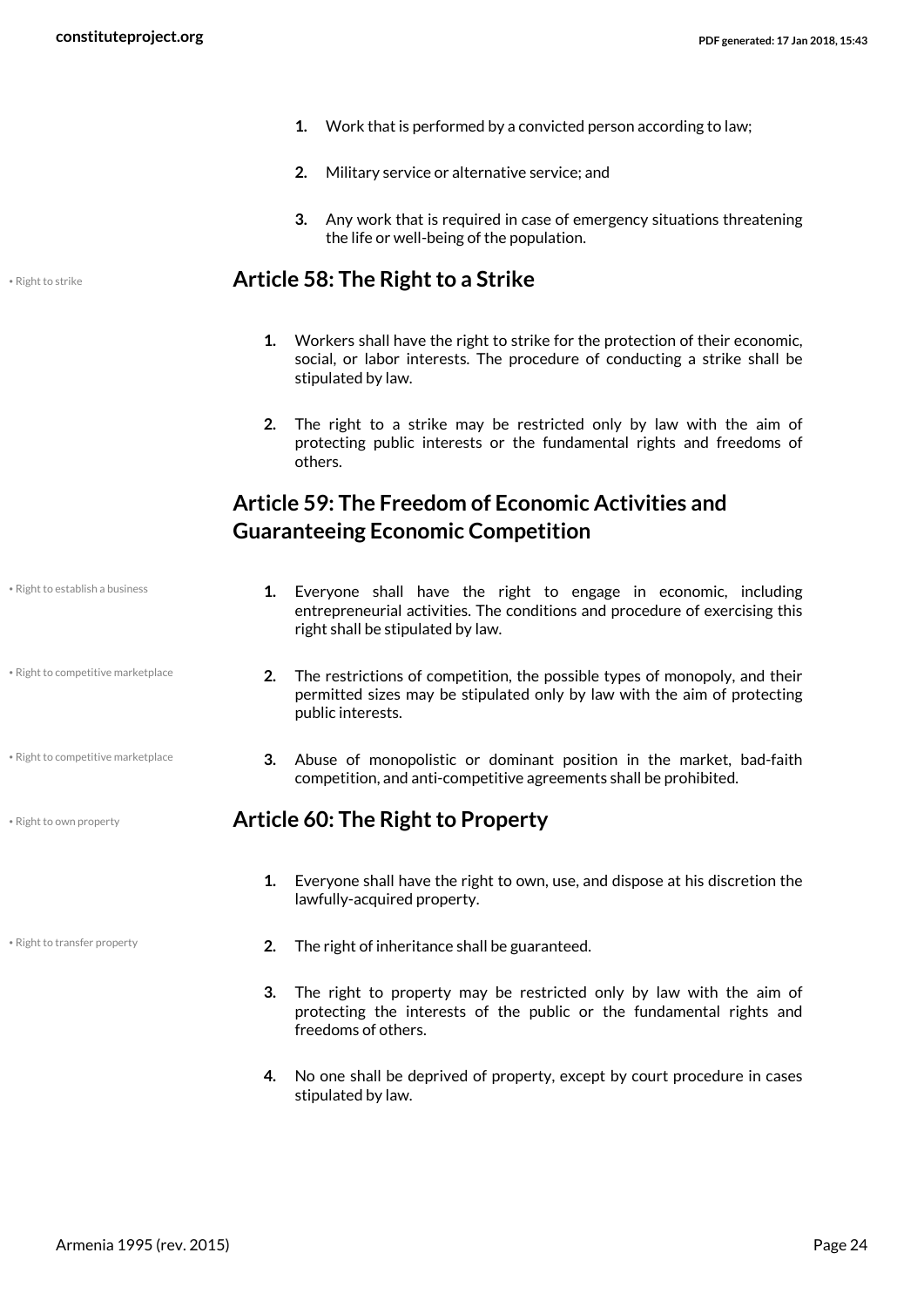1. Work that is performed by a convicted person according to law;

2. Military service or alternative service; and

3. Any work that is required in case of emergency situations threatening the life or well-being of the population.

• Right to strike

## Article 58: The Right to a Strike

1. Workers shall have the right to strike for the protection of their economic, social, or labor interests. The procedure of conducting a strike shall be stipulated by law.

2. The right to a strike may be restricted only by law with the aim of protecting public interests or the fundamental rights and freedoms of others.

## Article 59: The Freedom of Economic Activities and Guaranteeing Economic Competition

• Right to establish a business

1. Everyone shall have the right to engage in economic, including entrepreneurial activities. The conditions and procedure of exercising this right shall be stipulated by law.

• Right to competitive marketplace

2. The restrictions of competition, the possible types of monopoly, and their permitted sizes may be stipulated only by law with the aim of protecting public interests.

• Right to competitive marketplace

3. Abuse of monopolistic or dominant position in the market, bad-faith competition, and anti-competitive agreements shall be prohibited.

• Right to own property

## Article 60: The Right to Property

1. Everyone shall have the right to own, use, and dispose at his discretion the lawfully-acquired property.

• Right to transfer property

2. The right of inheritance shall be guaranteed.

3. The right to property may be restricted only by law with the aim of protecting the interests of the public or the fundamental rights and freedoms of others.

4. No one shall be deprived of property, except by court procedure in cases stipulated by law.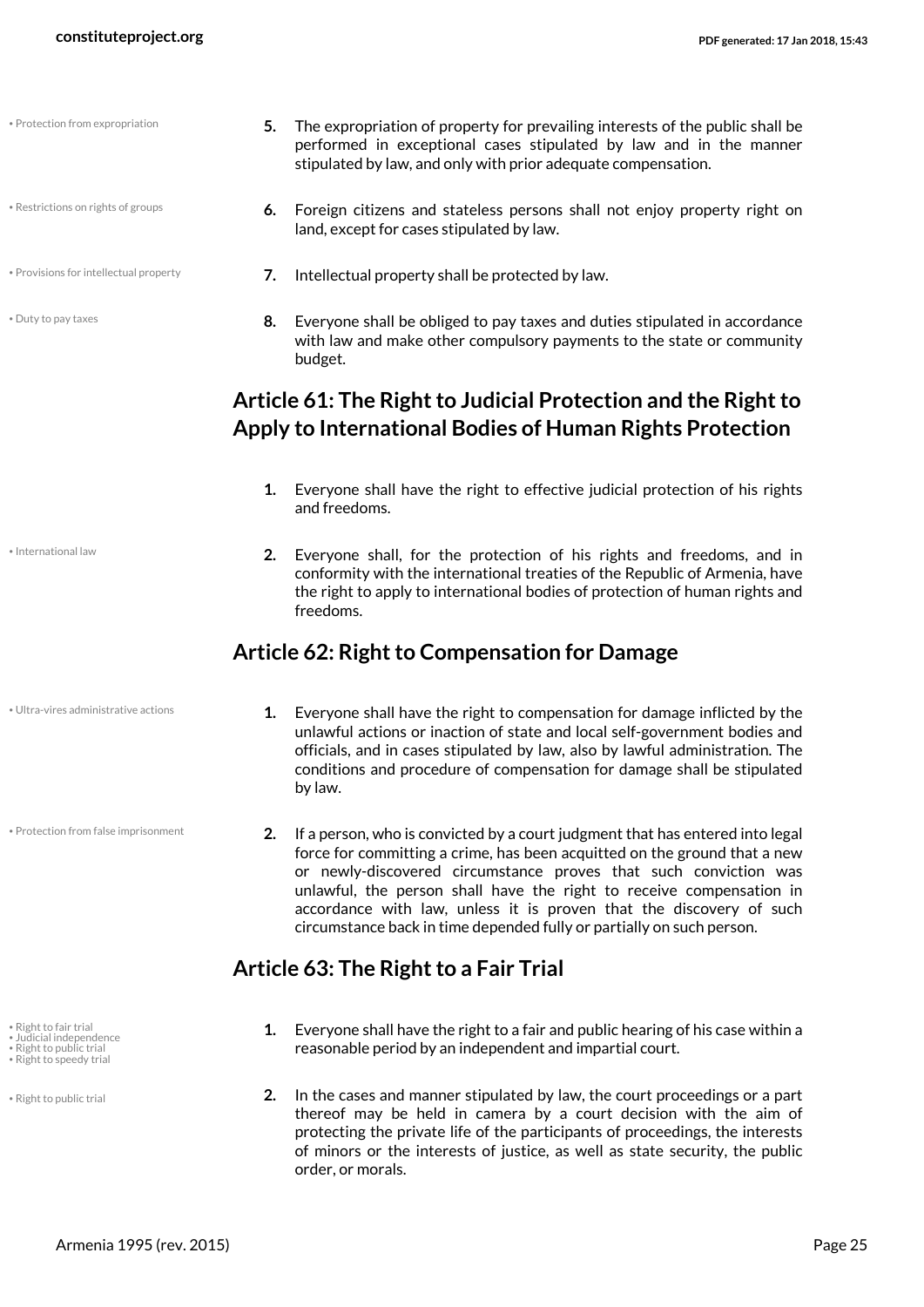- Protection from expropriation

5. The expropriation of property for prevailing interests of the public shall be performed in exceptional cases stipulated by law and in the manner stipulated by law, and only with prior adequate compensation.

- Restrictions on rights of groups

6. Foreign citizens and stateless persons shall not enjoy property right on land, except for cases stipulated by law.

- Provisions for intellectual property

7. Intellectual property shall be protected by law.

- Duty to pay taxes

8. Everyone shall be obliged to pay taxes and duties stipulated in accordance with law and make other compulsory payments to the state or community budget.

## Article 61: The Right to Judicial Protection and the Right to Apply to International Bodies of Human Rights Protection

1. Everyone shall have the right to effective judicial protection of his rights and freedoms.

- International law

2. Everyone shall, for the protection of his rights and freedoms, and in conformity with the international treaties of the Republic of Armenia, have the right to apply to international bodies of protection of human rights and freedoms.

## Article 62: Right to Compensation for Damage

- Ultra-vires administrative actions

1. Everyone shall have the right to compensation for damage inflicted by the unlawful actions or inaction of state and local self-government bodies and officials, and in cases stipulated by law, also by lawful administration. The conditions and procedure of compensation for damage shall be stipulated by law.

- Protection from false imprisonment

2. If a person, who is convicted by a court judgment that has entered into legal force for committing a crime, has been acquitted on the ground that a new or newly-discovered circumstance proves that such conviction was unlawful, the person shall have the right to receive compensation in accordance with law, unless it is proven that the discovery of such circumstance back in time depended fully or partially on such person.

## Article 63: The Right to a Fair Trial

- Right to fair trial
- Judicial independence
- Right to public trial
- Right to speedy trial

1. Everyone shall have the right to a fair and public hearing of his case within a reasonable period by an independent and impartial court.

- Right to public trial

2. In the cases and manner stipulated by law, the court proceedings or a part thereof may be held in camera by a court decision with the aim of protecting the private life of the participants of proceedings, the interests of minors or the interests of justice, as well as state security, the public order, or morals.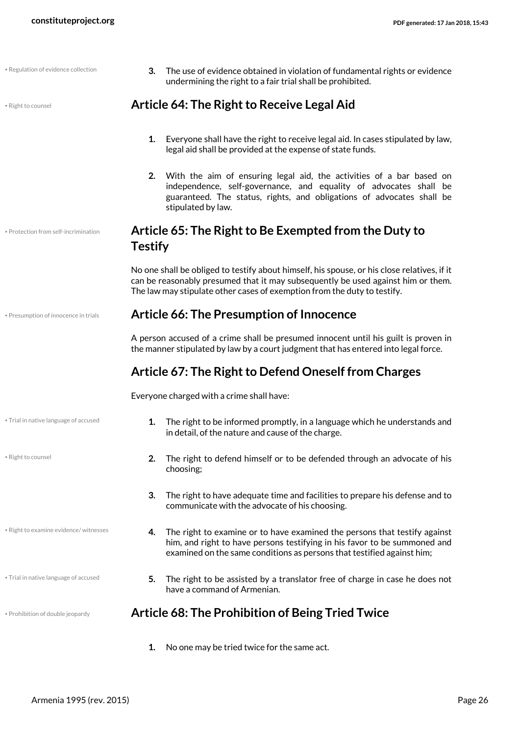• Regulation of evidence collection

3. The use of evidence obtained in violation of fundamental rights or evidence undermining the right to a fair trial shall be prohibited.

• Right to counsel

## Article 64: The Right to Receive Legal Aid

1. Everyone shall have the right to receive legal aid. In cases stipulated by law, legal aid shall be provided at the expense of state funds.

2. With the aim of ensuring legal aid, the activities of a bar based on independence, self-governance, and equality of advocates shall be guaranteed. The status, rights, and obligations of advocates shall be stipulated by law.

• Protection from self-incrimination

## Article 65: The Right to Be Exempted from the Duty to Testify

No one shall be obliged to testify about himself, his spouse, or his close relatives, if it can be reasonably presumed that it may subsequently be used against him or them. The law may stipulate other cases of exemption from the duty to testify.

• Presumption of innocence in trials

## Article 66: The Presumption of Innocence

A person accused of a crime shall be presumed innocent until his guilt is proven in the manner stipulated by law by a court judgment that has entered into legal force.

## Article 67: The Right to Defend Oneself from Charges

Everyone charged with a crime shall have:

• Trial in native language of accused

1. The right to be informed promptly, in a language which he understands and in detail, of the nature and cause of the charge.

• Right to counsel

2. The right to defend himself or to be defended through an advocate of his choosing;

3. The right to have adequate time and facilities to prepare his defense and to communicate with the advocate of his choosing.

• Right to examine evidence/ witnesses

4. The right to examine or to have examined the persons that testify against him, and right to have persons testifying in his favor to be summoned and examined on the same conditions as persons that testified against him;

• Trial in native language of accused

5. The right to be assisted by a translator free of charge in case he does not have a command of Armenian.

• Prohibition of double jeopardy

## Article 68: The Prohibition of Being Tried Twice

1. No one may be tried twice for the same act.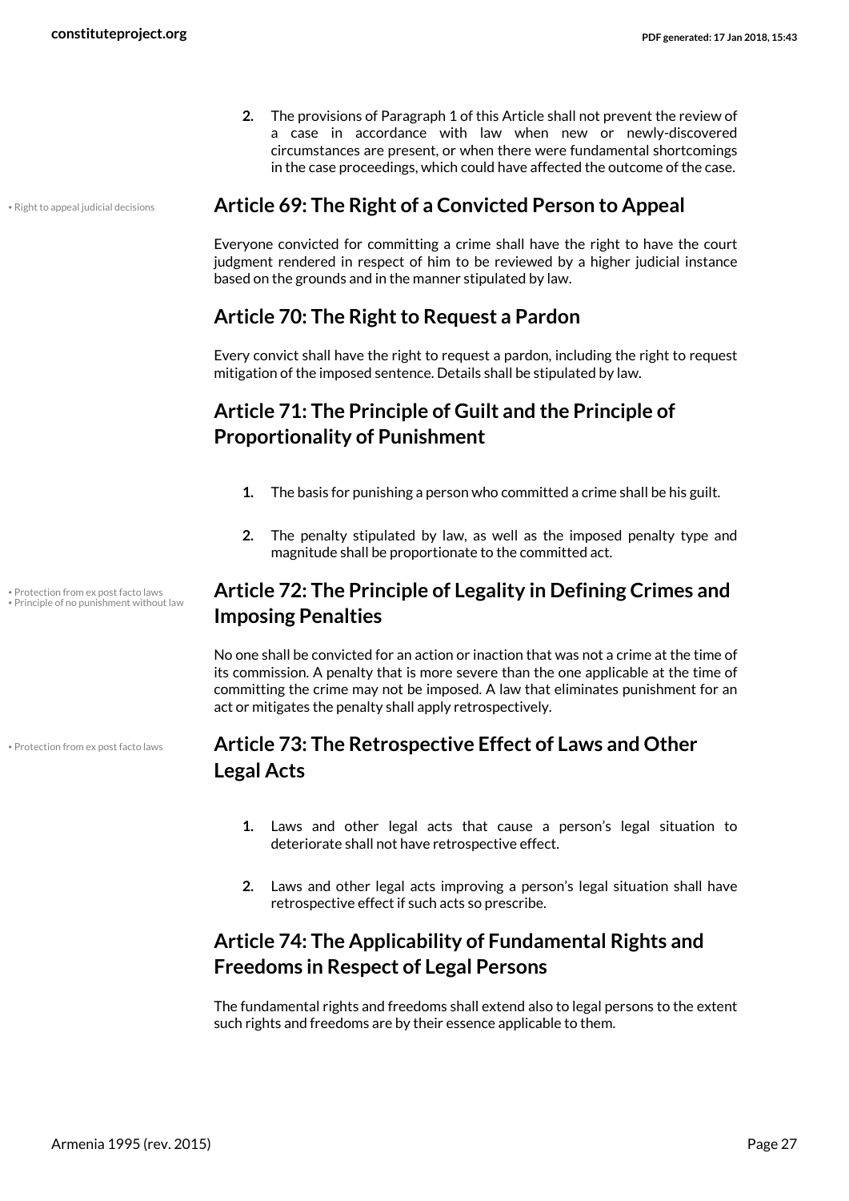2. The provisions of Paragraph 1 of this Article shall not prevent the review of a case in accordance with law when new or newly-discovered circumstances are present, or when there were fundamental shortcomings in the case proceedings, which could have affected the outcome of the case.

• Right to appeal judicial decisions

## Article 69: The Right of a Convicted Person to Appeal

Everyone convicted for committing a crime shall have the right to have the court judgment rendered in respect of him to be reviewed by a higher judicial instance based on the grounds and in the manner stipulated by law.

## Article 70: The Right to Request a Pardon

Every convict shall have the right to request a pardon, including the right to request mitigation of the imposed sentence. Details shall be stipulated by law.

## Article 71: The Principle of Guilt and the Principle of Proportionality of Punishment

1. The basis for punishing a person who committed a crime shall be his guilt.

2. The penalty stipulated by law, as well as the imposed penalty type and magnitude shall be proportionate to the committed act.

• Protection from ex post facto laws
• Principle of no punishment without law

## Article 72: The Principle of Legality in Defining Crimes and Imposing Penalties

No one shall be convicted for an action or inaction that was not a crime at the time of its commission. A penalty that is more severe than the one applicable at the time of committing the crime may not be imposed. A law that eliminates punishment for an act or mitigates the penalty shall apply retrospectively.

• Protection from ex post facto laws

## Article 73: The Retrospective Effect of Laws and Other Legal Acts

1. Laws and other legal acts that cause a person's legal situation to deteriorate shall not have retrospective effect.

2. Laws and other legal acts improving a person's legal situation shall have retrospective effect if such acts so prescribe.

## Article 74: The Applicability of Fundamental Rights and Freedoms in Respect of Legal Persons

The fundamental rights and freedoms shall extend also to legal persons to the extent such rights and freedoms are by their essence applicable to them.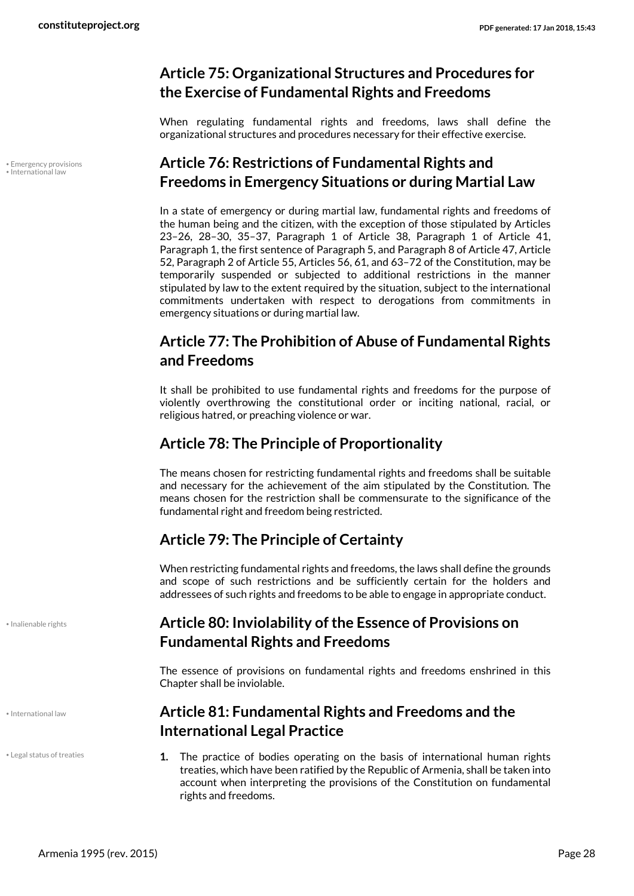## Article 75: Organizational Structures and Procedures for the Exercise of Fundamental Rights and Freedoms

When regulating fundamental rights and freedoms, laws shall define the organizational structures and procedures necessary for their effective exercise.

## Article 76: Restrictions of Fundamental Rights and Freedoms in Emergency Situations or during Martial Law

In a state of emergency or during martial law, fundamental rights and freedoms of the human being and the citizen, with the exception of those stipulated by Articles 23–26, 28–30, 35–37, Paragraph 1 of Article 38, Paragraph 1 of Article 41, Paragraph 1, the first sentence of Paragraph 5, and Paragraph 8 of Article 47, Article 52, Paragraph 2 of Article 55, Articles 56, 61, and 63–72 of the Constitution, may be temporarily suspended or subjected to additional restrictions in the manner stipulated by law to the extent required by the situation, subject to the international commitments undertaken with respect to derogations from commitments in emergency situations or during martial law.

## Article 77: The Prohibition of Abuse of Fundamental Rights and Freedoms

It shall be prohibited to use fundamental rights and freedoms for the purpose of violently overthrowing the constitutional order or inciting national, racial, or religious hatred, or preaching violence or war.

## Article 78: The Principle of Proportionality

The means chosen for restricting fundamental rights and freedoms shall be suitable and necessary for the achievement of the aim stipulated by the Constitution. The means chosen for the restriction shall be commensurate to the significance of the fundamental right and freedom being restricted.

## Article 79: The Principle of Certainty

When restricting fundamental rights and freedoms, the laws shall define the grounds and scope of such restrictions and be sufficiently certain for the holders and addressees of such rights and freedoms to be able to engage in appropriate conduct.

## Article 80: Inviolability of the Essence of Provisions on Fundamental Rights and Freedoms

The essence of provisions on fundamental rights and freedoms enshrined in this Chapter shall be inviolable.

## Article 81: Fundamental Rights and Freedoms and the International Legal Practice

1. The practice of bodies operating on the basis of international human rights treaties, which have been ratified by the Republic of Armenia, shall be taken into account when interpreting the provisions of the Constitution on fundamental rights and freedoms.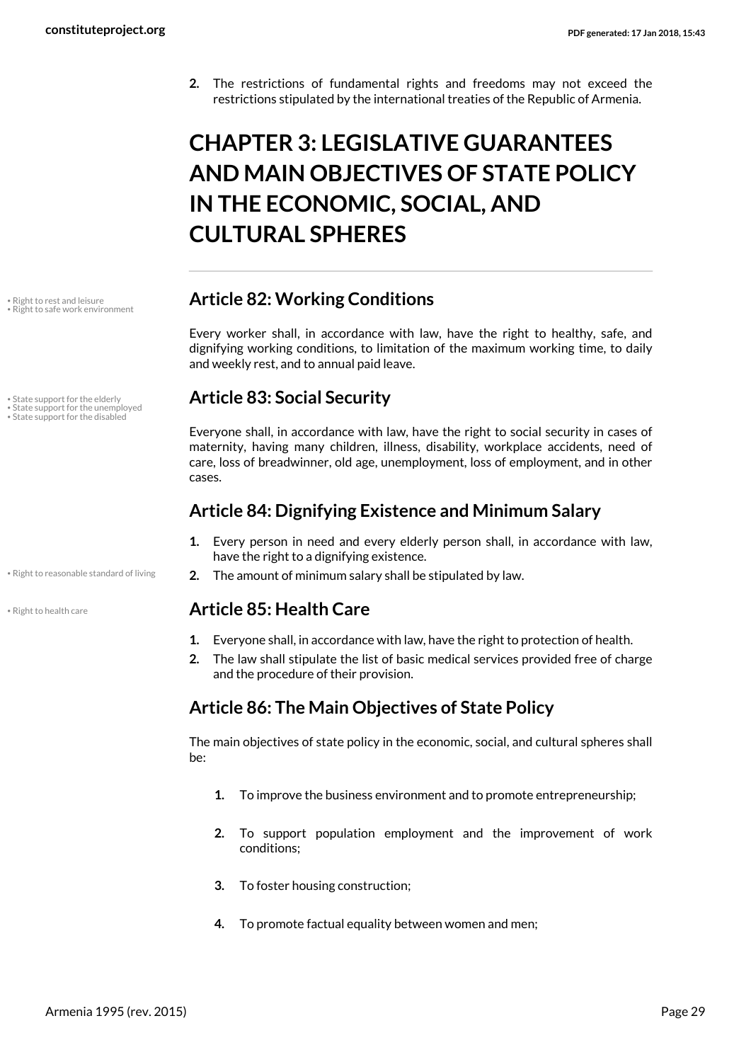2. The restrictions of fundamental rights and freedoms may not exceed the restrictions stipulated by the international treaties of the Republic of Armenia.

# CHAPTER 3: LEGISLATIVE GUARANTEES AND MAIN OBJECTIVES OF STATE POLICY IN THE ECONOMIC, SOCIAL, AND CULTURAL SPHERES

• Right to rest and leisure
• Right to safe work environment

## Article 82: Working Conditions

Every worker shall, in accordance with law, have the right to healthy, safe, and dignifying working conditions, to limitation of the maximum working time, to daily and weekly rest, and to annual paid leave.

• State support for the elderly
• State support for the unemployed
• State support for the disabled

## Article 83: Social Security

Everyone shall, in accordance with law, have the right to social security in cases of maternity, having many children, illness, disability, workplace accidents, need of care, loss of breadwinner, old age, unemployment, loss of employment, and in other cases.

## Article 84: Dignifying Existence and Minimum Salary

1. Every person in need and every elderly person shall, in accordance with law, have the right to a dignifying existence.

• Right to reasonable standard of living

2. The amount of minimum salary shall be stipulated by law.

• Right to health care

## Article 85: Health Care

1. Everyone shall, in accordance with law, have the right to protection of health.
2. The law shall stipulate the list of basic medical services provided free of charge and the procedure of their provision.

## Article 86: The Main Objectives of State Policy

The main objectives of state policy in the economic, social, and cultural spheres shall be:

1. To improve the business environment and to promote entrepreneurship;
2. To support population employment and the improvement of work conditions;
3. To foster housing construction;
4. To promote factual equality between women and men;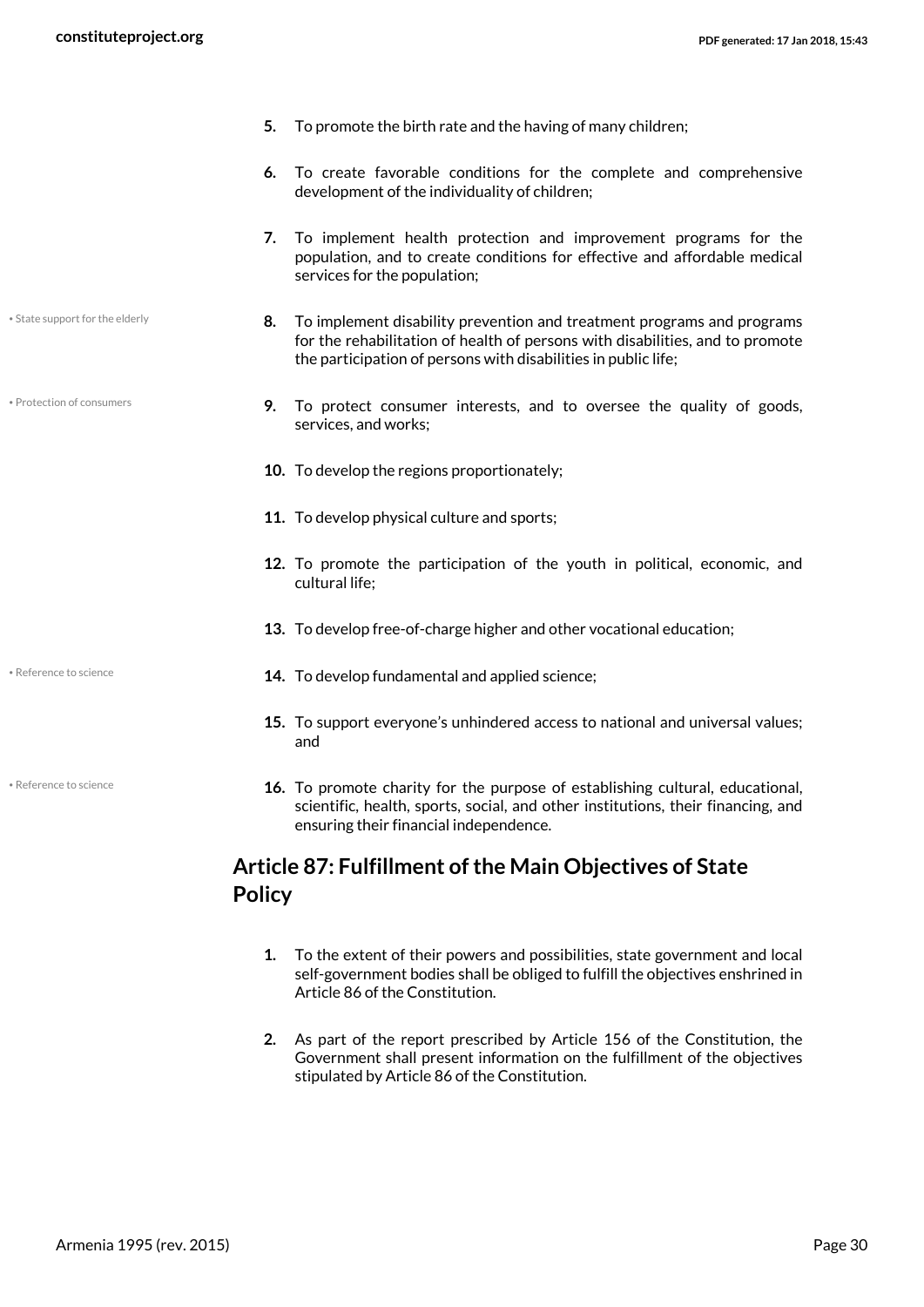5. To promote the birth rate and the having of many children;

6. To create favorable conditions for the complete and comprehensive development of the individuality of children;

7. To implement health protection and improvement programs for the population, and to create conditions for effective and affordable medical services for the population;

• State support for the elderly

8. To implement disability prevention and treatment programs and programs for the rehabilitation of health of persons with disabilities, and to promote the participation of persons with disabilities in public life;

• Protection of consumers

9. To protect consumer interests, and to oversee the quality of goods, services, and works;

10. To develop the regions proportionately;

11. To develop physical culture and sports;

12. To promote the participation of the youth in political, economic, and cultural life;

13. To develop free-of-charge higher and other vocational education;

• Reference to science

14. To develop fundamental and applied science;

15. To support everyone's unhindered access to national and universal values; and

• Reference to science

16. To promote charity for the purpose of establishing cultural, educational, scientific, health, sports, social, and other institutions, their financing, and ensuring their financial independence.

## Article 87: Fulfillment of the Main Objectives of State Policy

1. To the extent of their powers and possibilities, state government and local self-government bodies shall be obliged to fulfill the objectives enshrined in Article 86 of the Constitution.

2. As part of the report prescribed by Article 156 of the Constitution, the Government shall present information on the fulfillment of the objectives stipulated by Article 86 of the Constitution.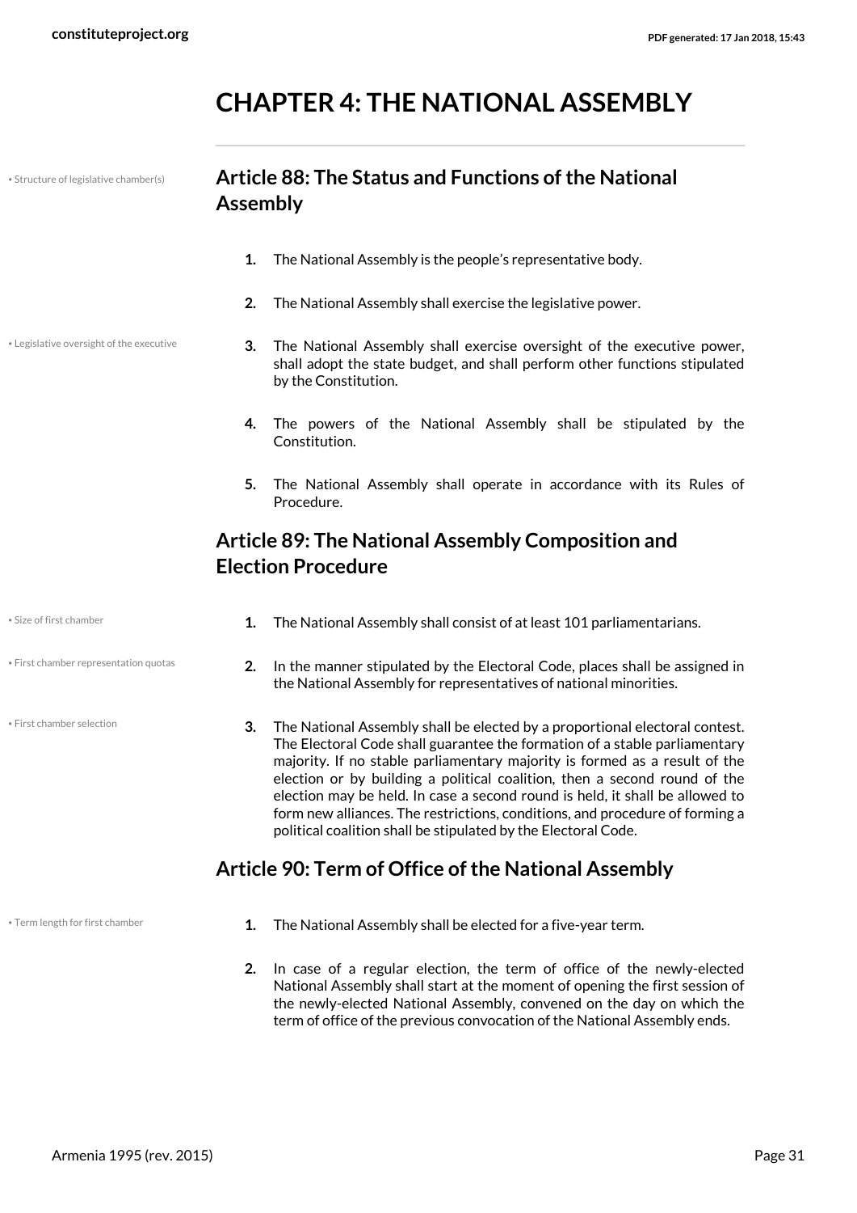# CHAPTER 4: THE NATIONAL ASSEMBLY

• Structure of legislative chamber(s)

## Article 88: The Status and Functions of the National Assembly

1. The National Assembly is the people's representative body.
2. The National Assembly shall exercise the legislative power.

• Legislative oversight of the executive

3. The National Assembly shall exercise oversight of the executive power, shall adopt the state budget, and shall perform other functions stipulated by the Constitution.
4. The powers of the National Assembly shall be stipulated by the Constitution.
5. The National Assembly shall operate in accordance with its Rules of Procedure.

## Article 89: The National Assembly Composition and Election Procedure

• Size of first chamber

1. The National Assembly shall consist of at least 101 parliamentarians.

• First chamber representation quotas

2. In the manner stipulated by the Electoral Code, places shall be assigned in the National Assembly for representatives of national minorities.

• First chamber selection

3. The National Assembly shall be elected by a proportional electoral contest. The Electoral Code shall guarantee the formation of a stable parliamentary majority. If no stable parliamentary majority is formed as a result of the election or by building a political coalition, then a second round of the election may be held. In case a second round is held, it shall be allowed to form new alliances. The restrictions, conditions, and procedure of forming a political coalition shall be stipulated by the Electoral Code.

## Article 90: Term of Office of the National Assembly

• Term length for first chamber

1. The National Assembly shall be elected for a five-year term.
2. In case of a regular election, the term of office of the newly-elected National Assembly shall start at the moment of opening the first session of the newly-elected National Assembly, convened on the day on which the term of office of the previous convocation of the National Assembly ends.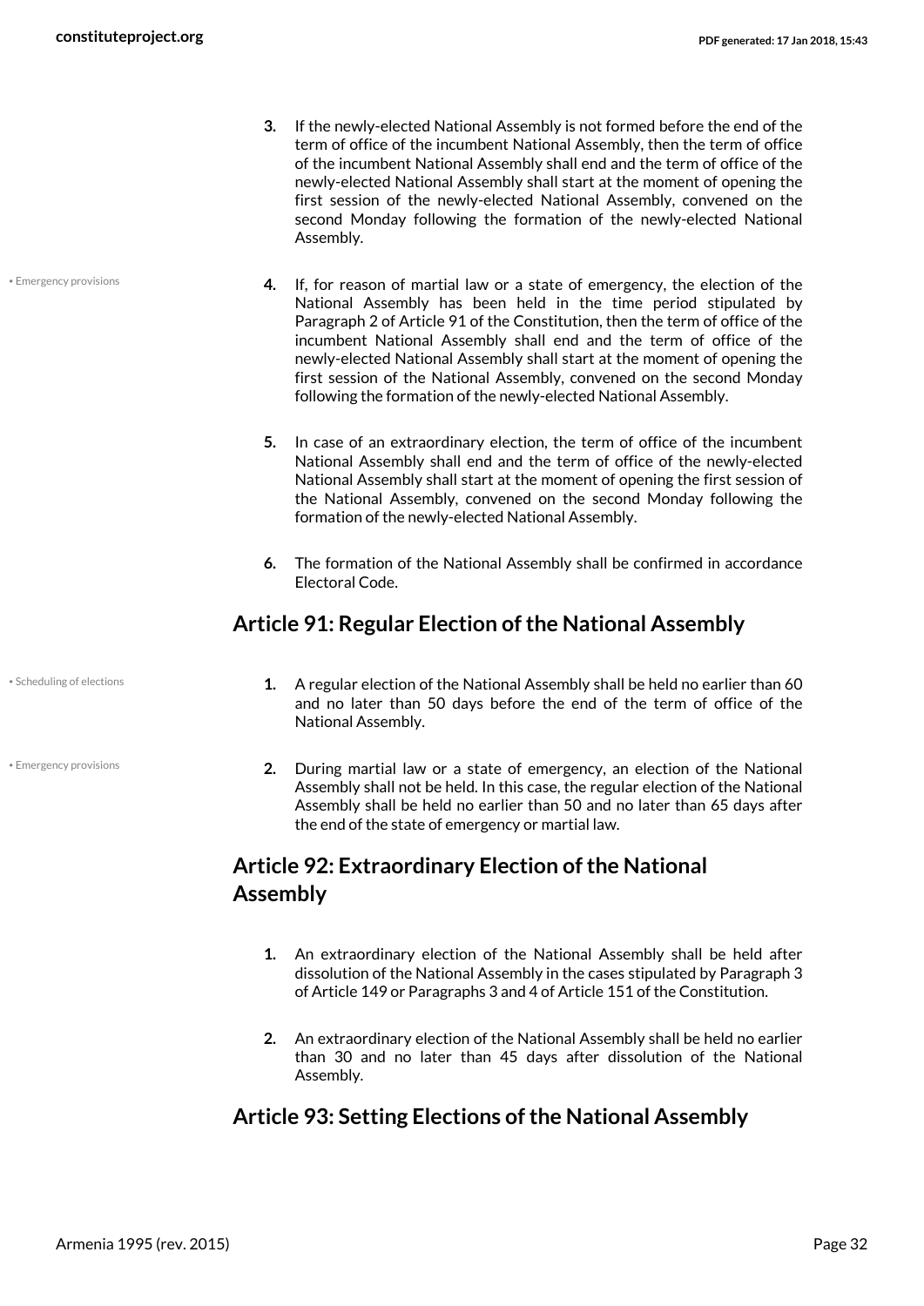3. If the newly-elected National Assembly is not formed before the end of the term of office of the incumbent National Assembly, then the term of office of the incumbent National Assembly shall end and the term of office of the newly-elected National Assembly shall start at the moment of opening the first session of the newly-elected National Assembly, convened on the second Monday following the formation of the newly-elected National Assembly.

• Emergency provisions

4. If, for reason of martial law or a state of emergency, the election of the National Assembly has been held in the time period stipulated by Paragraph 2 of Article 91 of the Constitution, then the term of office of the incumbent National Assembly shall end and the term of office of the newly-elected National Assembly shall start at the moment of opening the first session of the National Assembly, convened on the second Monday following the formation of the newly-elected National Assembly.

5. In case of an extraordinary election, the term of office of the incumbent National Assembly shall end and the term of office of the newly-elected National Assembly shall start at the moment of opening the first session of the National Assembly, convened on the second Monday following the formation of the newly-elected National Assembly.

6. The formation of the National Assembly shall be confirmed in accordance Electoral Code.

## Article 91: Regular Election of the National Assembly

• Scheduling of elections

1. A regular election of the National Assembly shall be held no earlier than 60 and no later than 50 days before the end of the term of office of the National Assembly.

• Emergency provisions

2. During martial law or a state of emergency, an election of the National Assembly shall not be held. In this case, the regular election of the National Assembly shall be held no earlier than 50 and no later than 65 days after the end of the state of emergency or martial law.

## Article 92: Extraordinary Election of the National Assembly

1. An extraordinary election of the National Assembly shall be held after dissolution of the National Assembly in the cases stipulated by Paragraph 3 of Article 149 or Paragraphs 3 and 4 of Article 151 of the Constitution.

2. An extraordinary election of the National Assembly shall be held no earlier than 30 and no later than 45 days after dissolution of the National Assembly.

## Article 93: Setting Elections of the National Assembly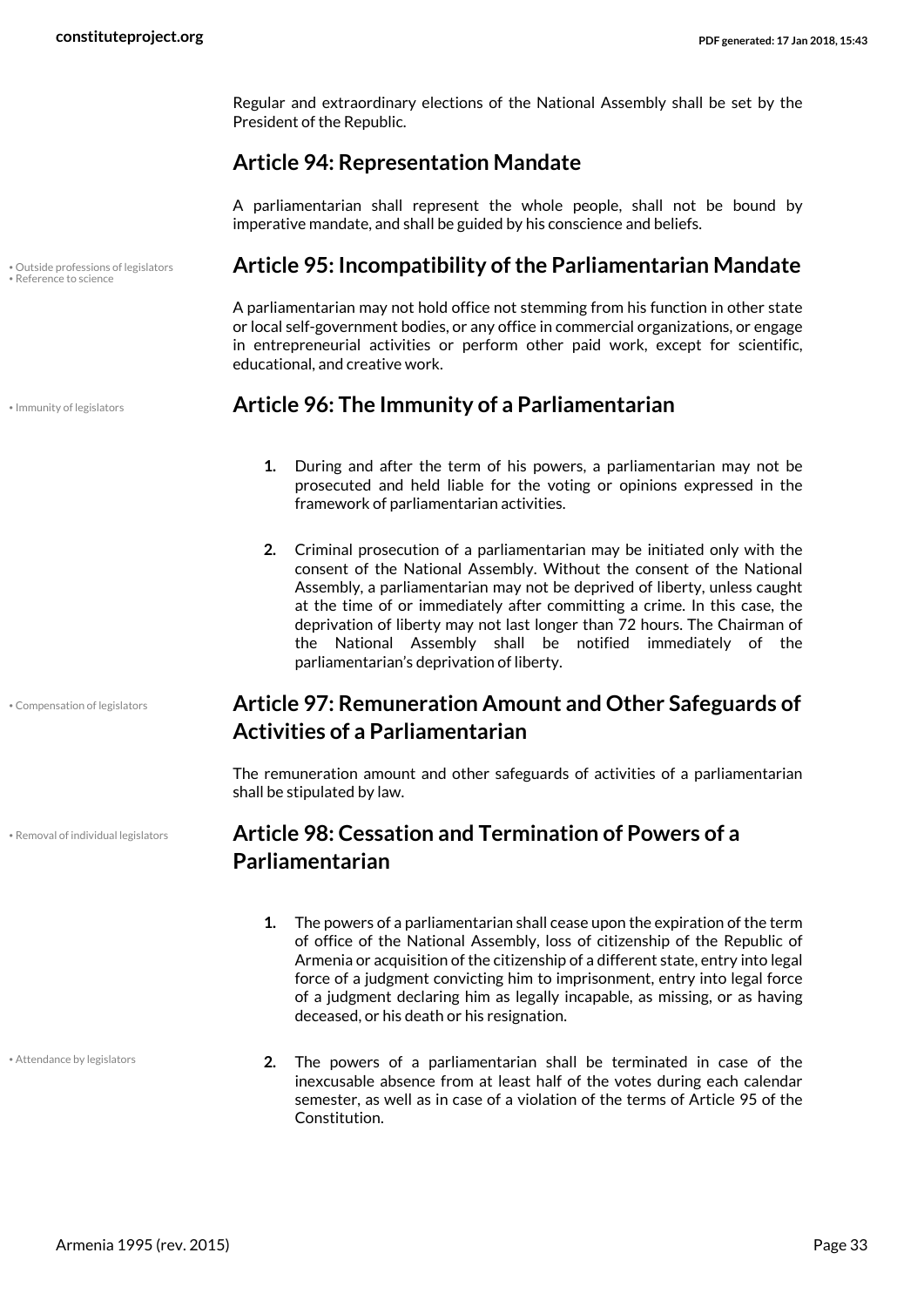Regular and extraordinary elections of the National Assembly shall be set by the President of the Republic.

## Article 94: Representation Mandate

A parliamentarian shall represent the whole people, shall not be bound by imperative mandate, and shall be guided by his conscience and beliefs.

• Outside professions of legislators
• Reference to science

## Article 95: Incompatibility of the Parliamentarian Mandate

A parliamentarian may not hold office not stemming from his function in other state or local self-government bodies, or any office in commercial organizations, or engage in entrepreneurial activities or perform other paid work, except for scientific, educational, and creative work.

• Immunity of legislators

## Article 96: The Immunity of a Parliamentarian

1. During and after the term of his powers, a parliamentarian may not be prosecuted and held liable for the voting or opinions expressed in the framework of parliamentarian activities.

2. Criminal prosecution of a parliamentarian may be initiated only with the consent of the National Assembly. Without the consent of the National Assembly, a parliamentarian may not be deprived of liberty, unless caught at the time of or immediately after committing a crime. In this case, the deprivation of liberty may not last longer than 72 hours. The Chairman of the National Assembly shall be notified immediately of the parliamentarian's deprivation of liberty.

• Compensation of legislators

## Article 97: Remuneration Amount and Other Safeguards of Activities of a Parliamentarian

The remuneration amount and other safeguards of activities of a parliamentarian shall be stipulated by law.

• Removal of individual legislators

## Article 98: Cessation and Termination of Powers of a Parliamentarian

1. The powers of a parliamentarian shall cease upon the expiration of the term of office of the National Assembly, loss of citizenship of the Republic of Armenia or acquisition of the citizenship of a different state, entry into legal force of a judgment convicting him to imprisonment, entry into legal force of a judgment declaring him as legally incapable, as missing, or as having deceased, or his death or his resignation.

• Attendance by legislators

2. The powers of a parliamentarian shall be terminated in case of the inexcusable absence from at least half of the votes during each calendar semester, as well as in case of a violation of the terms of Article 95 of the Constitution.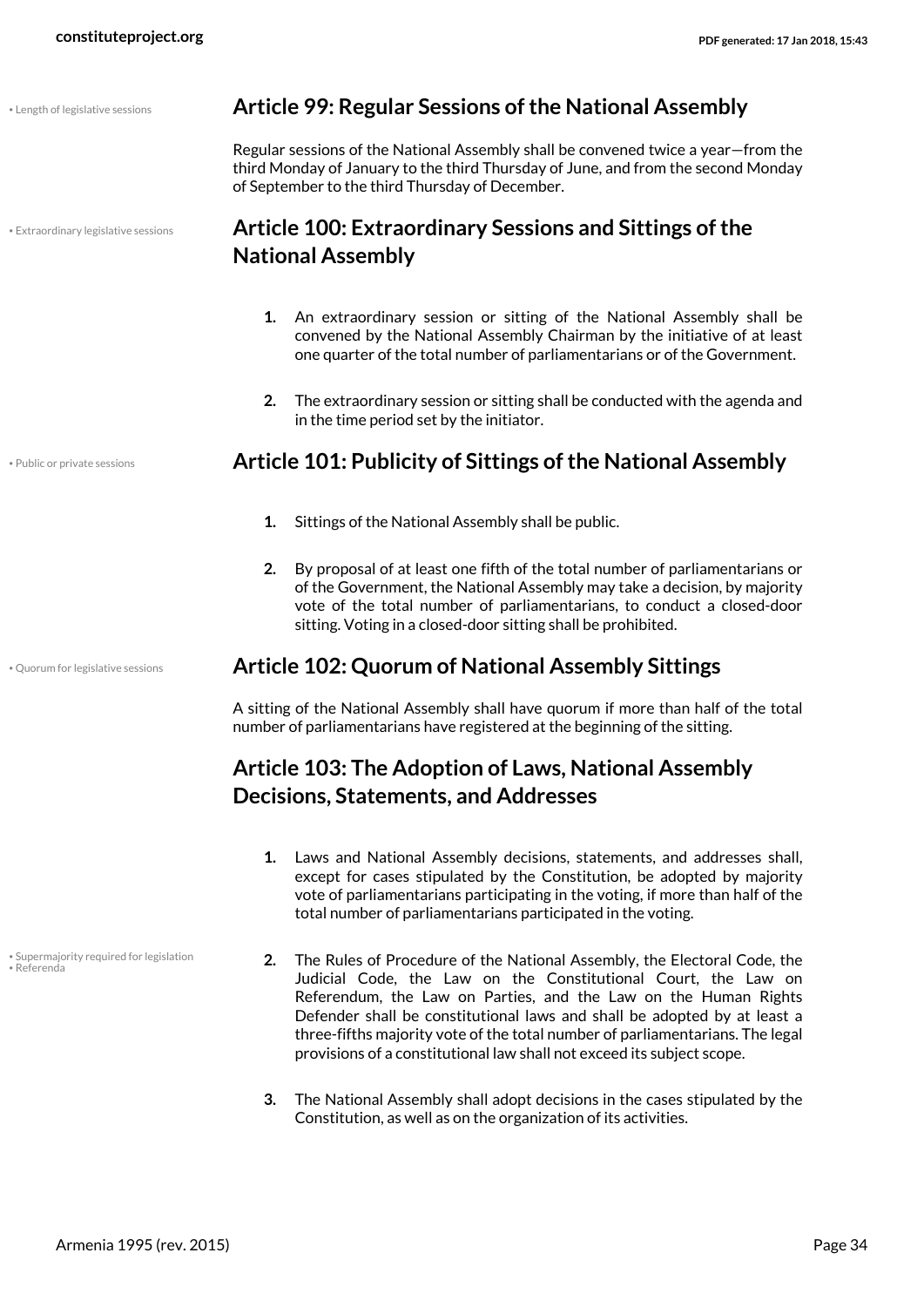• Length of legislative sessions

## Article 99: Regular Sessions of the National Assembly

Regular sessions of the National Assembly shall be convened twice a year—from the third Monday of January to the third Thursday of June, and from the second Monday of September to the third Thursday of December.

• Extraordinary legislative sessions

## Article 100: Extraordinary Sessions and Sittings of the National Assembly

1. An extraordinary session or sitting of the National Assembly shall be convened by the National Assembly Chairman by the initiative of at least one quarter of the total number of parliamentarians or of the Government.

2. The extraordinary session or sitting shall be conducted with the agenda and in the time period set by the initiator.

• Public or private sessions

## Article 101: Publicity of Sittings of the National Assembly

1. Sittings of the National Assembly shall be public.

2. By proposal of at least one fifth of the total number of parliamentarians or of the Government, the National Assembly may take a decision, by majority vote of the total number of parliamentarians, to conduct a closed-door sitting. Voting in a closed-door sitting shall be prohibited.

• Quorum for legislative sessions

## Article 102: Quorum of National Assembly Sittings

A sitting of the National Assembly shall have quorum if more than half of the total number of parliamentarians have registered at the beginning of the sitting.

## Article 103: The Adoption of Laws, National Assembly Decisions, Statements, and Addresses

1. Laws and National Assembly decisions, statements, and addresses shall, except for cases stipulated by the Constitution, be adopted by majority vote of parliamentarians participating in the voting, if more than half of the total number of parliamentarians participated in the voting.

• Supermajority required for legislation
• Referenda

2. The Rules of Procedure of the National Assembly, the Electoral Code, the Judicial Code, the Law on the Constitutional Court, the Law on Referendum, the Law on Parties, and the Law on the Human Rights Defender shall be constitutional laws and shall be adopted by at least a three-fifths majority vote of the total number of parliamentarians. The legal provisions of a constitutional law shall not exceed its subject scope.

3. The National Assembly shall adopt decisions in the cases stipulated by the Constitution, as well as on the organization of its activities.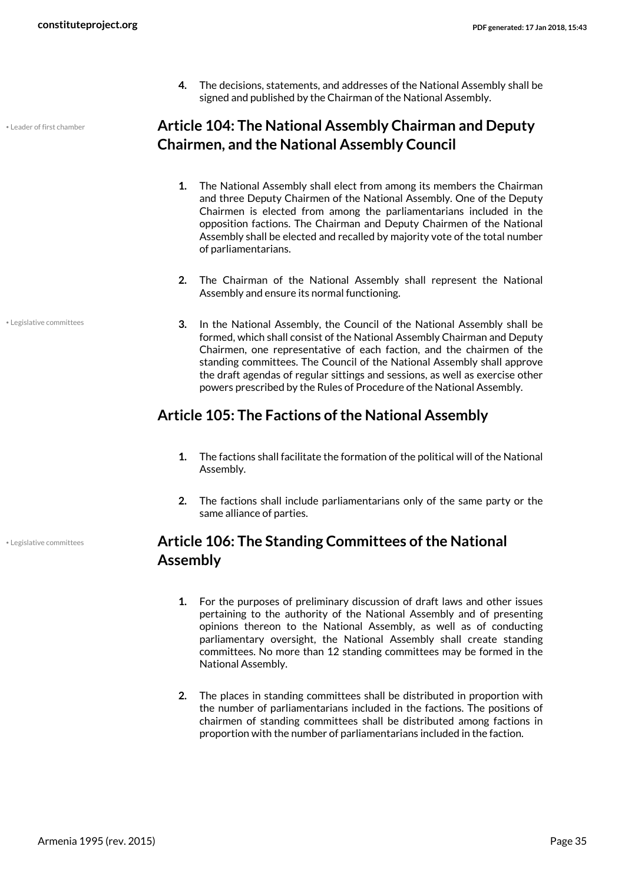4. The decisions, statements, and addresses of the National Assembly shall be signed and published by the Chairman of the National Assembly.

• Leader of first chamber

## Article 104: The National Assembly Chairman and Deputy Chairmen, and the National Assembly Council

1. The National Assembly shall elect from among its members the Chairman and three Deputy Chairmen of the National Assembly. One of the Deputy Chairmen is elected from among the parliamentarians included in the opposition factions. The Chairman and Deputy Chairmen of the National Assembly shall be elected and recalled by majority vote of the total number of parliamentarians.

2. The Chairman of the National Assembly shall represent the National Assembly and ensure its normal functioning.

• Legislative committees

3. In the National Assembly, the Council of the National Assembly shall be formed, which shall consist of the National Assembly Chairman and Deputy Chairmen, one representative of each faction, and the chairmen of the standing committees. The Council of the National Assembly shall approve the draft agendas of regular sittings and sessions, as well as exercise other powers prescribed by the Rules of Procedure of the National Assembly.

## Article 105: The Factions of the National Assembly

1. The factions shall facilitate the formation of the political will of the National Assembly.

2. The factions shall include parliamentarians only of the same party or the same alliance of parties.

• Legislative committees

## Article 106: The Standing Committees of the National Assembly

1. For the purposes of preliminary discussion of draft laws and other issues pertaining to the authority of the National Assembly and of presenting opinions thereon to the National Assembly, as well as of conducting parliamentary oversight, the National Assembly shall create standing committees. No more than 12 standing committees may be formed in the National Assembly.

2. The places in standing committees shall be distributed in proportion with the number of parliamentarians included in the factions. The positions of chairmen of standing committees shall be distributed among factions in proportion with the number of parliamentarians included in the faction.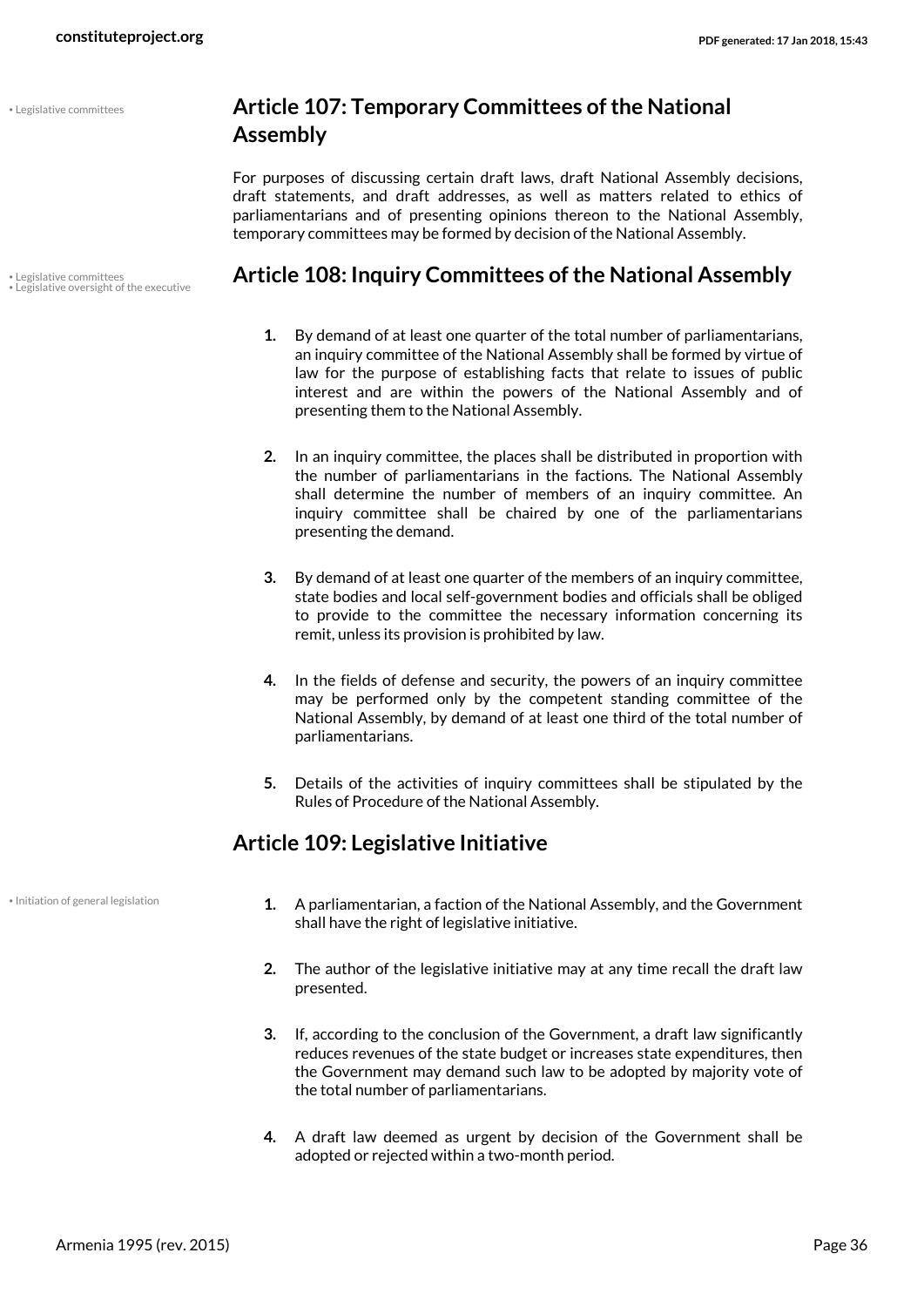## Article 107: Temporary Committees of the National Assembly

• Legislative committees

For purposes of discussing certain draft laws, draft National Assembly decisions, draft statements, and draft addresses, as well as matters related to ethics of parliamentarians and of presenting opinions thereon to the National Assembly, temporary committees may be formed by decision of the National Assembly.

## Article 108: Inquiry Committees of the National Assembly

• Legislative committees
• Legislative oversight of the executive

1. By demand of at least one quarter of the total number of parliamentarians, an inquiry committee of the National Assembly shall be formed by virtue of law for the purpose of establishing facts that relate to issues of public interest and are within the powers of the National Assembly and of presenting them to the National Assembly.

2. In an inquiry committee, the places shall be distributed in proportion with the number of parliamentarians in the factions. The National Assembly shall determine the number of members of an inquiry committee. An inquiry committee shall be chaired by one of the parliamentarians presenting the demand.

3. By demand of at least one quarter of the members of an inquiry committee, state bodies and local self-government bodies and officials shall be obliged to provide to the committee the necessary information concerning its remit, unless its provision is prohibited by law.

4. In the fields of defense and security, the powers of an inquiry committee may be performed only by the competent standing committee of the National Assembly, by demand of at least one third of the total number of parliamentarians.

5. Details of the activities of inquiry committees shall be stipulated by the Rules of Procedure of the National Assembly.

## Article 109: Legislative Initiative

• Initiation of general legislation

1. A parliamentarian, a faction of the National Assembly, and the Government shall have the right of legislative initiative.

2. The author of the legislative initiative may at any time recall the draft law presented.

3. If, according to the conclusion of the Government, a draft law significantly reduces revenues of the state budget or increases state expenditures, then the Government may demand such law to be adopted by majority vote of the total number of parliamentarians.

4. A draft law deemed as urgent by decision of the Government shall be adopted or rejected within a two-month period.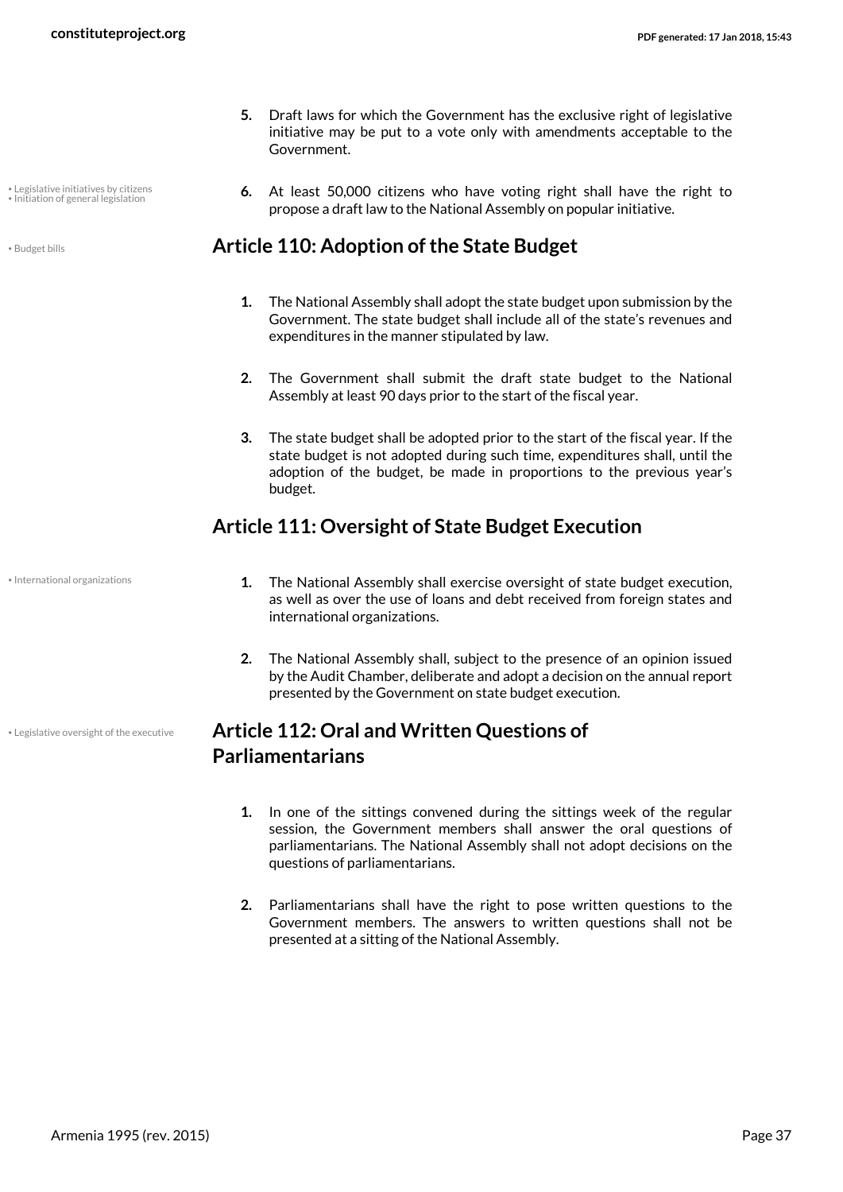5. Draft laws for which the Government has the exclusive right of legislative initiative may be put to a vote only with amendments acceptable to the Government.

• Legislative initiatives by citizens
• Initiation of general legislation

6. At least 50,000 citizens who have voting right shall have the right to propose a draft law to the National Assembly on popular initiative.

• Budget bills

## Article 110: Adoption of the State Budget

1. The National Assembly shall adopt the state budget upon submission by the Government. The state budget shall include all of the state's revenues and expenditures in the manner stipulated by law.

2. The Government shall submit the draft state budget to the National Assembly at least 90 days prior to the start of the fiscal year.

3. The state budget shall be adopted prior to the start of the fiscal year. If the state budget is not adopted during such time, expenditures shall, until the adoption of the budget, be made in proportions to the previous year's budget.

## Article 111: Oversight of State Budget Execution

• International organizations

1. The National Assembly shall exercise oversight of state budget execution, as well as over the use of loans and debt received from foreign states and international organizations.

2. The National Assembly shall, subject to the presence of an opinion issued by the Audit Chamber, deliberate and adopt a decision on the annual report presented by the Government on state budget execution.

• Legislative oversight of the executive

## Article 112: Oral and Written Questions of Parliamentarians

1. In one of the sittings convened during the sittings week of the regular session, the Government members shall answer the oral questions of parliamentarians. The National Assembly shall not adopt decisions on the questions of parliamentarians.

2. Parliamentarians shall have the right to pose written questions to the Government members. The answers to written questions shall not be presented at a sitting of the National Assembly.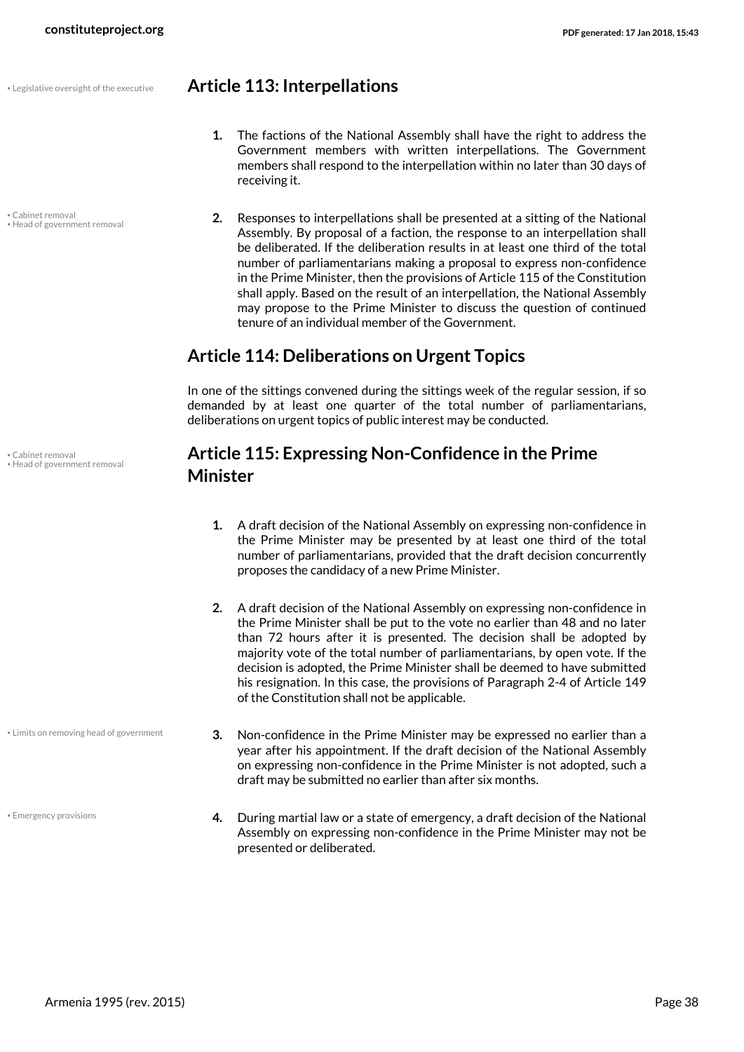• Legislative oversight of the executive

## Article 113: Interpellations

1. The factions of the National Assembly shall have the right to address the Government members with written interpellations. The Government members shall respond to the interpellation within no later than 30 days of receiving it.

• Cabinet removal
• Head of government removal

2. Responses to interpellations shall be presented at a sitting of the National Assembly. By proposal of a faction, the response to an interpellation shall be deliberated. If the deliberation results in at least one third of the total number of parliamentarians making a proposal to express non-confidence in the Prime Minister, then the provisions of Article 115 of the Constitution shall apply. Based on the result of an interpellation, the National Assembly may propose to the Prime Minister to discuss the question of continued tenure of an individual member of the Government.

## Article 114: Deliberations on Urgent Topics

In one of the sittings convened during the sittings week of the regular session, if so demanded by at least one quarter of the total number of parliamentarians, deliberations on urgent topics of public interest may be conducted.

• Cabinet removal
• Head of government removal

## Article 115: Expressing Non-Confidence in the Prime Minister

1. A draft decision of the National Assembly on expressing non-confidence in the Prime Minister may be presented by at least one third of the total number of parliamentarians, provided that the draft decision concurrently proposes the candidacy of a new Prime Minister.

2. A draft decision of the National Assembly on expressing non-confidence in the Prime Minister shall be put to the vote no earlier than 48 and no later than 72 hours after it is presented. The decision shall be adopted by majority vote of the total number of parliamentarians, by open vote. If the decision is adopted, the Prime Minister shall be deemed to have submitted his resignation. In this case, the provisions of Paragraph 2-4 of Article 149 of the Constitution shall not be applicable.

• Limits on removing head of government

3. Non-confidence in the Prime Minister may be expressed no earlier than a year after his appointment. If the draft decision of the National Assembly on expressing non-confidence in the Prime Minister is not adopted, such a draft may be submitted no earlier than after six months.

• Emergency provisions

4. During martial law or a state of emergency, a draft decision of the National Assembly on expressing non-confidence in the Prime Minister may not be presented or deliberated.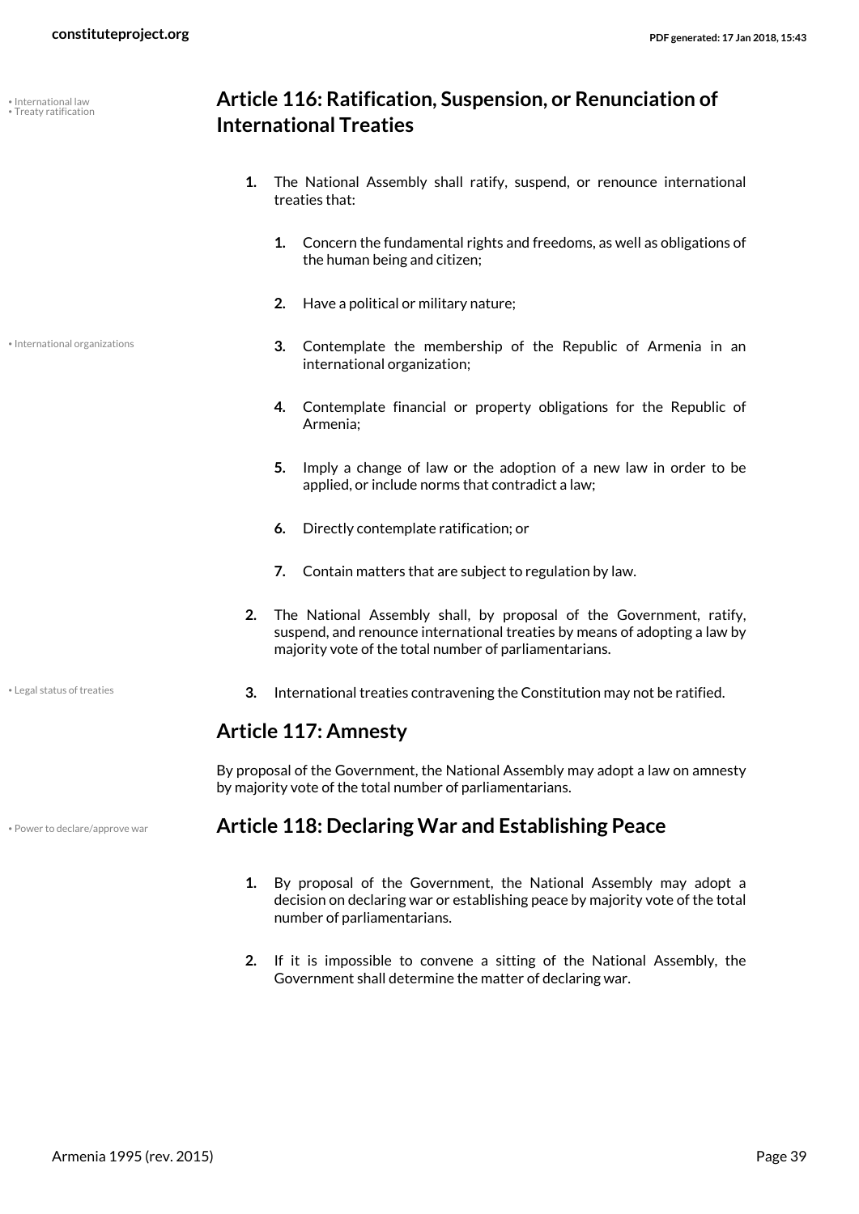## Article 116: Ratification, Suspension, or Renunciation of International Treaties

1. The National Assembly shall ratify, suspend, or renounce international treaties that:
    1. Concern the fundamental rights and freedoms, as well as obligations of the human being and citizen;
    2. Have a political or military nature;
    3. Contemplate the membership of the Republic of Armenia in an international organization;
    4. Contemplate financial or property obligations for the Republic of Armenia;
    5. Imply a change of law or the adoption of a new law in order to be applied, or include norms that contradict a law;
    6. Directly contemplate ratification; or
    7. Contain matters that are subject to regulation by law.
2. The National Assembly shall, by proposal of the Government, ratify, suspend, and renounce international treaties by means of adopting a law by majority vote of the total number of parliamentarians.
3. International treaties contravening the Constitution may not be ratified.

## Article 117: Amnesty

By proposal of the Government, the National Assembly may adopt a law on amnesty by majority vote of the total number of parliamentarians.

## Article 118: Declaring War and Establishing Peace

1. By proposal of the Government, the National Assembly may adopt a decision on declaring war or establishing peace by majority vote of the total number of parliamentarians.
2. If it is impossible to convene a sitting of the National Assembly, the Government shall determine the matter of declaring war.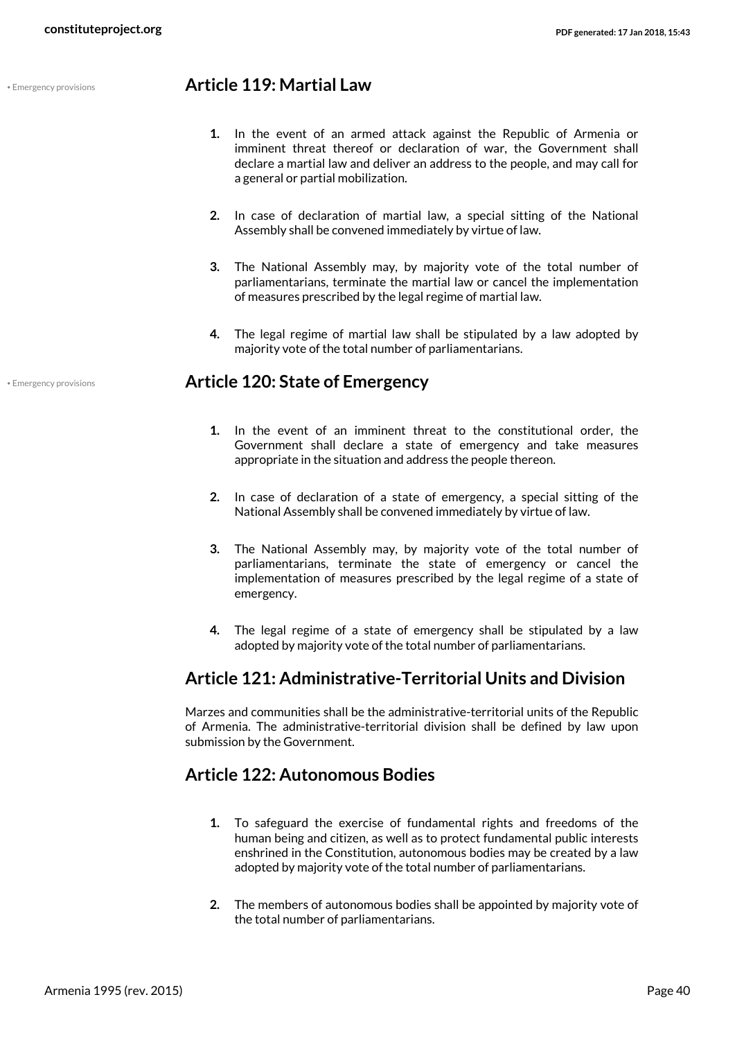• Emergency provisions

## Article 119: Martial Law

1. In the event of an armed attack against the Republic of Armenia or imminent threat thereof or declaration of war, the Government shall declare a martial law and deliver an address to the people, and may call for a general or partial mobilization.

2. In case of declaration of martial law, a special sitting of the National Assembly shall be convened immediately by virtue of law.

3. The National Assembly may, by majority vote of the total number of parliamentarians, terminate the martial law or cancel the implementation of measures prescribed by the legal regime of martial law.

4. The legal regime of martial law shall be stipulated by a law adopted by majority vote of the total number of parliamentarians.

• Emergency provisions

## Article 120: State of Emergency

1. In the event of an imminent threat to the constitutional order, the Government shall declare a state of emergency and take measures appropriate in the situation and address the people thereon.

2. In case of declaration of a state of emergency, a special sitting of the National Assembly shall be convened immediately by virtue of law.

3. The National Assembly may, by majority vote of the total number of parliamentarians, terminate the state of emergency or cancel the implementation of measures prescribed by the legal regime of a state of emergency.

4. The legal regime of a state of emergency shall be stipulated by a law adopted by majority vote of the total number of parliamentarians.

## Article 121: Administrative-Territorial Units and Division

Marzes and communities shall be the administrative-territorial units of the Republic of Armenia. The administrative-territorial division shall be defined by law upon submission by the Government.

## Article 122: Autonomous Bodies

1. To safeguard the exercise of fundamental rights and freedoms of the human being and citizen, as well as to protect fundamental public interests enshrined in the Constitution, autonomous bodies may be created by a law adopted by majority vote of the total number of parliamentarians.

2. The members of autonomous bodies shall be appointed by majority vote of the total number of parliamentarians.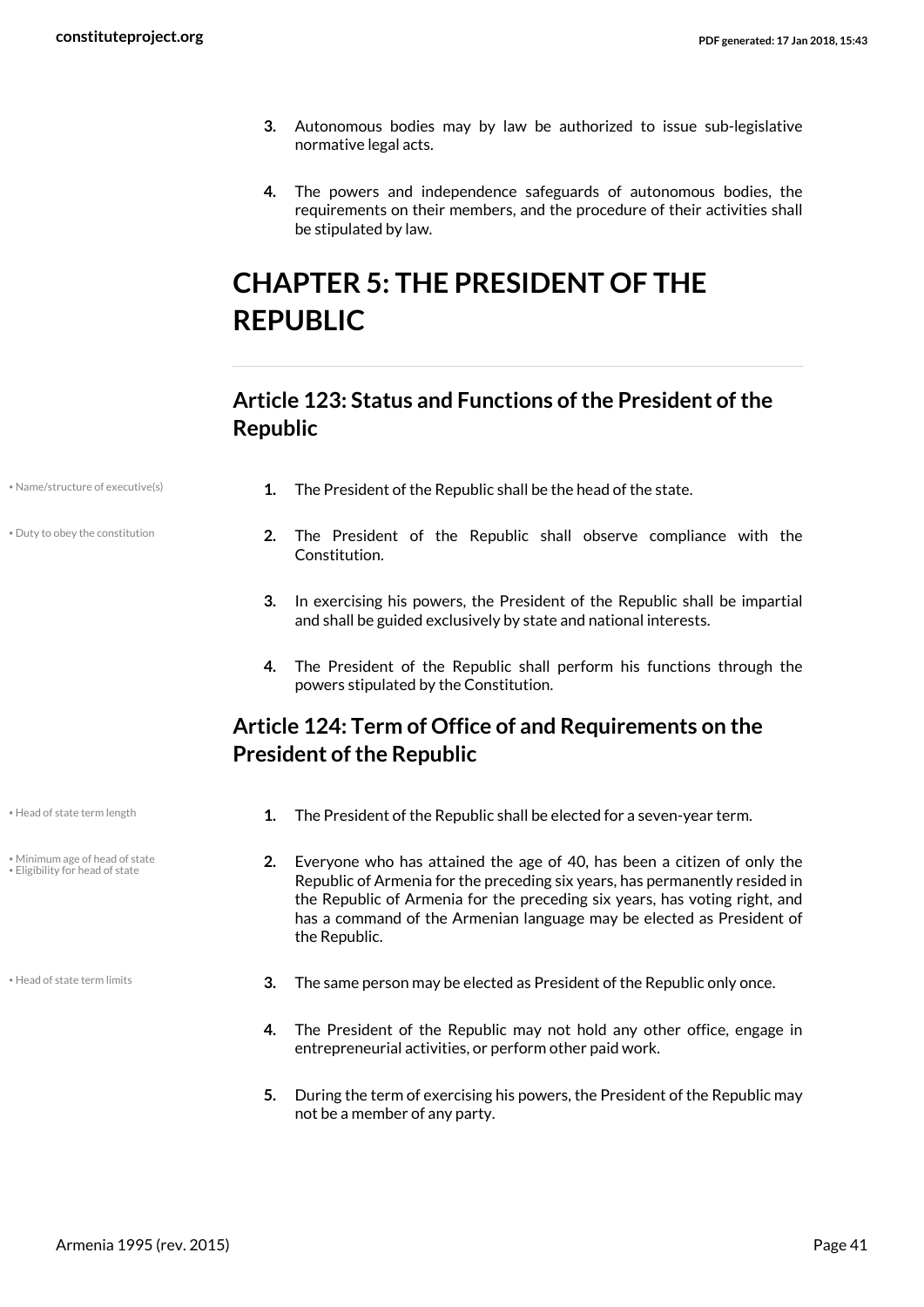3. Autonomous bodies may by law be authorized to issue sub-legislative normative legal acts.

4. The powers and independence safeguards of autonomous bodies, the requirements on their members, and the procedure of their activities shall be stipulated by law.

# CHAPTER 5: THE PRESIDENT OF THE REPUBLIC

## Article 123: Status and Functions of the President of the Republic

• Name/structure of executive(s)

1. The President of the Republic shall be the head of the state.

• Duty to obey the constitution

2. The President of the Republic shall observe compliance with the Constitution.

3. In exercising his powers, the President of the Republic shall be impartial and shall be guided exclusively by state and national interests.

4. The President of the Republic shall perform his functions through the powers stipulated by the Constitution.

## Article 124: Term of Office of and Requirements on the President of the Republic

• Head of state term length

1. The President of the Republic shall be elected for a seven-year term.

• Minimum age of head of state
• Eligibility for head of state

2. Everyone who has attained the age of 40, has been a citizen of only the Republic of Armenia for the preceding six years, has permanently resided in the Republic of Armenia for the preceding six years, has voting right, and has a command of the Armenian language may be elected as President of the Republic.

• Head of state term limits

3. The same person may be elected as President of the Republic only once.

4. The President of the Republic may not hold any other office, engage in entrepreneurial activities, or perform other paid work.

5. During the term of exercising his powers, the President of the Republic may not be a member of any party.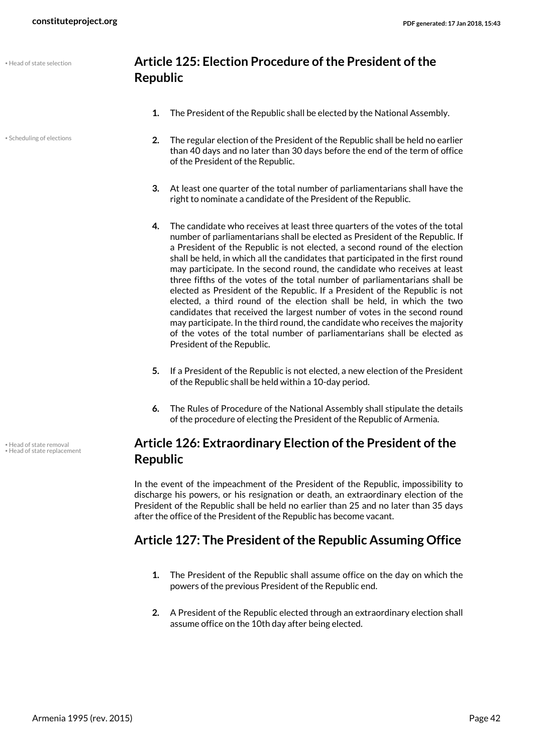• Head of state selection

## Article 125: Election Procedure of the President of the Republic

1. The President of the Republic shall be elected by the National Assembly.

• Scheduling of elections

2. The regular election of the President of the Republic shall be held no earlier than 40 days and no later than 30 days before the end of the term of office of the President of the Republic.
3. At least one quarter of the total number of parliamentarians shall have the right to nominate a candidate of the President of the Republic.
4. The candidate who receives at least three quarters of the votes of the total number of parliamentarians shall be elected as President of the Republic. If a President of the Republic is not elected, a second round of the election shall be held, in which all the candidates that participated in the first round may participate. In the second round, the candidate who receives at least three fifths of the votes of the total number of parliamentarians shall be elected as President of the Republic. If a President of the Republic is not elected, a third round of the election shall be held, in which the two candidates that received the largest number of votes in the second round may participate. In the third round, the candidate who receives the majority of the votes of the total number of parliamentarians shall be elected as President of the Republic.
5. If a President of the Republic is not elected, a new election of the President of the Republic shall be held within a 10-day period.
6. The Rules of Procedure of the National Assembly shall stipulate the details of the procedure of electing the President of the Republic of Armenia.

• Head of state removal
• Head of state replacement

## Article 126: Extraordinary Election of the President of the Republic

In the event of the impeachment of the President of the Republic, impossibility to discharge his powers, or his resignation or death, an extraordinary election of the President of the Republic shall be held no earlier than 25 and no later than 35 days after the office of the President of the Republic has become vacant.

## Article 127: The President of the Republic Assuming Office

1. The President of the Republic shall assume office on the day on which the powers of the previous President of the Republic end.
2. A President of the Republic elected through an extraordinary election shall assume office on the 10th day after being elected.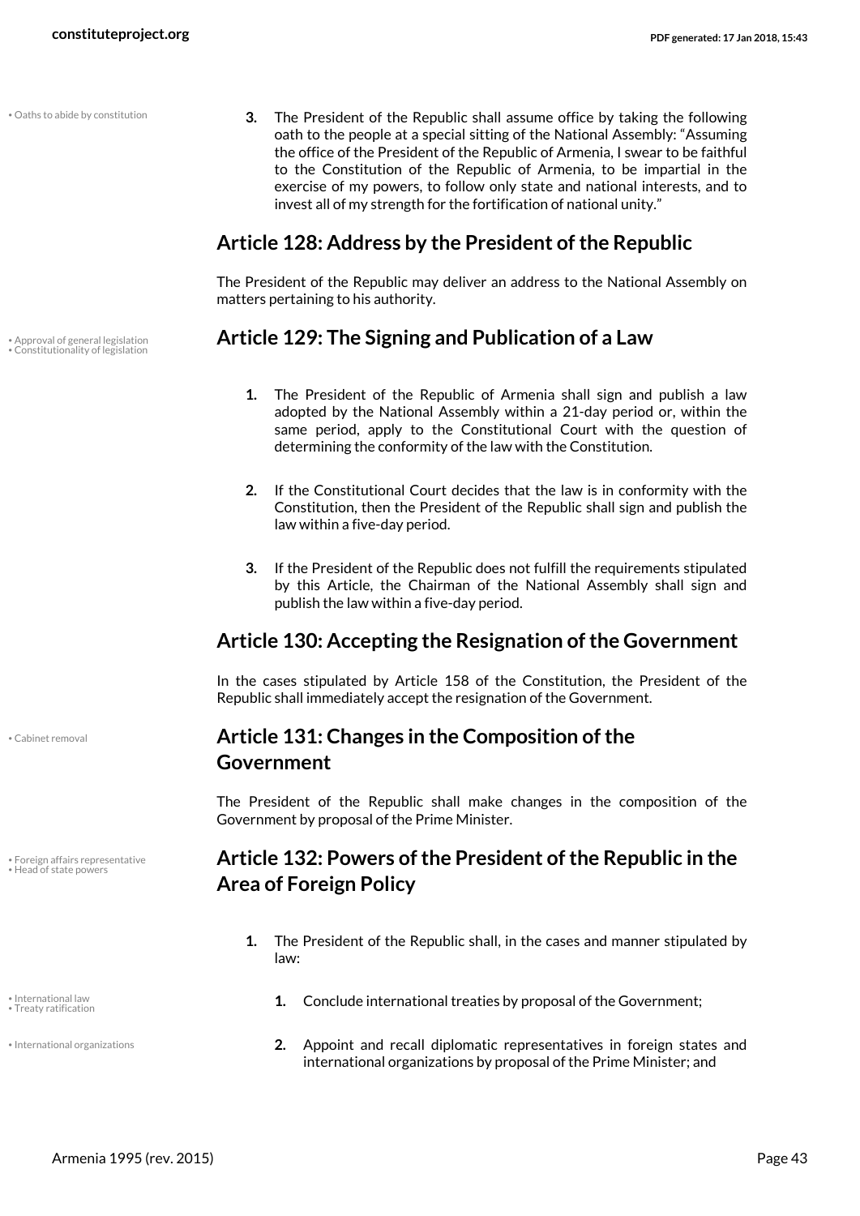3. The President of the Republic shall assume office by taking the following oath to the people at a special sitting of the National Assembly: "Assuming the office of the President of the Republic of Armenia, I swear to be faithful to the Constitution of the Republic of Armenia, to be impartial in the exercise of my powers, to follow only state and national interests, and to invest all of my strength for the fortification of national unity."

## Article 128: Address by the President of the Republic

The President of the Republic may deliver an address to the National Assembly on matters pertaining to his authority.

## Article 129: The Signing and Publication of a Law

1. The President of the Republic of Armenia shall sign and publish a law adopted by the National Assembly within a 21-day period or, within the same period, apply to the Constitutional Court with the question of determining the conformity of the law with the Constitution.

2. If the Constitutional Court decides that the law is in conformity with the Constitution, then the President of the Republic shall sign and publish the law within a five-day period.

3. If the President of the Republic does not fulfill the requirements stipulated by this Article, the Chairman of the National Assembly shall sign and publish the law within a five-day period.

## Article 130: Accepting the Resignation of the Government

In the cases stipulated by Article 158 of the Constitution, the President of the Republic shall immediately accept the resignation of the Government.

## Article 131: Changes in the Composition of the Government

The President of the Republic shall make changes in the composition of the Government by proposal of the Prime Minister.

## Article 132: Powers of the President of the Republic in the Area of Foreign Policy

1. The President of the Republic shall, in the cases and manner stipulated by law:

    1. Conclude international treaties by proposal of the Government;

    2. Appoint and recall diplomatic representatives in foreign states and international organizations by proposal of the Prime Minister; and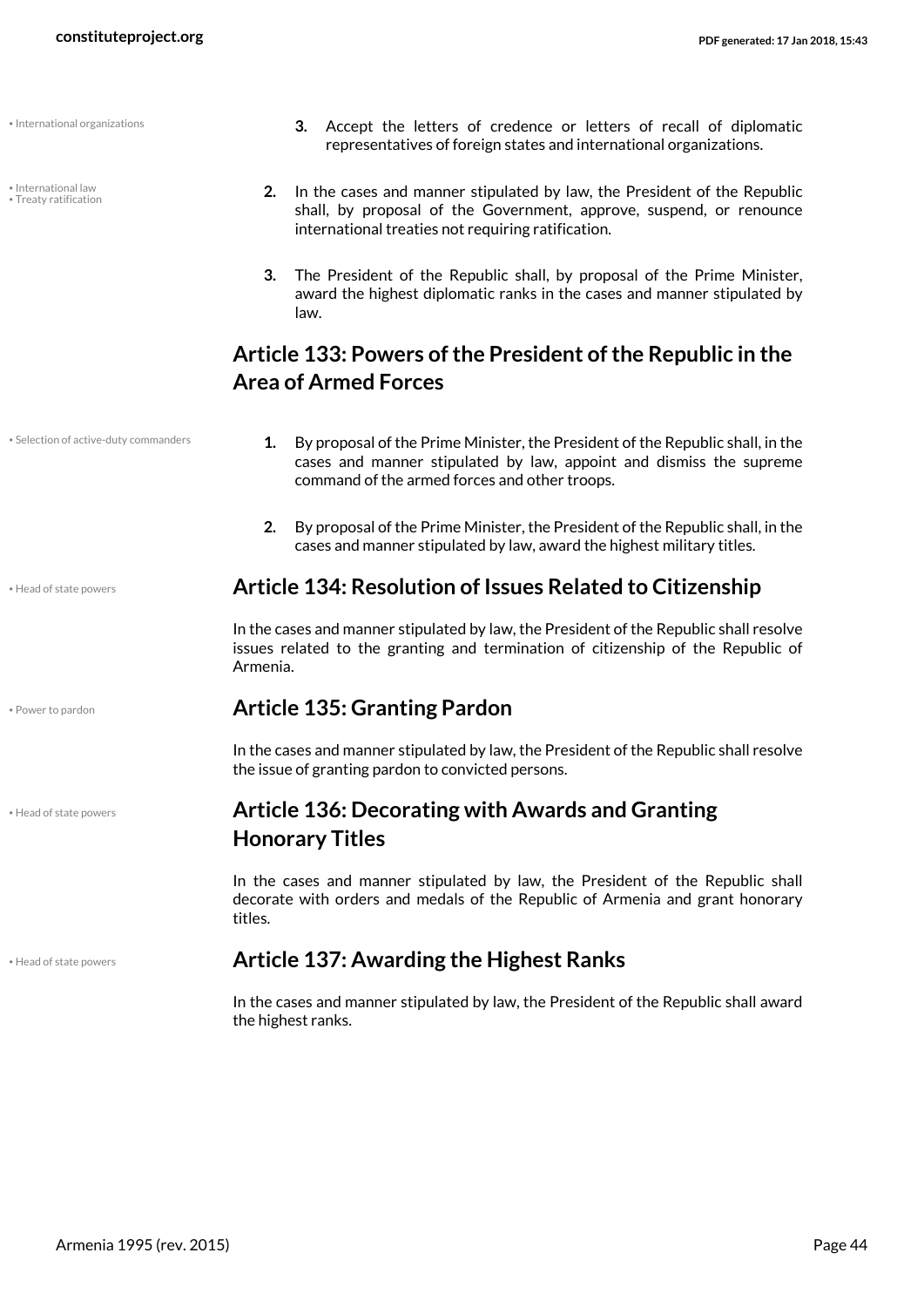• International organizations

3. Accept the letters of credence or letters of recall of diplomatic representatives of foreign states and international organizations.

• International law
• Treaty ratification

2. In the cases and manner stipulated by law, the President of the Republic shall, by proposal of the Government, approve, suspend, or renounce international treaties not requiring ratification.

3. The President of the Republic shall, by proposal of the Prime Minister, award the highest diplomatic ranks in the cases and manner stipulated by law.

## Article 133: Powers of the President of the Republic in the Area of Armed Forces

• Selection of active-duty commanders

1. By proposal of the Prime Minister, the President of the Republic shall, in the cases and manner stipulated by law, appoint and dismiss the supreme command of the armed forces and other troops.

2. By proposal of the Prime Minister, the President of the Republic shall, in the cases and manner stipulated by law, award the highest military titles.

• Head of state powers

## Article 134: Resolution of Issues Related to Citizenship

In the cases and manner stipulated by law, the President of the Republic shall resolve issues related to the granting and termination of citizenship of the Republic of Armenia.

• Power to pardon

## Article 135: Granting Pardon

In the cases and manner stipulated by law, the President of the Republic shall resolve the issue of granting pardon to convicted persons.

• Head of state powers

## Article 136: Decorating with Awards and Granting Honorary Titles

In the cases and manner stipulated by law, the President of the Republic shall decorate with orders and medals of the Republic of Armenia and grant honorary titles.

• Head of state powers

## Article 137: Awarding the Highest Ranks

In the cases and manner stipulated by law, the President of the Republic shall award the highest ranks.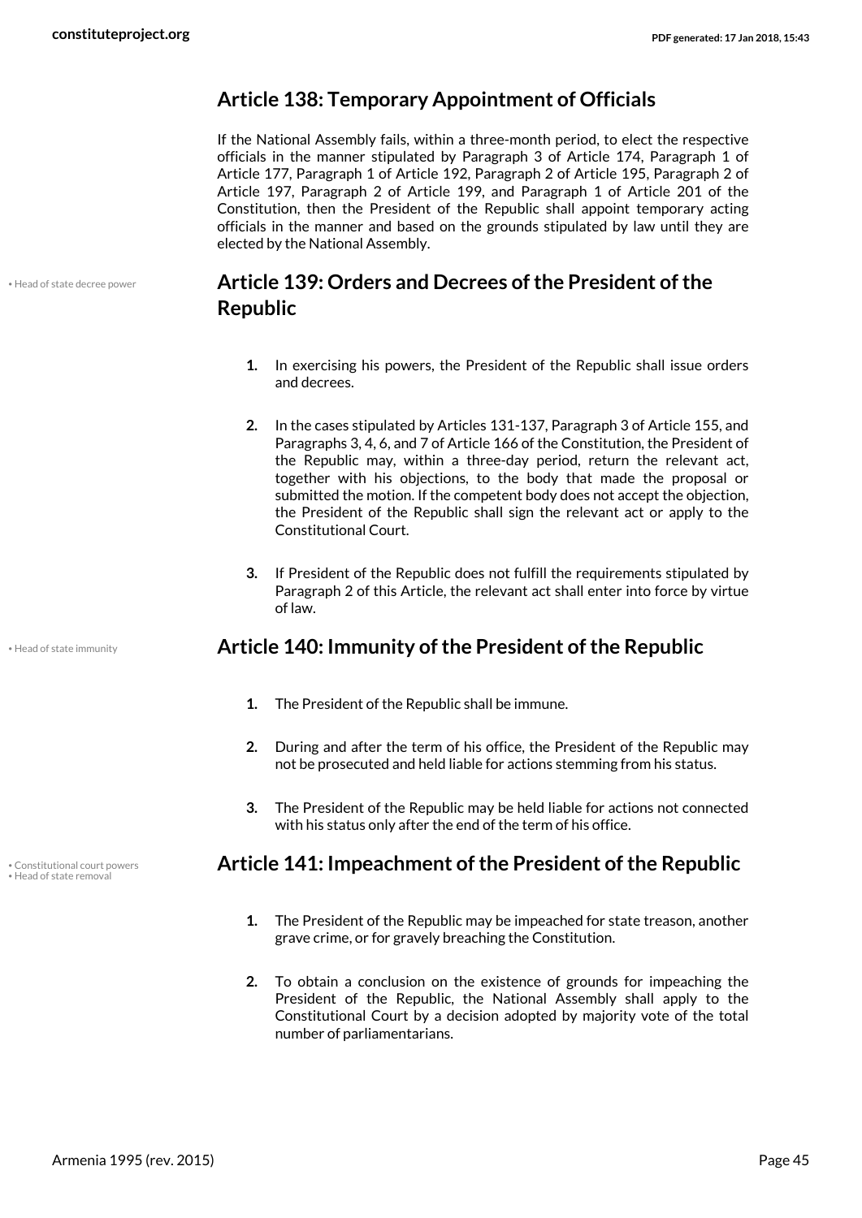## Article 138: Temporary Appointment of Officials

If the National Assembly fails, within a three-month period, to elect the respective officials in the manner stipulated by Paragraph 3 of Article 174, Paragraph 1 of Article 177, Paragraph 1 of Article 192, Paragraph 2 of Article 195, Paragraph 2 of Article 197, Paragraph 2 of Article 199, and Paragraph 1 of Article 201 of the Constitution, then the President of the Republic shall appoint temporary acting officials in the manner and based on the grounds stipulated by law until they are elected by the National Assembly.

• Head of state decree power

## Article 139: Orders and Decrees of the President of the Republic

1. In exercising his powers, the President of the Republic shall issue orders and decrees.
2. In the cases stipulated by Articles 131-137, Paragraph 3 of Article 155, and Paragraphs 3, 4, 6, and 7 of Article 166 of the Constitution, the President of the Republic may, within a three-day period, return the relevant act, together with his objections, to the body that made the proposal or submitted the motion. If the competent body does not accept the objection, the President of the Republic shall sign the relevant act or apply to the Constitutional Court.
3. If President of the Republic does not fulfill the requirements stipulated by Paragraph 2 of this Article, the relevant act shall enter into force by virtue of law.

• Head of state immunity

## Article 140: Immunity of the President of the Republic

1. The President of the Republic shall be immune.
2. During and after the term of his office, the President of the Republic may not be prosecuted and held liable for actions stemming from his status.
3. The President of the Republic may be held liable for actions not connected with his status only after the end of the term of his office.

• Constitutional court powers
• Head of state removal

## Article 141: Impeachment of the President of the Republic

1. The President of the Republic may be impeached for state treason, another grave crime, or for gravely breaching the Constitution.
2. To obtain a conclusion on the existence of grounds for impeaching the President of the Republic, the National Assembly shall apply to the Constitutional Court by a decision adopted by majority vote of the total number of parliamentarians.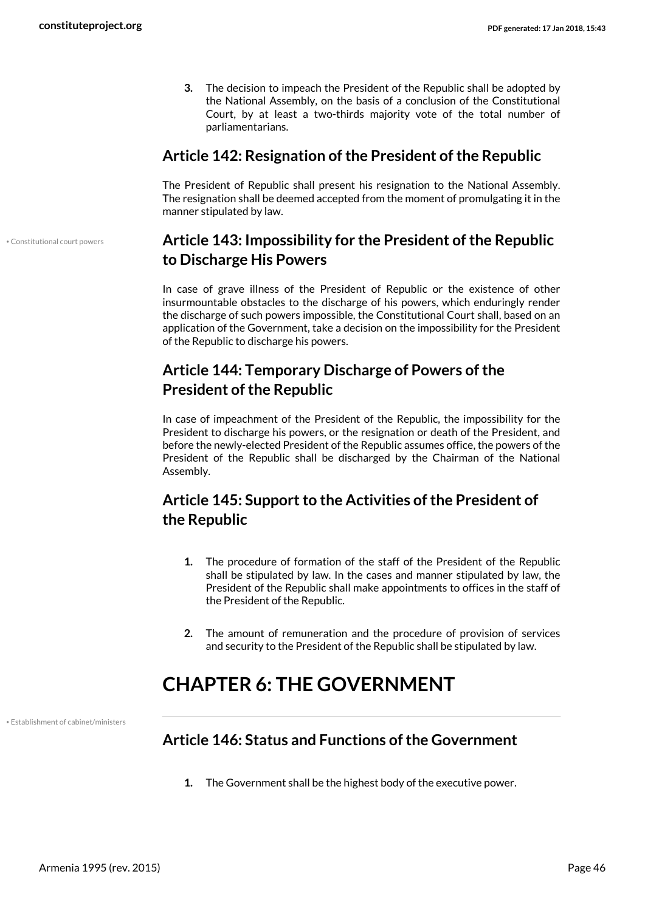3. The decision to impeach the President of the Republic shall be adopted by the National Assembly, on the basis of a conclusion of the Constitutional Court, by at least a two-thirds majority vote of the total number of parliamentarians.

## Article 142: Resignation of the President of the Republic

The President of Republic shall present his resignation to the National Assembly. The resignation shall be deemed accepted from the moment of promulgating it in the manner stipulated by law.

• Constitutional court powers

## Article 143: Impossibility for the President of the Republic to Discharge His Powers

In case of grave illness of the President of Republic or the existence of other insurmountable obstacles to the discharge of his powers, which enduringly render the discharge of such powers impossible, the Constitutional Court shall, based on an application of the Government, take a decision on the impossibility for the President of the Republic to discharge his powers.

## Article 144: Temporary Discharge of Powers of the President of the Republic

In case of impeachment of the President of the Republic, the impossibility for the President to discharge his powers, or the resignation or death of the President, and before the newly-elected President of the Republic assumes office, the powers of the President of the Republic shall be discharged by the Chairman of the National Assembly.

## Article 145: Support to the Activities of the President of the Republic

1. The procedure of formation of the staff of the President of the Republic shall be stipulated by law. In the cases and manner stipulated by law, the President of the Republic shall make appointments to offices in the staff of the President of the Republic.

2. The amount of remuneration and the procedure of provision of services and security to the President of the Republic shall be stipulated by law.

# CHAPTER 6: THE GOVERNMENT

• Establishment of cabinet/ministers

## Article 146: Status and Functions of the Government

1. The Government shall be the highest body of the executive power.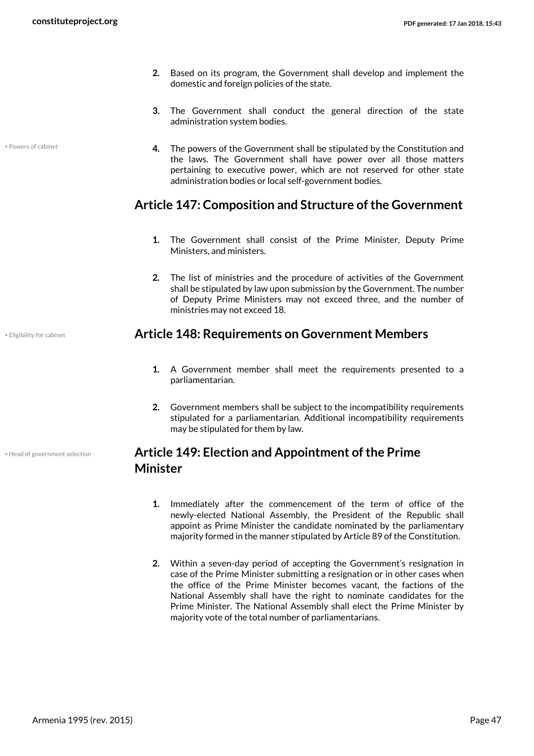2. Based on its program, the Government shall develop and implement the domestic and foreign policies of the state.

3. The Government shall conduct the general direction of the state administration system bodies.

• Powers of cabinet

4. The powers of the Government shall be stipulated by the Constitution and the laws. The Government shall have power over all those matters pertaining to executive power, which are not reserved for other state administration bodies or local self-government bodies.

## Article 147: Composition and Structure of the Government

1. The Government shall consist of the Prime Minister, Deputy Prime Ministers, and ministers.

2. The list of ministries and the procedure of activities of the Government shall be stipulated by law upon submission by the Government. The number of Deputy Prime Ministers may not exceed three, and the number of ministries may not exceed 18.

• Eligibility for cabinet

## Article 148: Requirements on Government Members

1. A Government member shall meet the requirements presented to a parliamentarian.

2. Government members shall be subject to the incompatibility requirements stipulated for a parliamentarian. Additional incompatibility requirements may be stipulated for them by law.

• Head of government selection

## Article 149: Election and Appointment of the Prime Minister

1. Immediately after the commencement of the term of office of the newly-elected National Assembly, the President of the Republic shall appoint as Prime Minister the candidate nominated by the parliamentary majority formed in the manner stipulated by Article 89 of the Constitution.

2. Within a seven-day period of accepting the Government's resignation in case of the Prime Minister submitting a resignation or in other cases when the office of the Prime Minister becomes vacant, the factions of the National Assembly shall have the right to nominate candidates for the Prime Minister. The National Assembly shall elect the Prime Minister by majority vote of the total number of parliamentarians.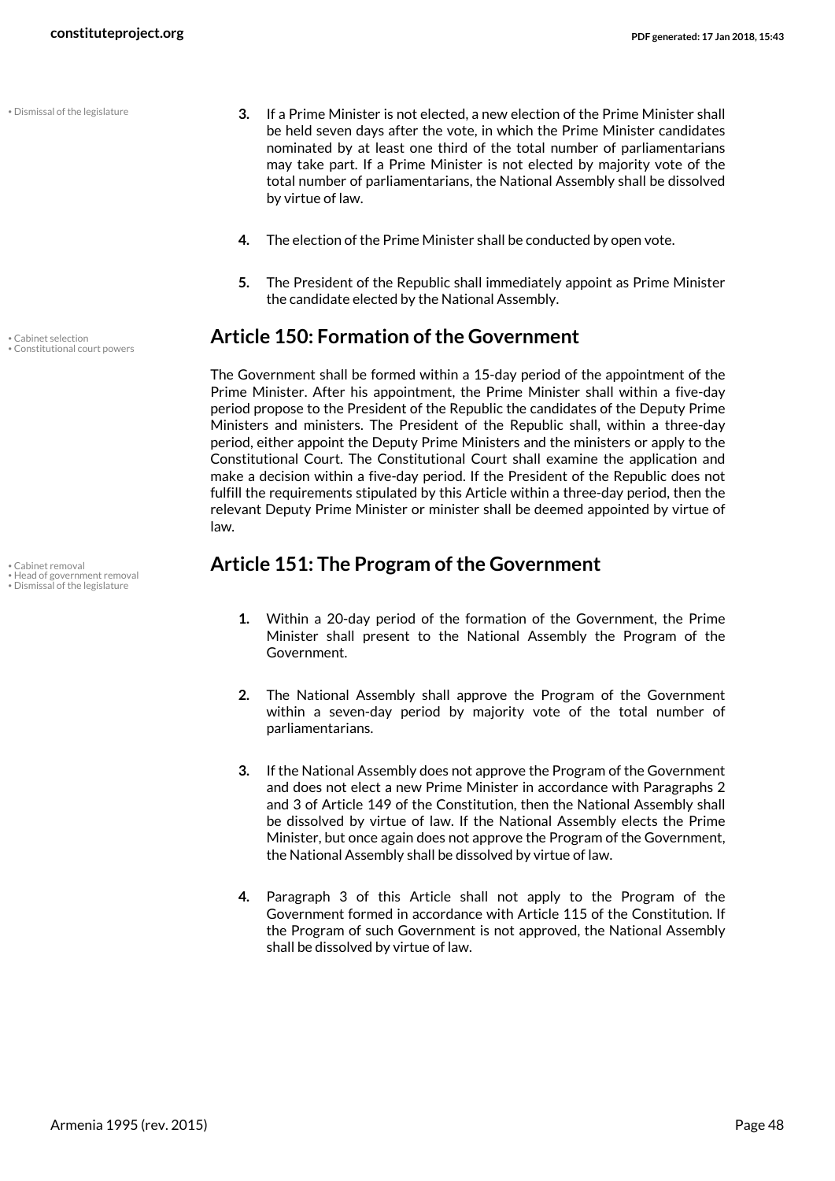3. If a Prime Minister is not elected, a new election of the Prime Minister shall be held seven days after the vote, in which the Prime Minister candidates nominated by at least one third of the total number of parliamentarians may take part. If a Prime Minister is not elected by majority vote of the total number of parliamentarians, the National Assembly shall be dissolved by virtue of law.

4. The election of the Prime Minister shall be conducted by open vote.

5. The President of the Republic shall immediately appoint as Prime Minister the candidate elected by the National Assembly.

## Article 150: Formation of the Government

The Government shall be formed within a 15-day period of the appointment of the Prime Minister. After his appointment, the Prime Minister shall within a five-day period propose to the President of the Republic the candidates of the Deputy Prime Ministers and ministers. The President of the Republic shall, within a three-day period, either appoint the Deputy Prime Ministers and the ministers or apply to the Constitutional Court. The Constitutional Court shall examine the application and make a decision within a five-day period. If the President of the Republic does not fulfill the requirements stipulated by this Article within a three-day period, then the relevant Deputy Prime Minister or minister shall be deemed appointed by virtue of law.

## Article 151: The Program of the Government

1. Within a 20-day period of the formation of the Government, the Prime Minister shall present to the National Assembly the Program of the Government.

2. The National Assembly shall approve the Program of the Government within a seven-day period by majority vote of the total number of parliamentarians.

3. If the National Assembly does not approve the Program of the Government and does not elect a new Prime Minister in accordance with Paragraphs 2 and 3 of Article 149 of the Constitution, then the National Assembly shall be dissolved by virtue of law. If the National Assembly elects the Prime Minister, but once again does not approve the Program of the Government, the National Assembly shall be dissolved by virtue of law.

4. Paragraph 3 of this Article shall not apply to the Program of the Government formed in accordance with Article 115 of the Constitution. If the Program of such Government is not approved, the National Assembly shall be dissolved by virtue of law.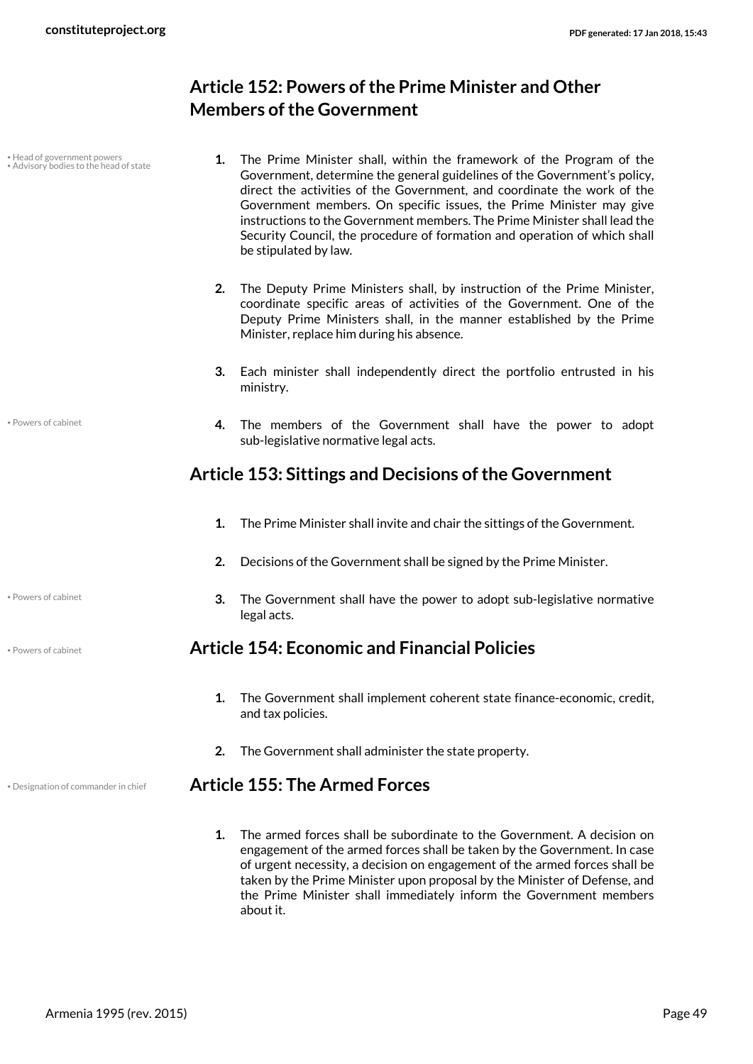## Article 152: Powers of the Prime Minister and Other Members of the Government

• Head of government powers
• Advisory bodies to the head of state

1. The Prime Minister shall, within the framework of the Program of the Government, determine the general guidelines of the Government's policy, direct the activities of the Government, and coordinate the work of the Government members. On specific issues, the Prime Minister may give instructions to the Government members. The Prime Minister shall lead the Security Council, the procedure of formation and operation of which shall be stipulated by law.

2. The Deputy Prime Ministers shall, by instruction of the Prime Minister, coordinate specific areas of activities of the Government. One of the Deputy Prime Ministers shall, in the manner established by the Prime Minister, replace him during his absence.

3. Each minister shall independently direct the portfolio entrusted in his ministry.

• Powers of cabinet

4. The members of the Government shall have the power to adopt sub-legislative normative legal acts.

## Article 153: Sittings and Decisions of the Government

1. The Prime Minister shall invite and chair the sittings of the Government.

2. Decisions of the Government shall be signed by the Prime Minister.

• Powers of cabinet

3. The Government shall have the power to adopt sub-legislative normative legal acts.

• Powers of cabinet

## Article 154: Economic and Financial Policies

1. The Government shall implement coherent state finance-economic, credit, and tax policies.

2. The Government shall administer the state property.

• Designation of commander in chief

## Article 155: The Armed Forces

1. The armed forces shall be subordinate to the Government. A decision on engagement of the armed forces shall be taken by the Government. In case of urgent necessity, a decision on engagement of the armed forces shall be taken by the Prime Minister upon proposal by the Minister of Defense, and the Prime Minister shall immediately inform the Government members about it.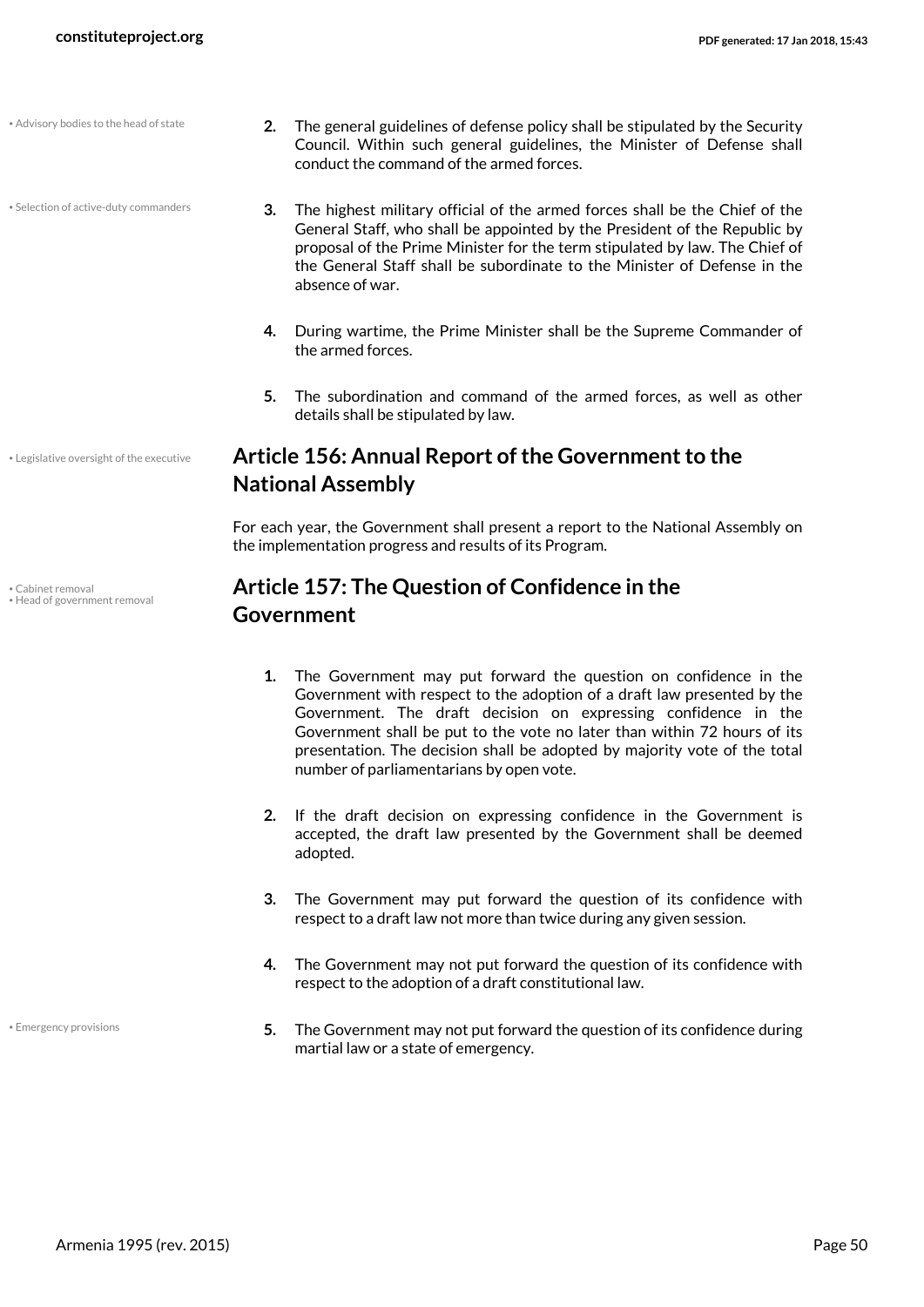• Advisory bodies to the head of state

2. The general guidelines of defense policy shall be stipulated by the Security Council. Within such general guidelines, the Minister of Defense shall conduct the command of the armed forces.

• Selection of active-duty commanders

3. The highest military official of the armed forces shall be the Chief of the General Staff, who shall be appointed by the President of the Republic by proposal of the Prime Minister for the term stipulated by law. The Chief of the General Staff shall be subordinate to the Minister of Defense in the absence of war.

4. During wartime, the Prime Minister shall be the Supreme Commander of the armed forces.

5. The subordination and command of the armed forces, as well as other details shall be stipulated by law.

• Legislative oversight of the executive

## Article 156: Annual Report of the Government to the National Assembly

For each year, the Government shall present a report to the National Assembly on the implementation progress and results of its Program.

• Cabinet removal
• Head of government removal

## Article 157: The Question of Confidence in the Government

1. The Government may put forward the question on confidence in the Government with respect to the adoption of a draft law presented by the Government. The draft decision on expressing confidence in the Government shall be put to the vote no later than within 72 hours of its presentation. The decision shall be adopted by majority vote of the total number of parliamentarians by open vote.

2. If the draft decision on expressing confidence in the Government is accepted, the draft law presented by the Government shall be deemed adopted.

3. The Government may put forward the question of its confidence with respect to a draft law not more than twice during any given session.

4. The Government may not put forward the question of its confidence with respect to the adoption of a draft constitutional law.

• Emergency provisions

5. The Government may not put forward the question of its confidence during martial law or a state of emergency.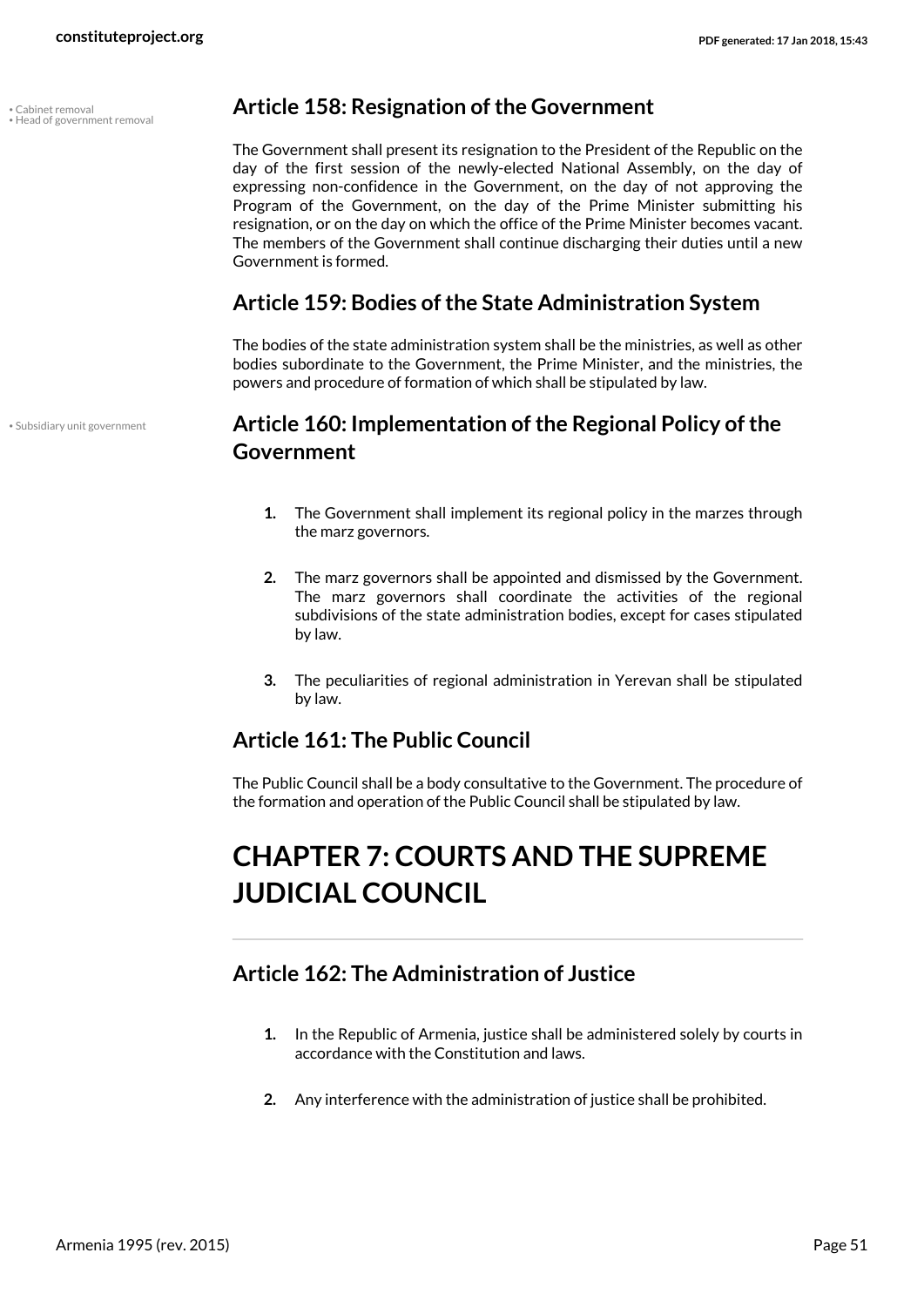• Cabinet removal
• Head of government removal

### Article 158: Resignation of the Government

The Government shall present its resignation to the President of the Republic on the day of the first session of the newly-elected National Assembly, on the day of expressing non-confidence in the Government, on the day of not approving the Program of the Government, on the day of the Prime Minister submitting his resignation, or on the day on which the office of the Prime Minister becomes vacant. The members of the Government shall continue discharging their duties until a new Government is formed.

### Article 159: Bodies of the State Administration System

The bodies of the state administration system shall be the ministries, as well as other bodies subordinate to the Government, the Prime Minister, and the ministries, the powers and procedure of formation of which shall be stipulated by law.

• Subsidiary unit government

### Article 160: Implementation of the Regional Policy of the Government

1. The Government shall implement its regional policy in the marzes through the marz governors.

2. The marz governors shall be appointed and dismissed by the Government. The marz governors shall coordinate the activities of the regional subdivisions of the state administration bodies, except for cases stipulated by law.

3. The peculiarities of regional administration in Yerevan shall be stipulated by law.

### Article 161: The Public Council

The Public Council shall be a body consultative to the Government. The procedure of the formation and operation of the Public Council shall be stipulated by law.

## CHAPTER 7: COURTS AND THE SUPREME JUDICIAL COUNCIL

### Article 162: The Administration of Justice

1. In the Republic of Armenia, justice shall be administered solely by courts in accordance with the Constitution and laws.

2. Any interference with the administration of justice shall be prohibited.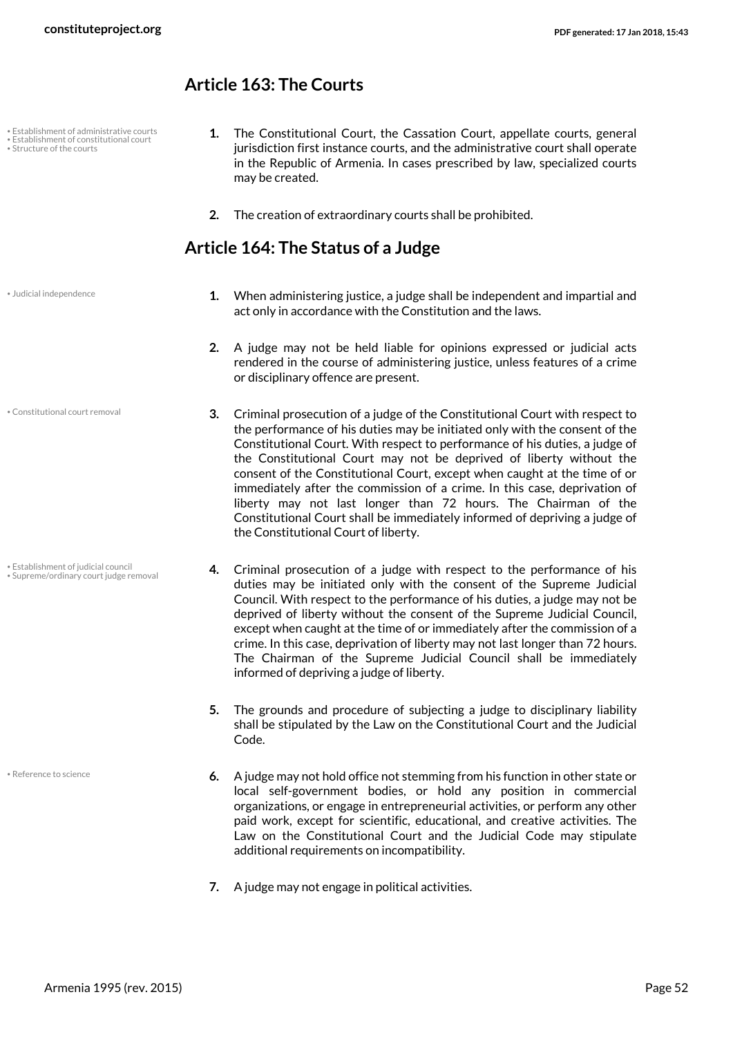## Article 163: The Courts

1. The Constitutional Court, the Cassation Court, appellate courts, general jurisdiction first instance courts, and the administrative court shall operate in the Republic of Armenia. In cases prescribed by law, specialized courts may be created.

2. The creation of extraordinary courts shall be prohibited.

## Article 164: The Status of a Judge

1. When administering justice, a judge shall be independent and impartial and act only in accordance with the Constitution and the laws.

2. A judge may not be held liable for opinions expressed or judicial acts rendered in the course of administering justice, unless features of a crime or disciplinary offence are present.

3. Criminal prosecution of a judge of the Constitutional Court with respect to the performance of his duties may be initiated only with the consent of the Constitutional Court. With respect to performance of his duties, a judge of the Constitutional Court may not be deprived of liberty without the consent of the Constitutional Court, except when caught at the time of or immediately after the commission of a crime. In this case, deprivation of liberty may not last longer than 72 hours. The Chairman of the Constitutional Court shall be immediately informed of depriving a judge of the Constitutional Court of liberty.

4. Criminal prosecution of a judge with respect to the performance of his duties may be initiated only with the consent of the Supreme Judicial Council. With respect to the performance of his duties, a judge may not be deprived of liberty without the consent of the Supreme Judicial Council, except when caught at the time of or immediately after the commission of a crime. In this case, deprivation of liberty may not last longer than 72 hours. The Chairman of the Supreme Judicial Council shall be immediately informed of depriving a judge of liberty.

5. The grounds and procedure of subjecting a judge to disciplinary liability shall be stipulated by the Law on the Constitutional Court and the Judicial Code.

6. A judge may not hold office not stemming from his function in other state or local self-government bodies, or hold any position in commercial organizations, or engage in entrepreneurial activities, or perform any other paid work, except for scientific, educational, and creative activities. The Law on the Constitutional Court and the Judicial Code may stipulate additional requirements on incompatibility.

7. A judge may not engage in political activities.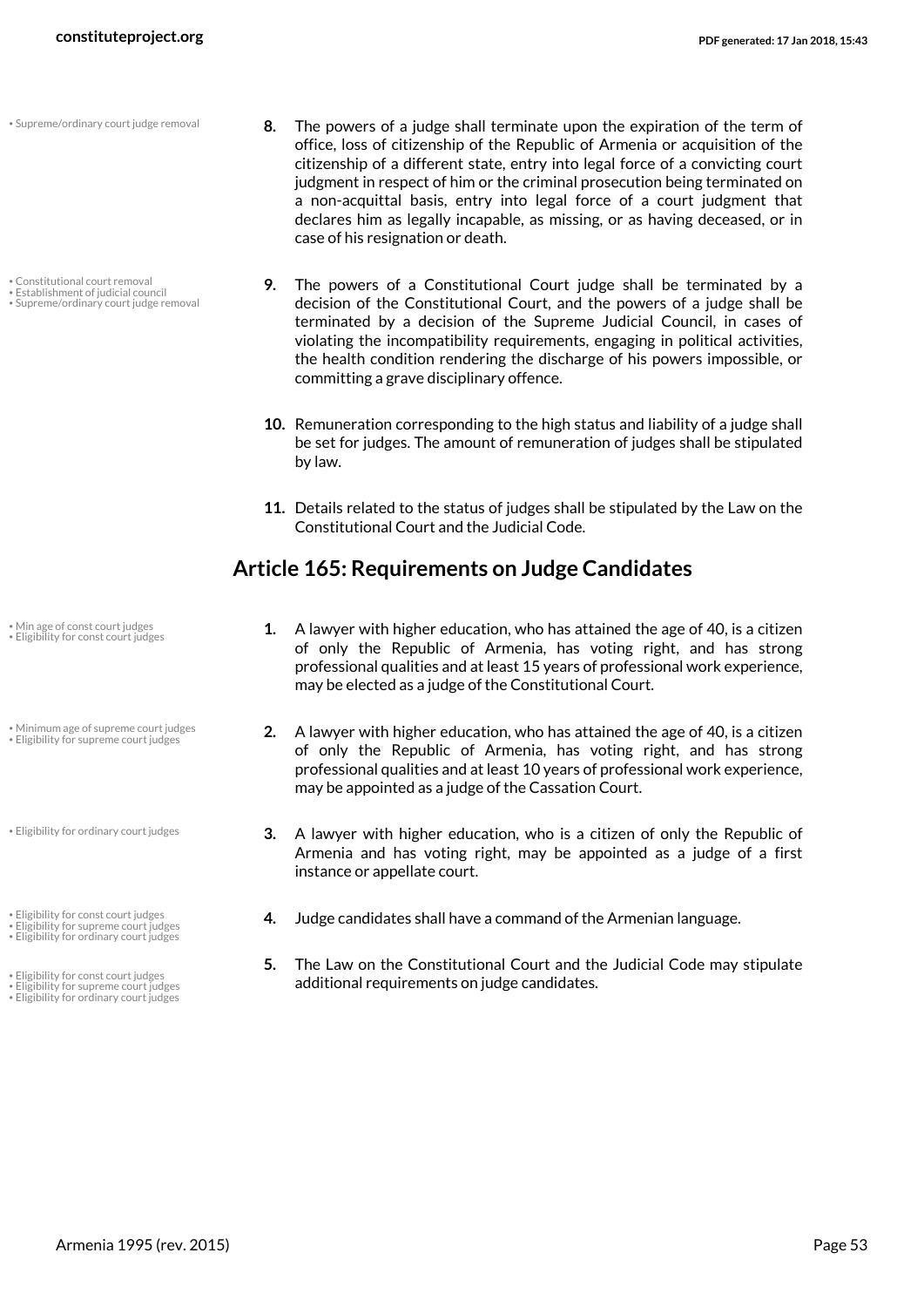8. The powers of a judge shall terminate upon the expiration of the term of office, loss of citizenship of the Republic of Armenia or acquisition of the citizenship of a different state, entry into legal force of a convicting court judgment in respect of him or the criminal prosecution being terminated on a non-acquittal basis, entry into legal force of a court judgment that declares him as legally incapable, as missing, or as having deceased, or in case of his resignation or death.

9. The powers of a Constitutional Court judge shall be terminated by a decision of the Constitutional Court, and the powers of a judge shall be terminated by a decision of the Supreme Judicial Council, in cases of violating the incompatibility requirements, engaging in political activities, the health condition rendering the discharge of his powers impossible, or committing a grave disciplinary offence.

10. Remuneration corresponding to the high status and liability of a judge shall be set for judges. The amount of remuneration of judges shall be stipulated by law.

11. Details related to the status of judges shall be stipulated by the Law on the Constitutional Court and the Judicial Code.

## Article 165: Requirements on Judge Candidates

1. A lawyer with higher education, who has attained the age of 40, is a citizen of only the Republic of Armenia, has voting right, and has strong professional qualities and at least 15 years of professional work experience, may be elected as a judge of the Constitutional Court.

2. A lawyer with higher education, who has attained the age of 40, is a citizen of only the Republic of Armenia, has voting right, and has strong professional qualities and at least 10 years of professional work experience, may be appointed as a judge of the Cassation Court.

3. A lawyer with higher education, who is a citizen of only the Republic of Armenia and has voting right, may be appointed as a judge of a first instance or appellate court.

4. Judge candidates shall have a command of the Armenian language.

5. The Law on the Constitutional Court and the Judicial Code may stipulate additional requirements on judge candidates.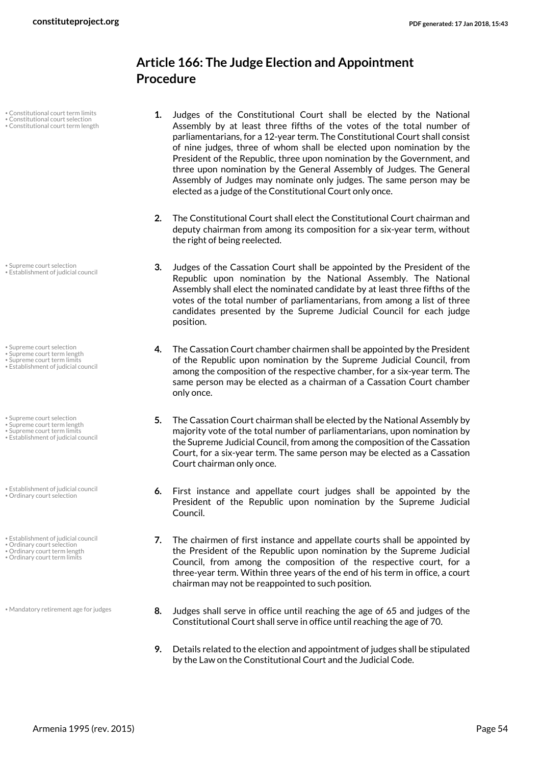## Article 166: The Judge Election and Appointment Procedure

- Constitutional court term limits
- Constitutional court selection
- Constitutional court term length

1. Judges of the Constitutional Court shall be elected by the National Assembly by at least three fifths of the votes of the total number of parliamentarians, for a 12-year term. The Constitutional Court shall consist of nine judges, three of whom shall be elected upon nomination by the President of the Republic, three upon nomination by the Government, and three upon nomination by the General Assembly of Judges. The General Assembly of Judges may nominate only judges. The same person may be elected as a judge of the Constitutional Court only once.

2. The Constitutional Court shall elect the Constitutional Court chairman and deputy chairman from among its composition for a six-year term, without the right of being reelected.

- Supreme court selection
- Establishment of judicial council

3. Judges of the Cassation Court shall be appointed by the President of the Republic upon nomination by the National Assembly. The National Assembly shall elect the nominated candidate by at least three fifths of the votes of the total number of parliamentarians, from among a list of three candidates presented by the Supreme Judicial Council for each judge position.

- Supreme court selection
- Supreme court term length
- Supreme court term limits
- Establishment of judicial council

4. The Cassation Court chamber chairmen shall be appointed by the President of the Republic upon nomination by the Supreme Judicial Council, from among the composition of the respective chamber, for a six-year term. The same person may be elected as a chairman of a Cassation Court chamber only once.

- Supreme court selection
- Supreme court term length
- Supreme court term limits
- Establishment of judicial council

5. The Cassation Court chairman shall be elected by the National Assembly by majority vote of the total number of parliamentarians, upon nomination by the Supreme Judicial Council, from among the composition of the Cassation Court, for a six-year term. The same person may be elected as a Cassation Court chairman only once.

- Establishment of judicial council
- Ordinary court selection

6. First instance and appellate court judges shall be appointed by the President of the Republic upon nomination by the Supreme Judicial Council.

- Establishment of judicial council
- Ordinary court selection
- Ordinary court term length
- Ordinary court term limits

7. The chairmen of first instance and appellate courts shall be appointed by the President of the Republic upon nomination by the Supreme Judicial Council, from among the composition of the respective court, for a three-year term. Within three years of the end of his term in office, a court chairman may not be reappointed to such position.

- Mandatory retirement age for judges

8. Judges shall serve in office until reaching the age of 65 and judges of the Constitutional Court shall serve in office until reaching the age of 70.

9. Details related to the election and appointment of judges shall be stipulated by the Law on the Constitutional Court and the Judicial Code.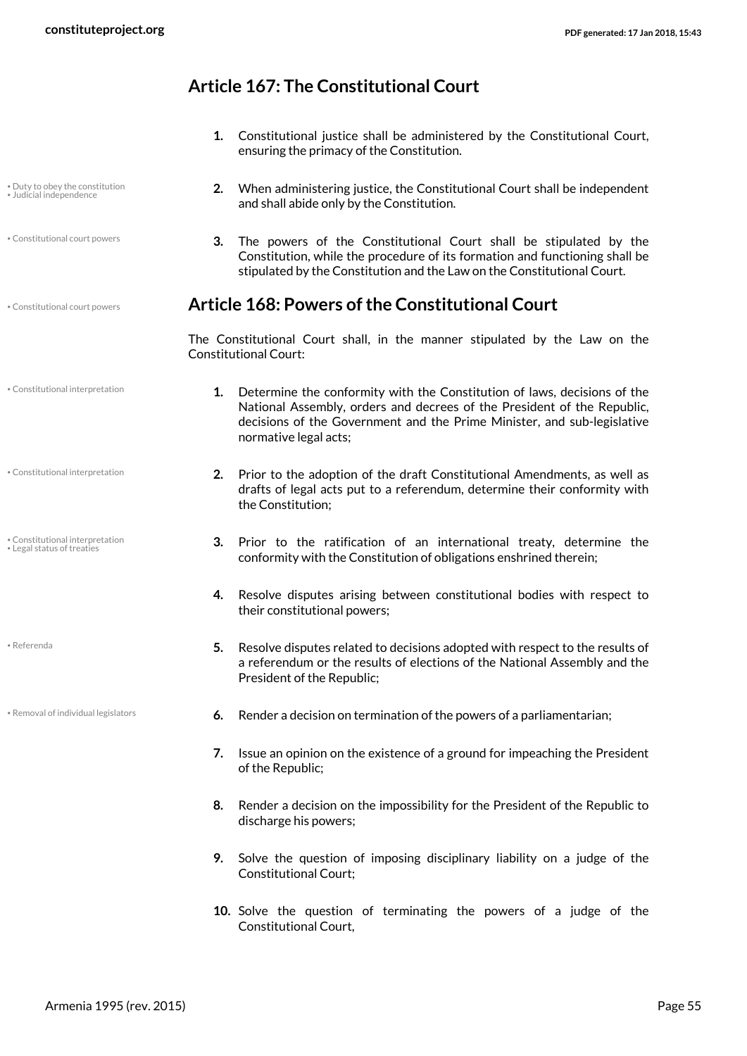## Article 167: The Constitutional Court

1. Constitutional justice shall be administered by the Constitutional Court, ensuring the primacy of the Constitution.
2. When administering justice, the Constitutional Court shall be independent and shall abide only by the Constitution.
3. The powers of the Constitutional Court shall be stipulated by the Constitution, while the procedure of its formation and functioning shall be stipulated by the Constitution and the Law on the Constitutional Court.

## Article 168: Powers of the Constitutional Court

The Constitutional Court shall, in the manner stipulated by the Law on the Constitutional Court:

1. Determine the conformity with the Constitution of laws, decisions of the National Assembly, orders and decrees of the President of the Republic, decisions of the Government and the Prime Minister, and sub-legislative normative legal acts;
2. Prior to the adoption of the draft Constitutional Amendments, as well as drafts of legal acts put to a referendum, determine their conformity with the Constitution;
3. Prior to the ratification of an international treaty, determine the conformity with the Constitution of obligations enshrined therein;
4. Resolve disputes arising between constitutional bodies with respect to their constitutional powers;
5. Resolve disputes related to decisions adopted with respect to the results of a referendum or the results of elections of the National Assembly and the President of the Republic;
6. Render a decision on termination of the powers of a parliamentarian;
7. Issue an opinion on the existence of a ground for impeaching the President of the Republic;
8. Render a decision on the impossibility for the President of the Republic to discharge his powers;
9. Solve the question of imposing disciplinary liability on a judge of the Constitutional Court;
10. Solve the question of terminating the powers of a judge of the Constitutional Court,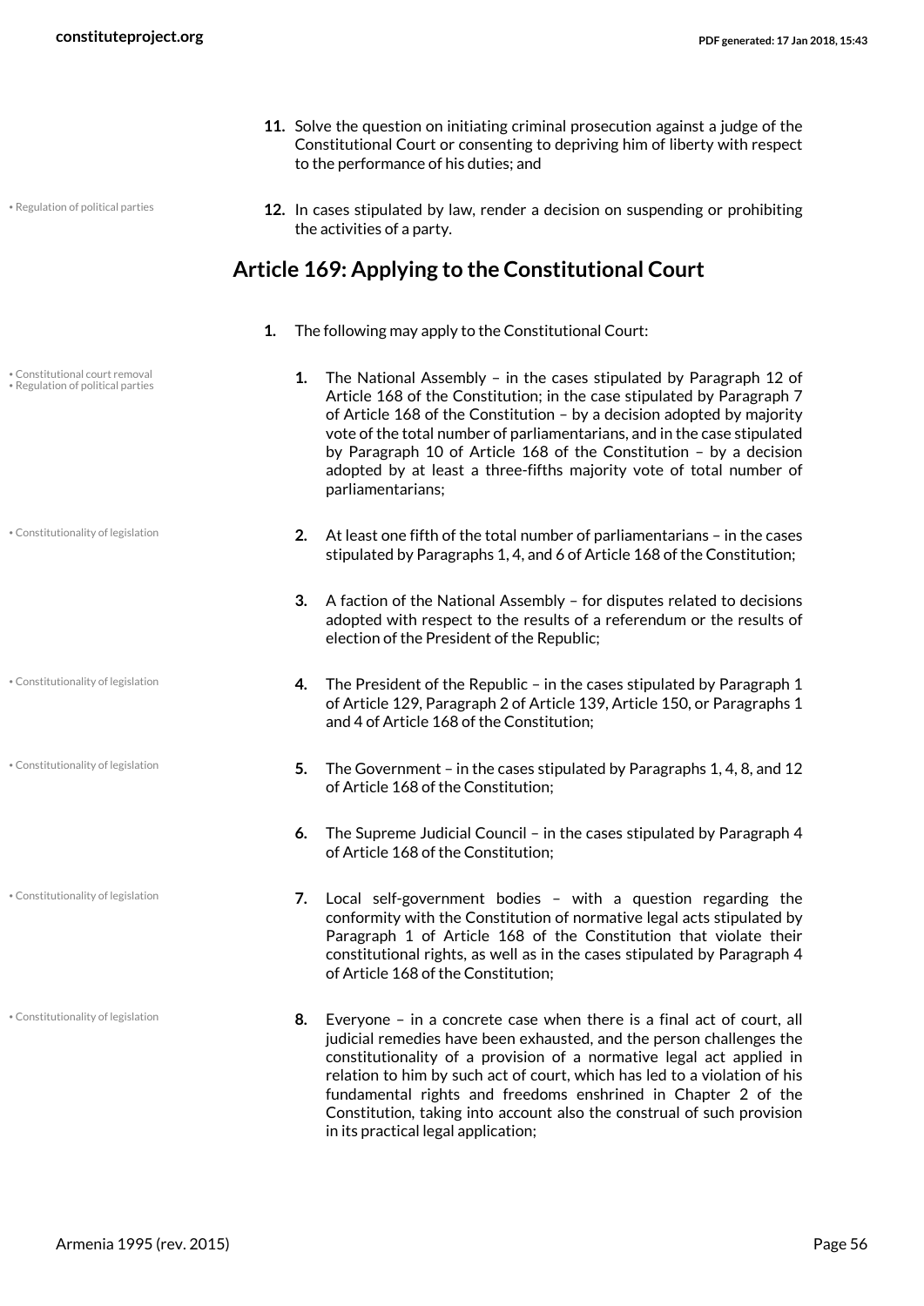11. Solve the question on initiating criminal prosecution against a judge of the Constitutional Court or consenting to depriving him of liberty with respect to the performance of his duties; and

12. In cases stipulated by law, render a decision on suspending or prohibiting the activities of a party.

## Article 169: Applying to the Constitutional Court

1. The following may apply to the Constitutional Court:

    1. The National Assembly – in the cases stipulated by Paragraph 12 of Article 168 of the Constitution; in the case stipulated by Paragraph 7 of Article 168 of the Constitution – by a decision adopted by majority vote of the total number of parliamentarians, and in the case stipulated by Paragraph 10 of Article 168 of the Constitution – by a decision adopted by at least a three-fifths majority vote of total number of parliamentarians;

    2. At least one fifth of the total number of parliamentarians – in the cases stipulated by Paragraphs 1, 4, and 6 of Article 168 of the Constitution;

    3. A faction of the National Assembly – for disputes related to decisions adopted with respect to the results of a referendum or the results of election of the President of the Republic;

    4. The President of the Republic – in the cases stipulated by Paragraph 1 of Article 129, Paragraph 2 of Article 139, Article 150, or Paragraphs 1 and 4 of Article 168 of the Constitution;

    5. The Government – in the cases stipulated by Paragraphs 1, 4, 8, and 12 of Article 168 of the Constitution;

    6. The Supreme Judicial Council – in the cases stipulated by Paragraph 4 of Article 168 of the Constitution;

    7. Local self-government bodies – with a question regarding the conformity with the Constitution of normative legal acts stipulated by Paragraph 1 of Article 168 of the Constitution that violate their constitutional rights, as well as in the cases stipulated by Paragraph 4 of Article 168 of the Constitution;

    8. Everyone – in a concrete case when there is a final act of court, all judicial remedies have been exhausted, and the person challenges the constitutionality of a provision of a normative legal act applied in relation to him by such act of court, which has led to a violation of his fundamental rights and freedoms enshrined in Chapter 2 of the Constitution, taking into account also the construal of such provision in its practical legal application;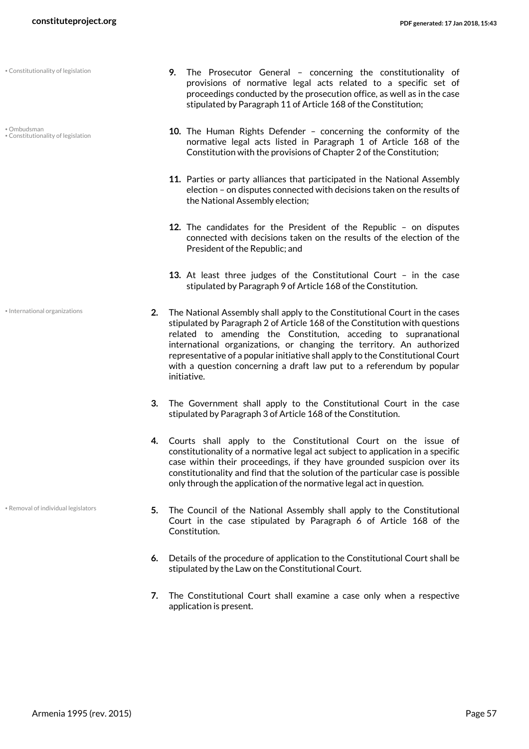• Constitutionality of legislation

9. The Prosecutor General – concerning the constitutionality of provisions of normative legal acts related to a specific set of proceedings conducted by the prosecution office, as well as in the case stipulated by Paragraph 11 of Article 168 of the Constitution;

• Ombudsman
• Constitutionality of legislation

10. The Human Rights Defender – concerning the conformity of the normative legal acts listed in Paragraph 1 of Article 168 of the Constitution with the provisions of Chapter 2 of the Constitution;

11. Parties or party alliances that participated in the National Assembly election – on disputes connected with decisions taken on the results of the National Assembly election;

12. The candidates for the President of the Republic – on disputes connected with decisions taken on the results of the election of the President of the Republic; and

13. At least three judges of the Constitutional Court – in the case stipulated by Paragraph 9 of Article 168 of the Constitution.

• International organizations

2. The National Assembly shall apply to the Constitutional Court in the cases stipulated by Paragraph 2 of Article 168 of the Constitution with questions related to amending the Constitution, acceding to supranational international organizations, or changing the territory. An authorized representative of a popular initiative shall apply to the Constitutional Court with a question concerning a draft law put to a referendum by popular initiative.

3. The Government shall apply to the Constitutional Court in the case stipulated by Paragraph 3 of Article 168 of the Constitution.

4. Courts shall apply to the Constitutional Court on the issue of constitutionality of a normative legal act subject to application in a specific case within their proceedings, if they have grounded suspicion over its constitutionality and find that the solution of the particular case is possible only through the application of the normative legal act in question.

• Removal of individual legislators

5. The Council of the National Assembly shall apply to the Constitutional Court in the case stipulated by Paragraph 6 of Article 168 of the Constitution.

6. Details of the procedure of application to the Constitutional Court shall be stipulated by the Law on the Constitutional Court.

7. The Constitutional Court shall examine a case only when a respective application is present.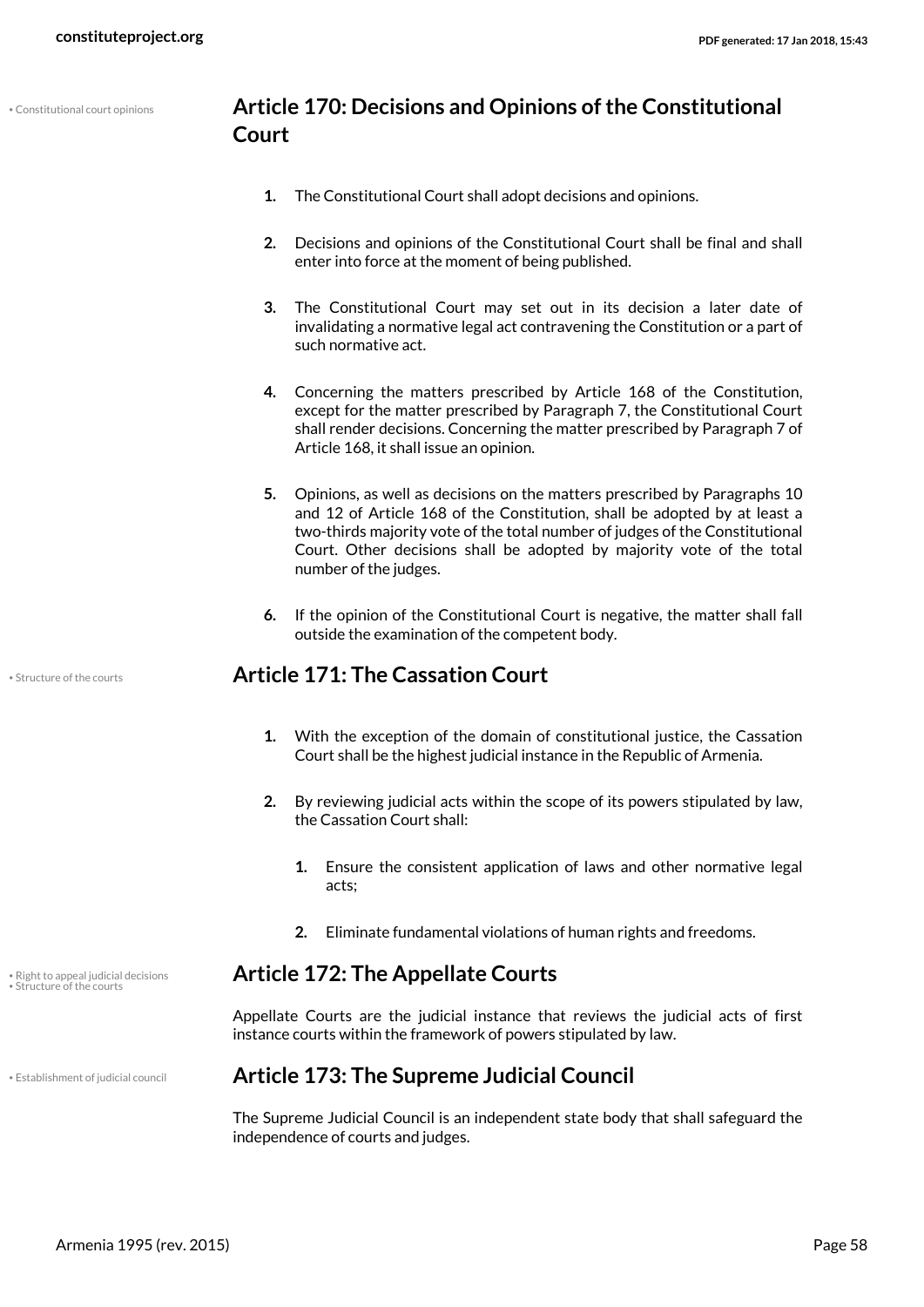## Article 170: Decisions and Opinions of the Constitutional Court

1. The Constitutional Court shall adopt decisions and opinions.
2. Decisions and opinions of the Constitutional Court shall be final and shall enter into force at the moment of being published.
3. The Constitutional Court may set out in its decision a later date of invalidating a normative legal act contravening the Constitution or a part of such normative act.
4. Concerning the matters prescribed by Article 168 of the Constitution, except for the matter prescribed by Paragraph 7, the Constitutional Court shall render decisions. Concerning the matter prescribed by Paragraph 7 of Article 168, it shall issue an opinion.
5. Opinions, as well as decisions on the matters prescribed by Paragraphs 10 and 12 of Article 168 of the Constitution, shall be adopted by at least a two-thirds majority vote of the total number of judges of the Constitutional Court. Other decisions shall be adopted by majority vote of the total number of the judges.
6. If the opinion of the Constitutional Court is negative, the matter shall fall outside the examination of the competent body.

## Article 171: The Cassation Court

1. With the exception of the domain of constitutional justice, the Cassation Court shall be the highest judicial instance in the Republic of Armenia.
2. By reviewing judicial acts within the scope of its powers stipulated by law, the Cassation Court shall:
    1. Ensure the consistent application of laws and other normative legal acts;
    2. Eliminate fundamental violations of human rights and freedoms.

## Article 172: The Appellate Courts

Appellate Courts are the judicial instance that reviews the judicial acts of first instance courts within the framework of powers stipulated by law.

## Article 173: The Supreme Judicial Council

The Supreme Judicial Council is an independent state body that shall safeguard the independence of courts and judges.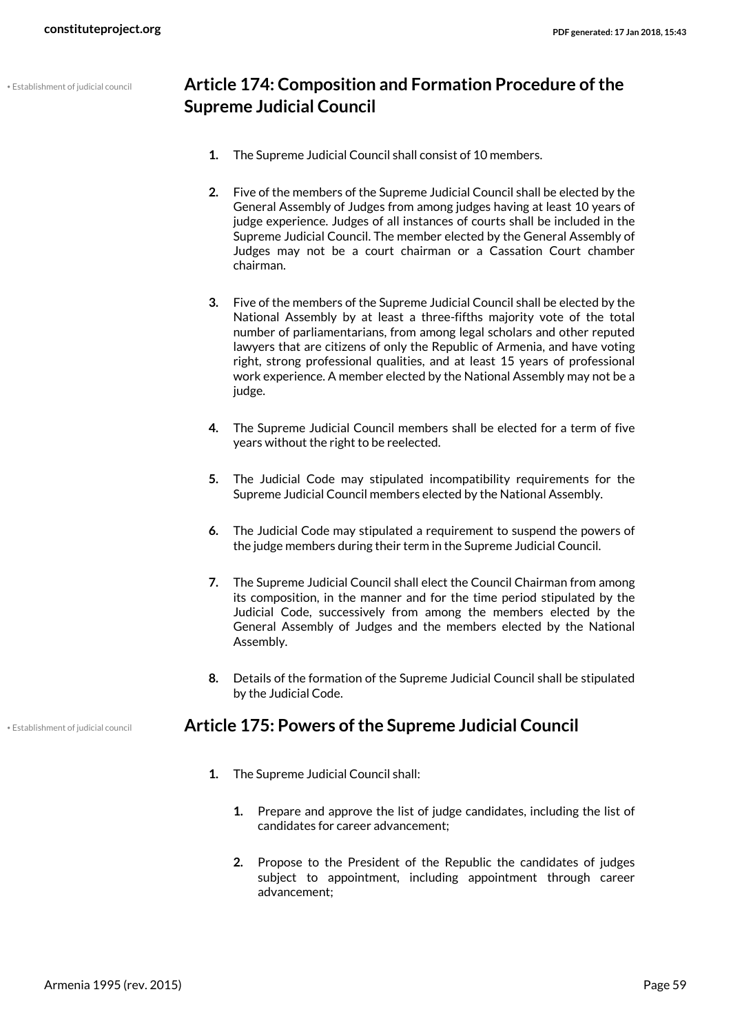## Article 174: Composition and Formation Procedure of the Supreme Judicial Council

• Establishment of judicial council

1. The Supreme Judicial Council shall consist of 10 members.

2. Five of the members of the Supreme Judicial Council shall be elected by the General Assembly of Judges from among judges having at least 10 years of judge experience. Judges of all instances of courts shall be included in the Supreme Judicial Council. The member elected by the General Assembly of Judges may not be a court chairman or a Cassation Court chamber chairman.

3. Five of the members of the Supreme Judicial Council shall be elected by the National Assembly by at least a three-fifths majority vote of the total number of parliamentarians, from among legal scholars and other reputed lawyers that are citizens of only the Republic of Armenia, and have voting right, strong professional qualities, and at least 15 years of professional work experience. A member elected by the National Assembly may not be a judge.

4. The Supreme Judicial Council members shall be elected for a term of five years without the right to be reelected.

5. The Judicial Code may stipulated incompatibility requirements for the Supreme Judicial Council members elected by the National Assembly.

6. The Judicial Code may stipulated a requirement to suspend the powers of the judge members during their term in the Supreme Judicial Council.

7. The Supreme Judicial Council shall elect the Council Chairman from among its composition, in the manner and for the time period stipulated by the Judicial Code, successively from among the members elected by the General Assembly of Judges and the members elected by the National Assembly.

8. Details of the formation of the Supreme Judicial Council shall be stipulated by the Judicial Code.

## Article 175: Powers of the Supreme Judicial Council

• Establishment of judicial council

1. The Supreme Judicial Council shall:

    1. Prepare and approve the list of judge candidates, including the list of candidates for career advancement;

    2. Propose to the President of the Republic the candidates of judges subject to appointment, including appointment through career advancement;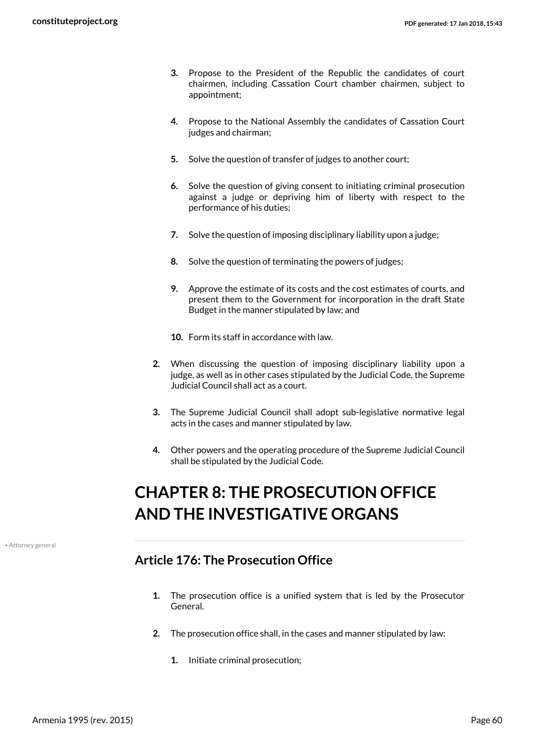3. Propose to the President of the Republic the candidates of court chairmen, including Cassation Court chamber chairmen, subject to appointment;

4. Propose to the National Assembly the candidates of Cassation Court judges and chairman;

5. Solve the question of transfer of judges to another court;

6. Solve the question of giving consent to initiating criminal prosecution against a judge or depriving him of liberty with respect to the performance of his duties;

7. Solve the question of imposing disciplinary liability upon a judge;

8. Solve the question of terminating the powers of judges;

9. Approve the estimate of its costs and the cost estimates of courts, and present them to the Government for incorporation in the draft State Budget in the manner stipulated by law; and

10. Form its staff in accordance with law.

2. When discussing the question of imposing disciplinary liability upon a judge, as well as in other cases stipulated by the Judicial Code, the Supreme Judicial Council shall act as a court.

3. The Supreme Judicial Council shall adopt sub-legislative normative legal acts in the cases and manner stipulated by law.

4. Other powers and the operating procedure of the Supreme Judicial Council shall be stipulated by the Judicial Code.

# CHAPTER 8: THE PROSECUTION OFFICE AND THE INVESTIGATIVE ORGANS

• Attorney general

## Article 176: The Prosecution Office

1. The prosecution office is a unified system that is led by the Prosecutor General.

2. The prosecution office shall, in the cases and manner stipulated by law:

   1. Initiate criminal prosecution;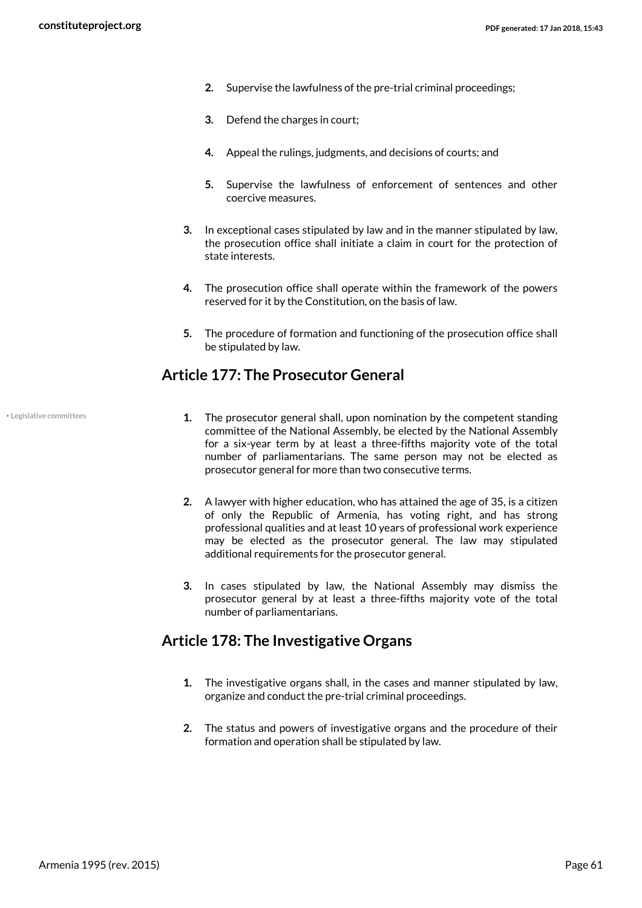2. Supervise the lawfulness of the pre-trial criminal proceedings;

3. Defend the charges in court;

4. Appeal the rulings, judgments, and decisions of courts; and

5. Supervise the lawfulness of enforcement of sentences and other coercive measures.

3. In exceptional cases stipulated by law and in the manner stipulated by law, the prosecution office shall initiate a claim in court for the protection of state interests.

4. The prosecution office shall operate within the framework of the powers reserved for it by the Constitution, on the basis of law.

5. The procedure of formation and functioning of the prosecution office shall be stipulated by law.

## Article 177: The Prosecutor General

• Legislative committees

1. The prosecutor general shall, upon nomination by the competent standing committee of the National Assembly, be elected by the National Assembly for a six-year term by at least a three-fifths majority vote of the total number of parliamentarians. The same person may not be elected as prosecutor general for more than two consecutive terms.

2. A lawyer with higher education, who has attained the age of 35, is a citizen of only the Republic of Armenia, has voting right, and has strong professional qualities and at least 10 years of professional work experience may be elected as the prosecutor general. The law may stipulated additional requirements for the prosecutor general.

3. In cases stipulated by law, the National Assembly may dismiss the prosecutor general by at least a three-fifths majority vote of the total number of parliamentarians.

## Article 178: The Investigative Organs

1. The investigative organs shall, in the cases and manner stipulated by law, organize and conduct the pre-trial criminal proceedings.

2. The status and powers of investigative organs and the procedure of their formation and operation shall be stipulated by law.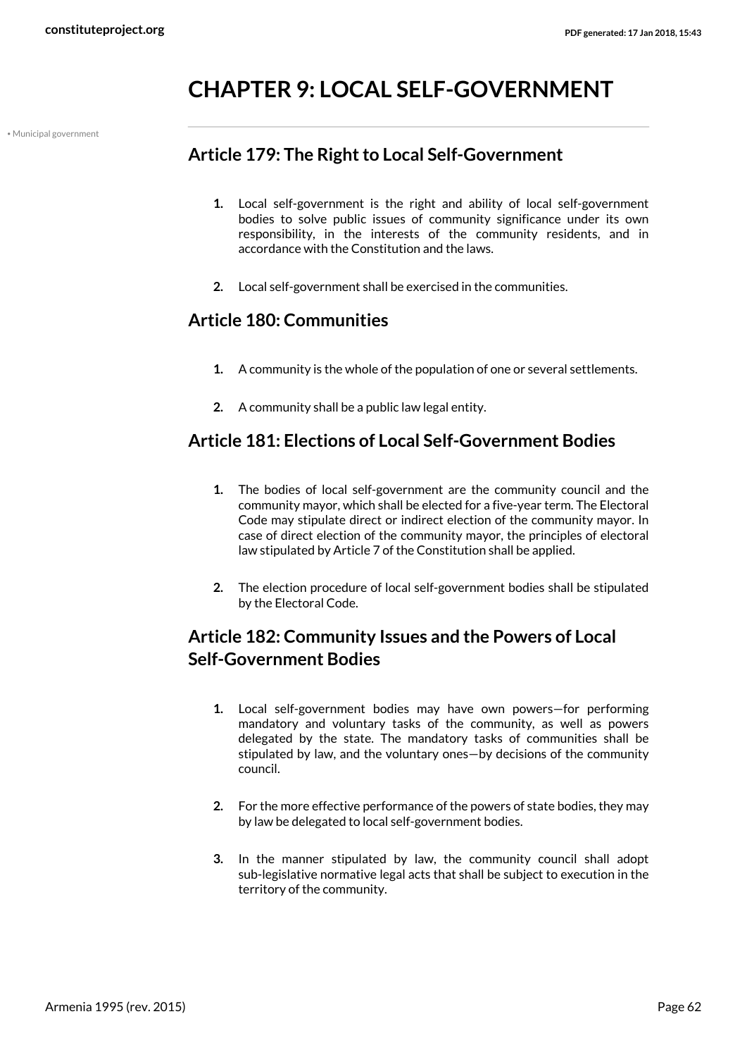# CHAPTER 9: LOCAL SELF-GOVERNMENT

• Municipal government

## Article 179: The Right to Local Self-Government

1. Local self-government is the right and ability of local self-government bodies to solve public issues of community significance under its own responsibility, in the interests of the community residents, and in accordance with the Constitution and the laws.

2. Local self-government shall be exercised in the communities.

## Article 180: Communities

1. A community is the whole of the population of one or several settlements.

2. A community shall be a public law legal entity.

## Article 181: Elections of Local Self-Government Bodies

1. The bodies of local self-government are the community council and the community mayor, which shall be elected for a five-year term. The Electoral Code may stipulate direct or indirect election of the community mayor. In case of direct election of the community mayor, the principles of electoral law stipulated by Article 7 of the Constitution shall be applied.

2. The election procedure of local self-government bodies shall be stipulated by the Electoral Code.

## Article 182: Community Issues and the Powers of Local Self-Government Bodies

1. Local self-government bodies may have own powers—for performing mandatory and voluntary tasks of the community, as well as powers delegated by the state. The mandatory tasks of communities shall be stipulated by law, and the voluntary ones—by decisions of the community council.

2. For the more effective performance of the powers of state bodies, they may by law be delegated to local self-government bodies.

3. In the manner stipulated by law, the community council shall adopt sub-legislative normative legal acts that shall be subject to execution in the territory of the community.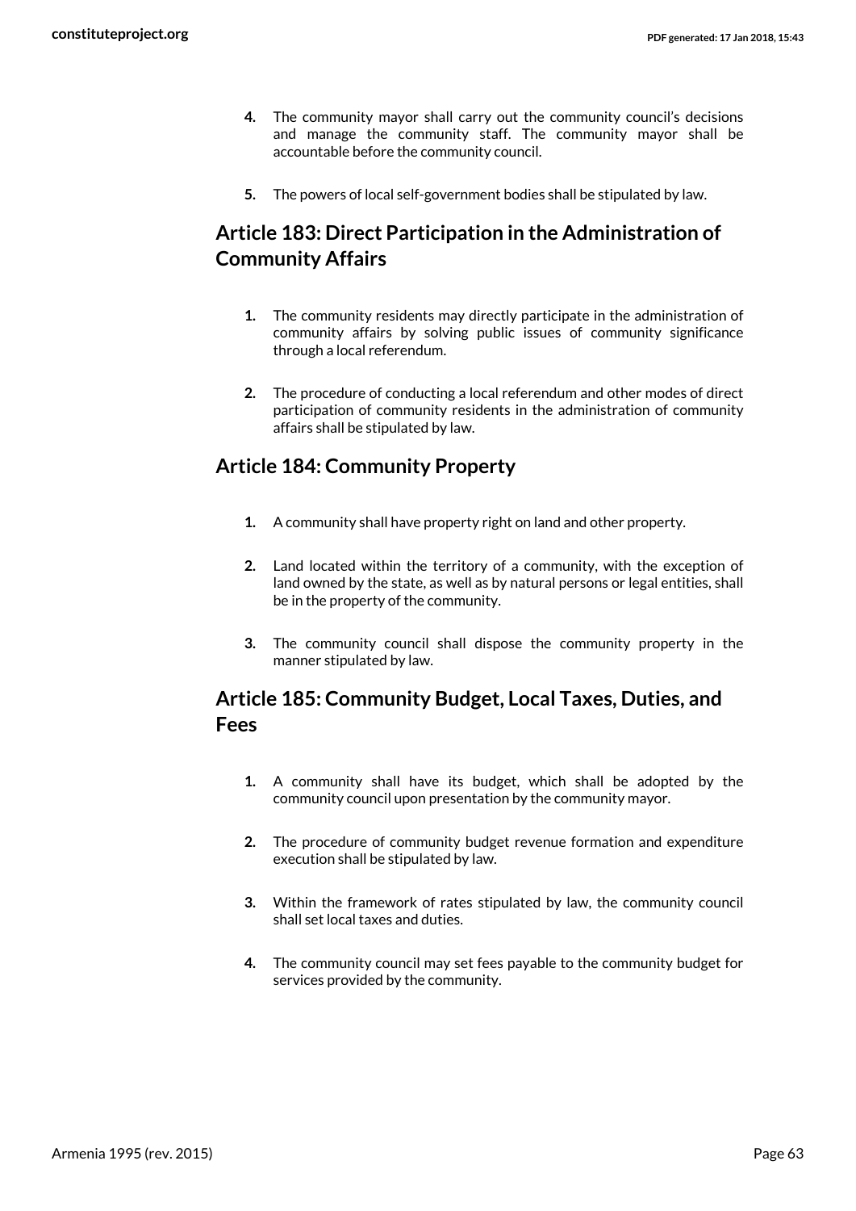4. The community mayor shall carry out the community council's decisions and manage the community staff. The community mayor shall be accountable before the community council.

5. The powers of local self-government bodies shall be stipulated by law.

## Article 183: Direct Participation in the Administration of Community Affairs

1. The community residents may directly participate in the administration of community affairs by solving public issues of community significance through a local referendum.

2. The procedure of conducting a local referendum and other modes of direct participation of community residents in the administration of community affairs shall be stipulated by law.

## Article 184: Community Property

1. A community shall have property right on land and other property.

2. Land located within the territory of a community, with the exception of land owned by the state, as well as by natural persons or legal entities, shall be in the property of the community.

3. The community council shall dispose the community property in the manner stipulated by law.

## Article 185: Community Budget, Local Taxes, Duties, and Fees

1. A community shall have its budget, which shall be adopted by the community council upon presentation by the community mayor.

2. The procedure of community budget revenue formation and expenditure execution shall be stipulated by law.

3. Within the framework of rates stipulated by law, the community council shall set local taxes and duties.

4. The community council may set fees payable to the community budget for services provided by the community.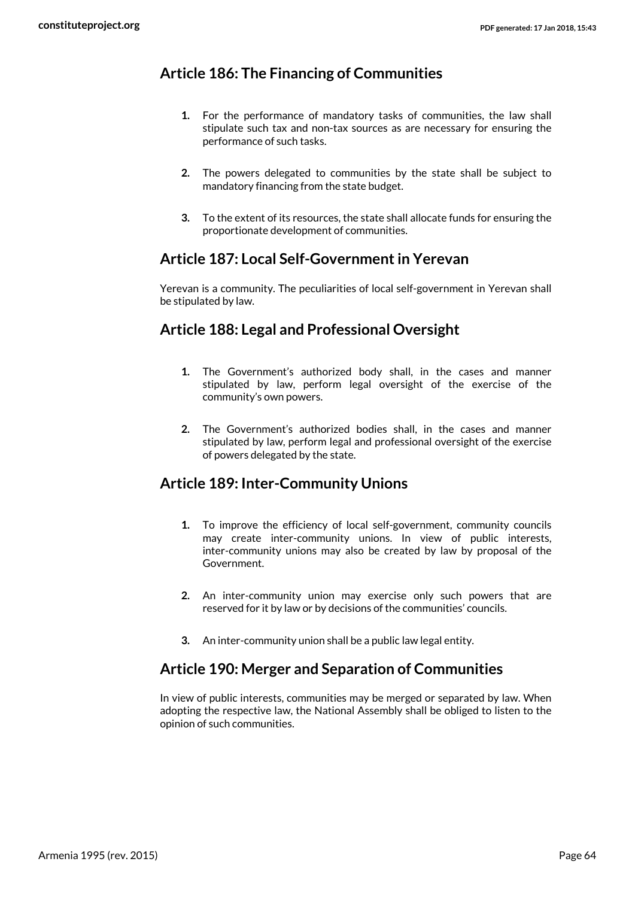## Article 186: The Financing of Communities

1. For the performance of mandatory tasks of communities, the law shall stipulate such tax and non-tax sources as are necessary for ensuring the performance of such tasks.

2. The powers delegated to communities by the state shall be subject to mandatory financing from the state budget.

3. To the extent of its resources, the state shall allocate funds for ensuring the proportionate development of communities.

## Article 187: Local Self-Government in Yerevan

Yerevan is a community. The peculiarities of local self-government in Yerevan shall be stipulated by law.

## Article 188: Legal and Professional Oversight

1. The Government's authorized body shall, in the cases and manner stipulated by law, perform legal oversight of the exercise of the community's own powers.

2. The Government's authorized bodies shall, in the cases and manner stipulated by law, perform legal and professional oversight of the exercise of powers delegated by the state.

## Article 189: Inter-Community Unions

1. To improve the efficiency of local self-government, community councils may create inter-community unions. In view of public interests, inter-community unions may also be created by law by proposal of the Government.

2. An inter-community union may exercise only such powers that are reserved for it by law or by decisions of the communities' councils.

3. An inter-community union shall be a public law legal entity.

## Article 190: Merger and Separation of Communities

In view of public interests, communities may be merged or separated by law. When adopting the respective law, the National Assembly shall be obliged to listen to the opinion of such communities.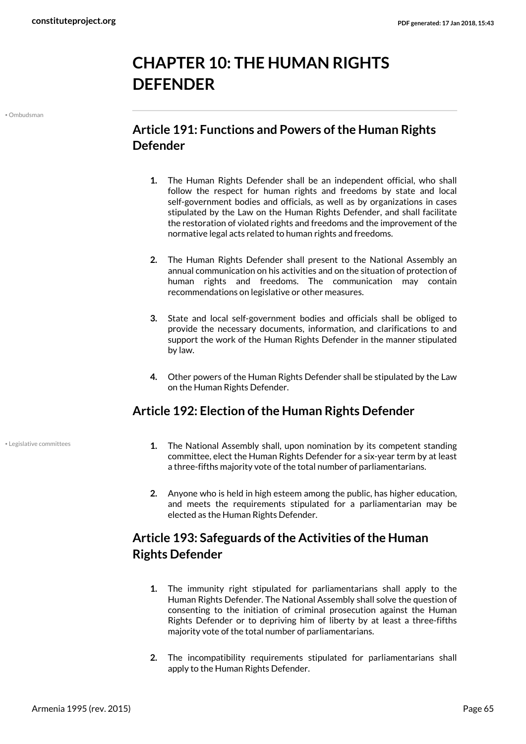# CHAPTER 10: THE HUMAN RIGHTS DEFENDER

• Ombudsman

## Article 191: Functions and Powers of the Human Rights Defender

1. The Human Rights Defender shall be an independent official, who shall follow the respect for human rights and freedoms by state and local self-government bodies and officials, as well as by organizations in cases stipulated by the Law on the Human Rights Defender, and shall facilitate the restoration of violated rights and freedoms and the improvement of the normative legal acts related to human rights and freedoms.

2. The Human Rights Defender shall present to the National Assembly an annual communication on his activities and on the situation of protection of human rights and freedoms. The communication may contain recommendations on legislative or other measures.

3. State and local self-government bodies and officials shall be obliged to provide the necessary documents, information, and clarifications to and support the work of the Human Rights Defender in the manner stipulated by law.

4. Other powers of the Human Rights Defender shall be stipulated by the Law on the Human Rights Defender.

## Article 192: Election of the Human Rights Defender

• Legislative committees

1. The National Assembly shall, upon nomination by its competent standing committee, elect the Human Rights Defender for a six-year term by at least a three-fifths majority vote of the total number of parliamentarians.

2. Anyone who is held in high esteem among the public, has higher education, and meets the requirements stipulated for a parliamentarian may be elected as the Human Rights Defender.

## Article 193: Safeguards of the Activities of the Human Rights Defender

1. The immunity right stipulated for parliamentarians shall apply to the Human Rights Defender. The National Assembly shall solve the question of consenting to the initiation of criminal prosecution against the Human Rights Defender or to depriving him of liberty by at least a three-fifths majority vote of the total number of parliamentarians.

2. The incompatibility requirements stipulated for parliamentarians shall apply to the Human Rights Defender.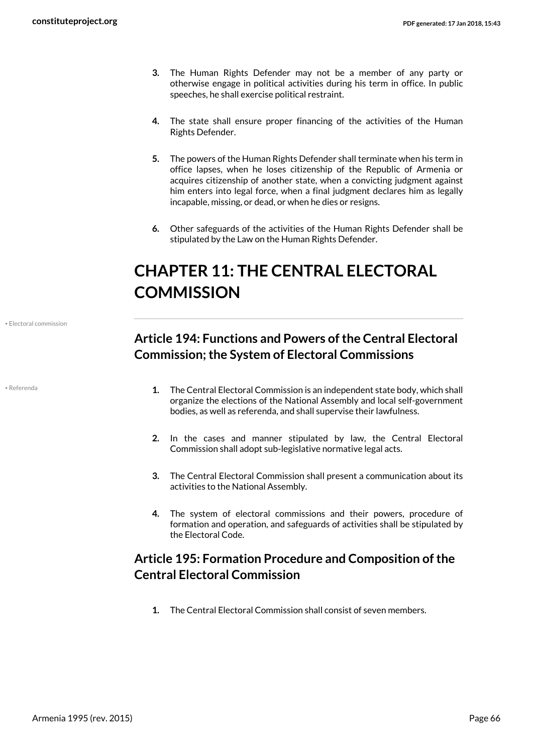3. The Human Rights Defender may not be a member of any party or otherwise engage in political activities during his term in office. In public speeches, he shall exercise political restraint.

4. The state shall ensure proper financing of the activities of the Human Rights Defender.

5. The powers of the Human Rights Defender shall terminate when his term in office lapses, when he loses citizenship of the Republic of Armenia or acquires citizenship of another state, when a convicting judgment against him enters into legal force, when a final judgment declares him as legally incapable, missing, or dead, or when he dies or resigns.

6. Other safeguards of the activities of the Human Rights Defender shall be stipulated by the Law on the Human Rights Defender.

# CHAPTER 11: THE CENTRAL ELECTORAL COMMISSION

• Electoral commission

## Article 194: Functions and Powers of the Central Electoral Commission; the System of Electoral Commissions

• Referenda

1. The Central Electoral Commission is an independent state body, which shall organize the elections of the National Assembly and local self-government bodies, as well as referenda, and shall supervise their lawfulness.

2. In the cases and manner stipulated by law, the Central Electoral Commission shall adopt sub-legislative normative legal acts.

3. The Central Electoral Commission shall present a communication about its activities to the National Assembly.

4. The system of electoral commissions and their powers, procedure of formation and operation, and safeguards of activities shall be stipulated by the Electoral Code.

## Article 195: Formation Procedure and Composition of the Central Electoral Commission

1. The Central Electoral Commission shall consist of seven members.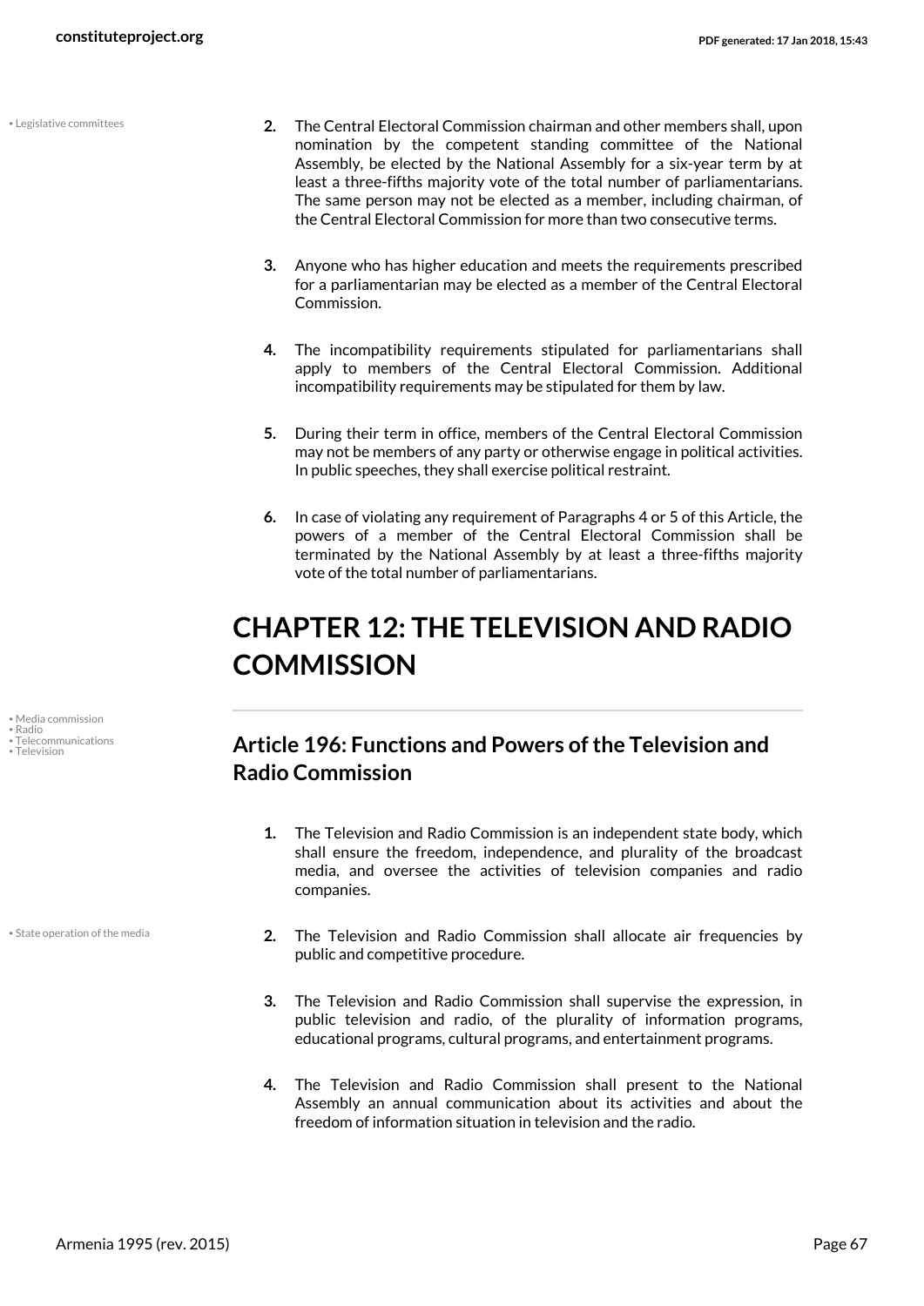2. The Central Electoral Commission chairman and other members shall, upon nomination by the competent standing committee of the National Assembly, be elected by the National Assembly for a six-year term by at least a three-fifths majority vote of the total number of parliamentarians. The same person may not be elected as a member, including chairman, of the Central Electoral Commission for more than two consecutive terms.

3. Anyone who has higher education and meets the requirements prescribed for a parliamentarian may be elected as a member of the Central Electoral Commission.

4. The incompatibility requirements stipulated for parliamentarians shall apply to members of the Central Electoral Commission. Additional incompatibility requirements may be stipulated for them by law.

5. During their term in office, members of the Central Electoral Commission may not be members of any party or otherwise engage in political activities. In public speeches, they shall exercise political restraint.

6. In case of violating any requirement of Paragraphs 4 or 5 of this Article, the powers of a member of the Central Electoral Commission shall be terminated by the National Assembly by at least a three-fifths majority vote of the total number of parliamentarians.

# CHAPTER 12: THE TELEVISION AND RADIO COMMISSION

## Article 196: Functions and Powers of the Television and Radio Commission

1. The Television and Radio Commission is an independent state body, which shall ensure the freedom, independence, and plurality of the broadcast media, and oversee the activities of television companies and radio companies.

2. The Television and Radio Commission shall allocate air frequencies by public and competitive procedure.

3. The Television and Radio Commission shall supervise the expression, in public television and radio, of the plurality of information programs, educational programs, cultural programs, and entertainment programs.

4. The Television and Radio Commission shall present to the National Assembly an annual communication about its activities and about the freedom of information situation in television and the radio.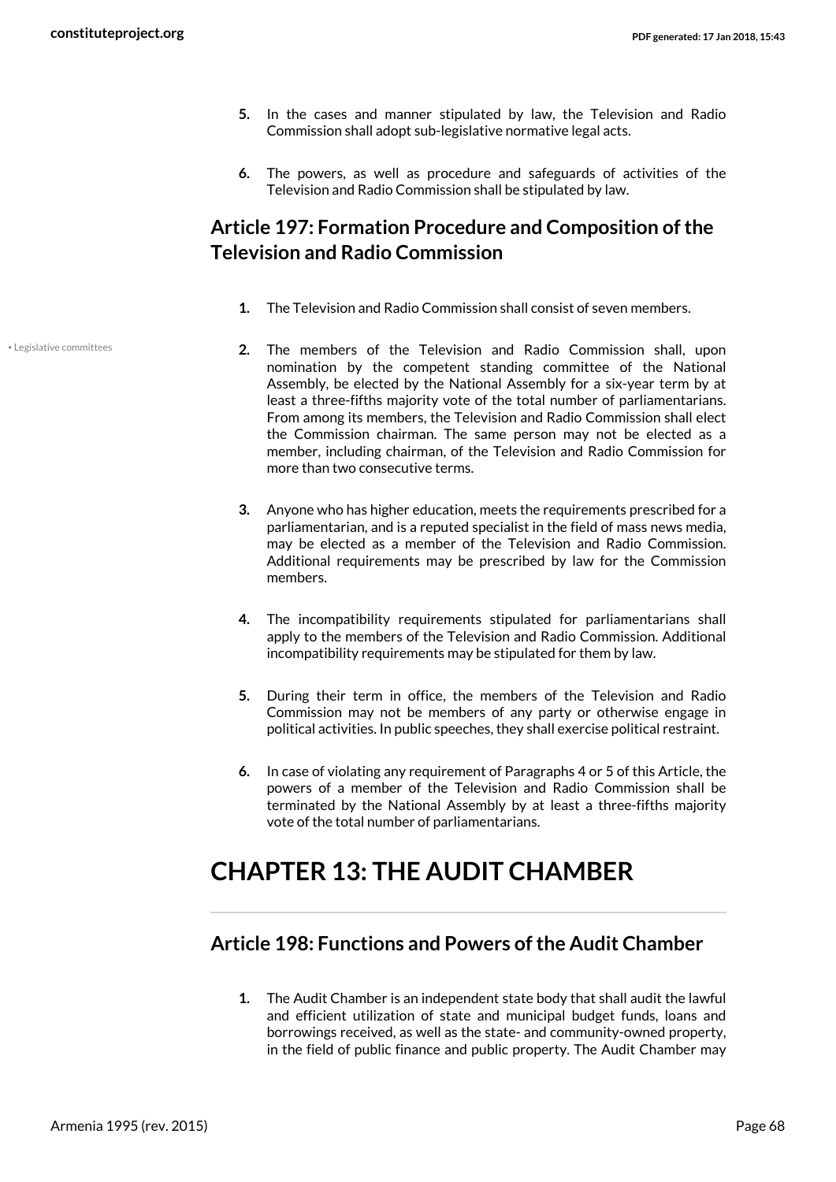5. In the cases and manner stipulated by law, the Television and Radio Commission shall adopt sub-legislative normative legal acts.

6. The powers, as well as procedure and safeguards of activities of the Television and Radio Commission shall be stipulated by law.

## Article 197: Formation Procedure and Composition of the Television and Radio Commission

1. The Television and Radio Commission shall consist of seven members.

2. The members of the Television and Radio Commission shall, upon nomination by the competent standing committee of the National Assembly, be elected by the National Assembly for a six-year term by at least a three-fifths majority vote of the total number of parliamentarians. From among its members, the Television and Radio Commission shall elect the Commission chairman. The same person may not be elected as a member, including chairman, of the Television and Radio Commission for more than two consecutive terms.

3. Anyone who has higher education, meets the requirements prescribed for a parliamentarian, and is a reputed specialist in the field of mass news media, may be elected as a member of the Television and Radio Commission. Additional requirements may be prescribed by law for the Commission members.

4. The incompatibility requirements stipulated for parliamentarians shall apply to the members of the Television and Radio Commission. Additional incompatibility requirements may be stipulated for them by law.

5. During their term in office, the members of the Television and Radio Commission may not be members of any party or otherwise engage in political activities. In public speeches, they shall exercise political restraint.

6. In case of violating any requirement of Paragraphs 4 or 5 of this Article, the powers of a member of the Television and Radio Commission shall be terminated by the National Assembly by at least a three-fifths majority vote of the total number of parliamentarians.

# CHAPTER 13: THE AUDIT CHAMBER

## Article 198: Functions and Powers of the Audit Chamber

1. The Audit Chamber is an independent state body that shall audit the lawful and efficient utilization of state and municipal budget funds, loans and borrowings received, as well as the state- and community-owned property, in the field of public finance and public property. The Audit Chamber may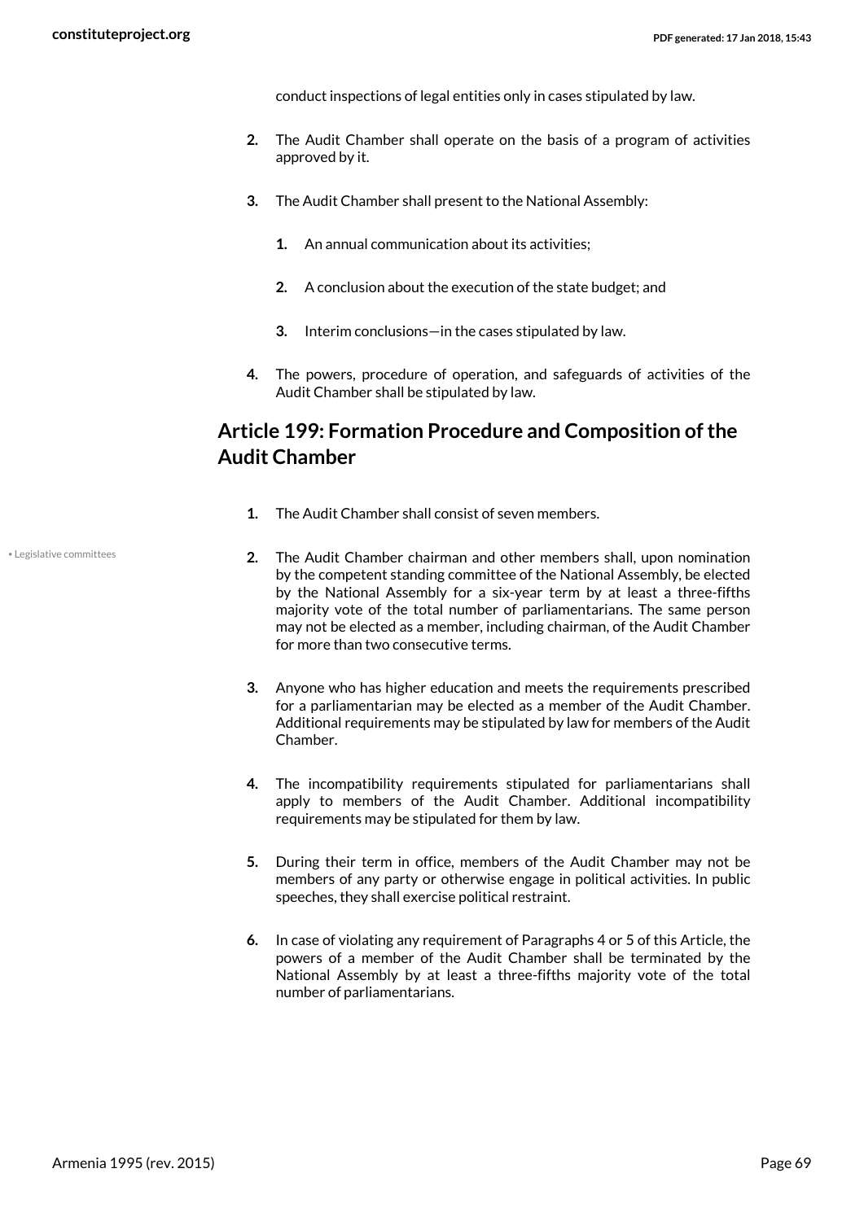conduct inspections of legal entities only in cases stipulated by law.

2. The Audit Chamber shall operate on the basis of a program of activities approved by it.

3. The Audit Chamber shall present to the National Assembly:

    1. An annual communication about its activities;

    2. A conclusion about the execution of the state budget; and

    3. Interim conclusions—in the cases stipulated by law.

4. The powers, procedure of operation, and safeguards of activities of the Audit Chamber shall be stipulated by law.

## Article 199: Formation Procedure and Composition of the Audit Chamber

1. The Audit Chamber shall consist of seven members.

• Legislative committees

2. The Audit Chamber chairman and other members shall, upon nomination by the competent standing committee of the National Assembly, be elected by the National Assembly for a six-year term by at least a three-fifths majority vote of the total number of parliamentarians. The same person may not be elected as a member, including chairman, of the Audit Chamber for more than two consecutive terms.

3. Anyone who has higher education and meets the requirements prescribed for a parliamentarian may be elected as a member of the Audit Chamber. Additional requirements may be stipulated by law for members of the Audit Chamber.

4. The incompatibility requirements stipulated for parliamentarians shall apply to members of the Audit Chamber. Additional incompatibility requirements may be stipulated for them by law.

5. During their term in office, members of the Audit Chamber may not be members of any party or otherwise engage in political activities. In public speeches, they shall exercise political restraint.

6. In case of violating any requirement of Paragraphs 4 or 5 of this Article, the powers of a member of the Audit Chamber shall be terminated by the National Assembly by at least a three-fifths majority vote of the total number of parliamentarians.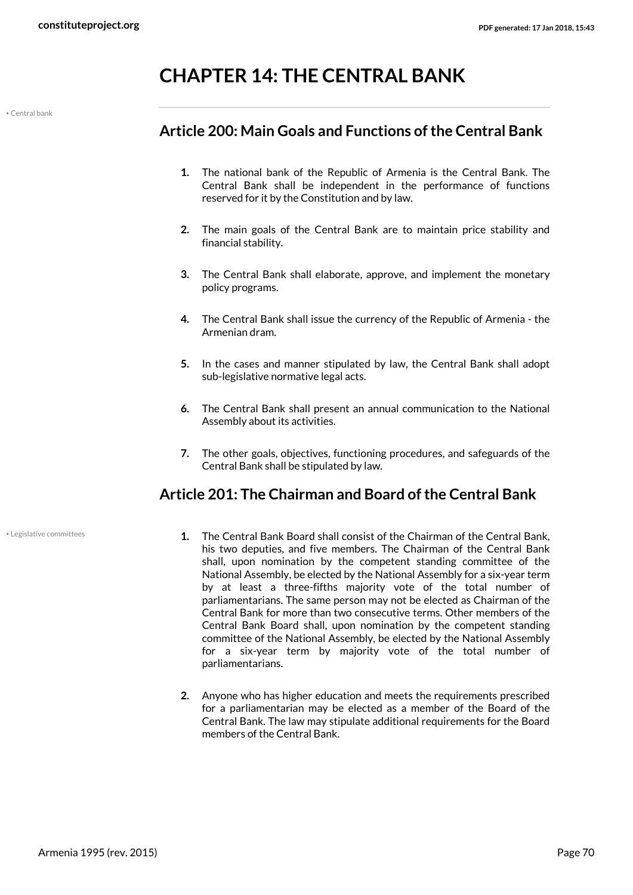# CHAPTER 14: THE CENTRAL BANK

## Article 200: Main Goals and Functions of the Central Bank

1. The national bank of the Republic of Armenia is the Central Bank. The Central Bank shall be independent in the performance of functions reserved for it by the Constitution and by law.

2. The main goals of the Central Bank are to maintain price stability and financial stability.

3. The Central Bank shall elaborate, approve, and implement the monetary policy programs.

4. The Central Bank shall issue the currency of the Republic of Armenia - the Armenian dram.

5. In the cases and manner stipulated by law, the Central Bank shall adopt sub-legislative normative legal acts.

6. The Central Bank shall present an annual communication to the National Assembly about its activities.

7. The other goals, objectives, functioning procedures, and safeguards of the Central Bank shall be stipulated by law.

## Article 201: The Chairman and Board of the Central Bank

1. The Central Bank Board shall consist of the Chairman of the Central Bank, his two deputies, and five members. The Chairman of the Central Bank shall, upon nomination by the competent standing committee of the National Assembly, be elected by the National Assembly for a six-year term by at least a three-fifths majority vote of the total number of parliamentarians. The same person may not be elected as Chairman of the Central Bank for more than two consecutive terms. Other members of the Central Bank Board shall, upon nomination by the competent standing committee of the National Assembly, be elected by the National Assembly for a six-year term by majority vote of the total number of parliamentarians.

2. Anyone who has higher education and meets the requirements prescribed for a parliamentarian may be elected as a member of the Board of the Central Bank. The law may stipulate additional requirements for the Board members of the Central Bank.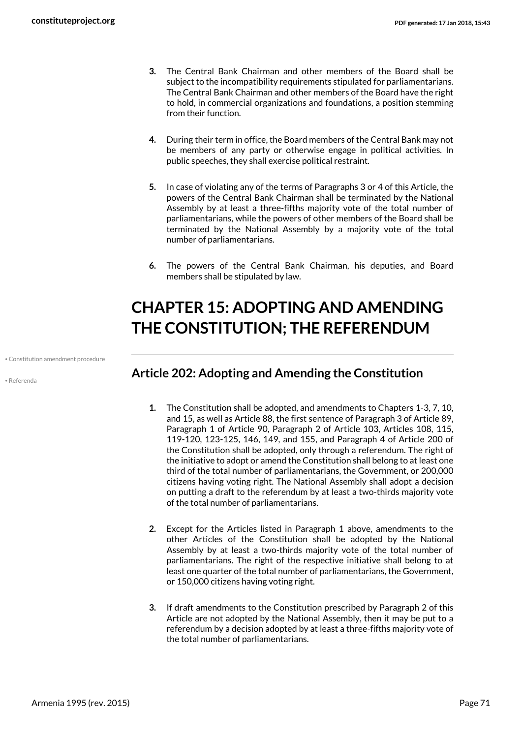3. The Central Bank Chairman and other members of the Board shall be subject to the incompatibility requirements stipulated for parliamentarians. The Central Bank Chairman and other members of the Board have the right to hold, in commercial organizations and foundations, a position stemming from their function.

4. During their term in office, the Board members of the Central Bank may not be members of any party or otherwise engage in political activities. In public speeches, they shall exercise political restraint.

5. In case of violating any of the terms of Paragraphs 3 or 4 of this Article, the powers of the Central Bank Chairman shall be terminated by the National Assembly by at least a three-fifths majority vote of the total number of parliamentarians, while the powers of other members of the Board shall be terminated by the National Assembly by a majority vote of the total number of parliamentarians.

6. The powers of the Central Bank Chairman, his deputies, and Board members shall be stipulated by law.

# CHAPTER 15: ADOPTING AND AMENDING THE CONSTITUTION; THE REFERENDUM

• Constitution amendment procedure

• Referenda

## Article 202: Adopting and Amending the Constitution

1. The Constitution shall be adopted, and amendments to Chapters 1-3, 7, 10, and 15, as well as Article 88, the first sentence of Paragraph 3 of Article 89, Paragraph 1 of Article 90, Paragraph 2 of Article 103, Articles 108, 115, 119-120, 123-125, 146, 149, and 155, and Paragraph 4 of Article 200 of the Constitution shall be adopted, only through a referendum. The right of the initiative to adopt or amend the Constitution shall belong to at least one third of the total number of parliamentarians, the Government, or 200,000 citizens having voting right. The National Assembly shall adopt a decision on putting a draft to the referendum by at least a two-thirds majority vote of the total number of parliamentarians.

2. Except for the Articles listed in Paragraph 1 above, amendments to the other Articles of the Constitution shall be adopted by the National Assembly by at least a two-thirds majority vote of the total number of parliamentarians. The right of the respective initiative shall belong to at least one quarter of the total number of parliamentarians, the Government, or 150,000 citizens having voting right.

3. If draft amendments to the Constitution prescribed by Paragraph 2 of this Article are not adopted by the National Assembly, then it may be put to a referendum by a decision adopted by at least a three-fifths majority vote of the total number of parliamentarians.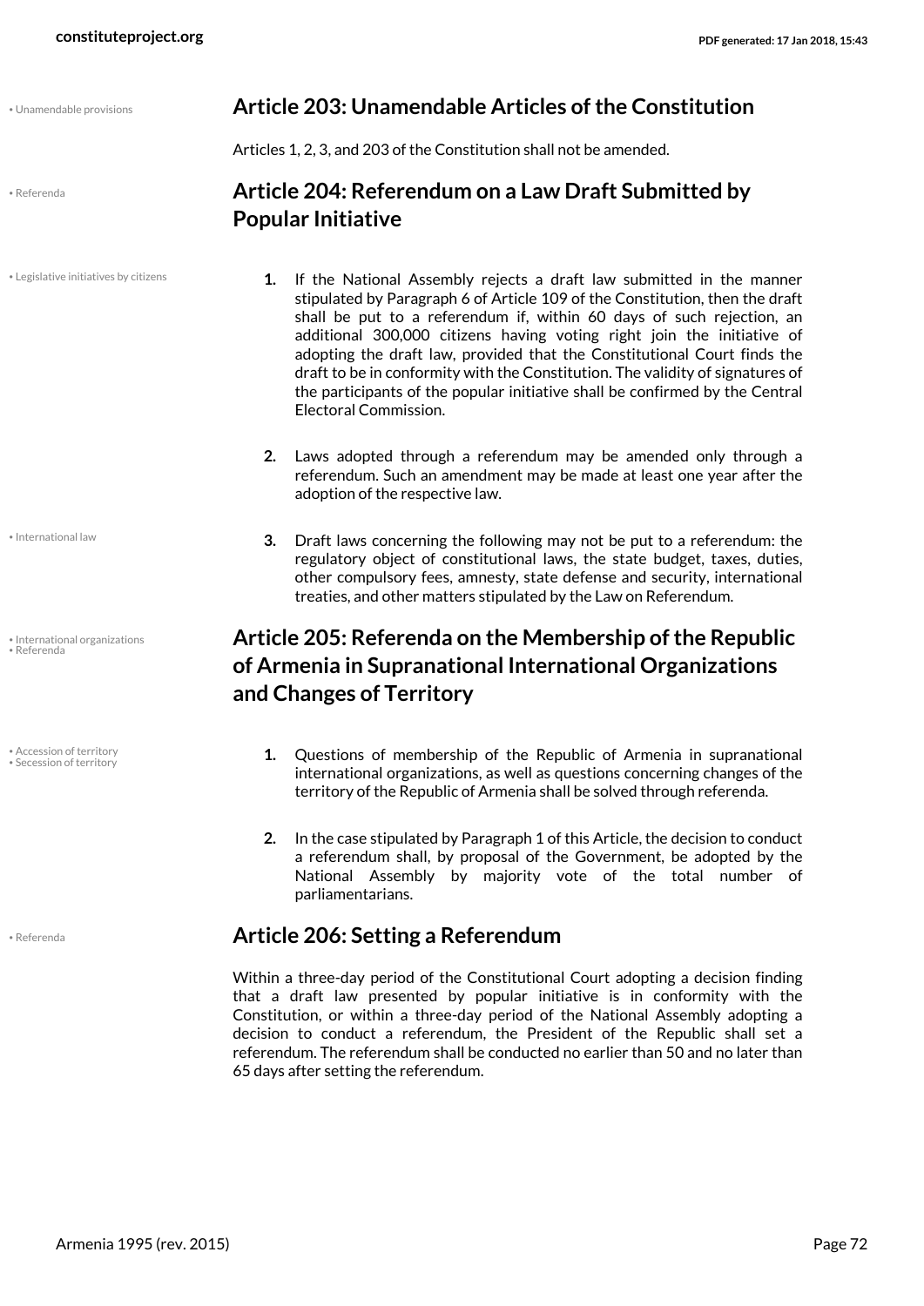## Article 203: Unamendable Articles of the Constitution

Articles 1, 2, 3, and 203 of the Constitution shall not be amended.

## Article 204: Referendum on a Law Draft Submitted by Popular Initiative

1. If the National Assembly rejects a draft law submitted in the manner stipulated by Paragraph 6 of Article 109 of the Constitution, then the draft shall be put to a referendum if, within 60 days of such rejection, an additional 300,000 citizens having voting right join the initiative of adopting the draft law, provided that the Constitutional Court finds the draft to be in conformity with the Constitution. The validity of signatures of the participants of the popular initiative shall be confirmed by the Central Electoral Commission.

2. Laws adopted through a referendum may be amended only through a referendum. Such an amendment may be made at least one year after the adoption of the respective law.

3. Draft laws concerning the following may not be put to a referendum: the regulatory object of constitutional laws, the state budget, taxes, duties, other compulsory fees, amnesty, state defense and security, international treaties, and other matters stipulated by the Law on Referendum.

## Article 205: Referenda on the Membership of the Republic of Armenia in Supranational International Organizations and Changes of Territory

1. Questions of membership of the Republic of Armenia in supranational international organizations, as well as questions concerning changes of the territory of the Republic of Armenia shall be solved through referenda.

2. In the case stipulated by Paragraph 1 of this Article, the decision to conduct a referendum shall, by proposal of the Government, be adopted by the National Assembly by majority vote of the total number of parliamentarians.

## Article 206: Setting a Referendum

Within a three-day period of the Constitutional Court adopting a decision finding that a draft law presented by popular initiative is in conformity with the Constitution, or within a three-day period of the National Assembly adopting a decision to conduct a referendum, the President of the Republic shall set a referendum. The referendum shall be conducted no earlier than 50 and no later than 65 days after setting the referendum.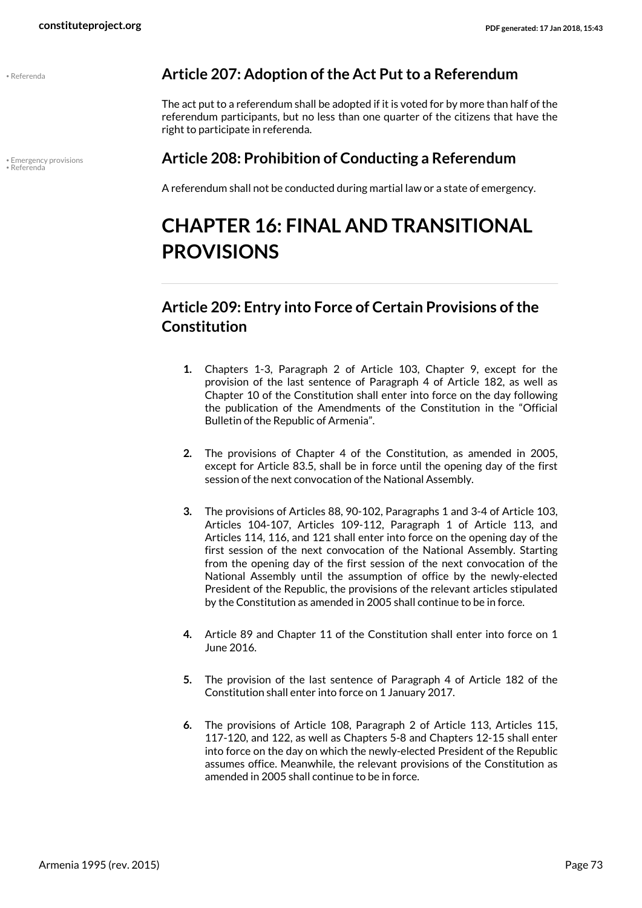## Article 207: Adoption of the Act Put to a Referendum

The act put to a referendum shall be adopted if it is voted for by more than half of the referendum participants, but no less than one quarter of the citizens that have the right to participate in referenda.

## Article 208: Prohibition of Conducting a Referendum

A referendum shall not be conducted during martial law or a state of emergency.

# CHAPTER 16: FINAL AND TRANSITIONAL PROVISIONS

## Article 209: Entry into Force of Certain Provisions of the Constitution

1. Chapters 1-3, Paragraph 2 of Article 103, Chapter 9, except for the provision of the last sentence of Paragraph 4 of Article 182, as well as Chapter 10 of the Constitution shall enter into force on the day following the publication of the Amendments of the Constitution in the "Official Bulletin of the Republic of Armenia".

2. The provisions of Chapter 4 of the Constitution, as amended in 2005, except for Article 83.5, shall be in force until the opening day of the first session of the next convocation of the National Assembly.

3. The provisions of Articles 88, 90-102, Paragraphs 1 and 3-4 of Article 103, Articles 104-107, Articles 109-112, Paragraph 1 of Article 113, and Articles 114, 116, and 121 shall enter into force on the opening day of the first session of the next convocation of the National Assembly. Starting from the opening day of the first session of the next convocation of the National Assembly until the assumption of office by the newly-elected President of the Republic, the provisions of the relevant articles stipulated by the Constitution as amended in 2005 shall continue to be in force.

4. Article 89 and Chapter 11 of the Constitution shall enter into force on 1 June 2016.

5. The provision of the last sentence of Paragraph 4 of Article 182 of the Constitution shall enter into force on 1 January 2017.

6. The provisions of Article 108, Paragraph 2 of Article 113, Articles 115, 117-120, and 122, as well as Chapters 5-8 and Chapters 12-15 shall enter into force on the day on which the newly-elected President of the Republic assumes office. Meanwhile, the relevant provisions of the Constitution as amended in 2005 shall continue to be in force.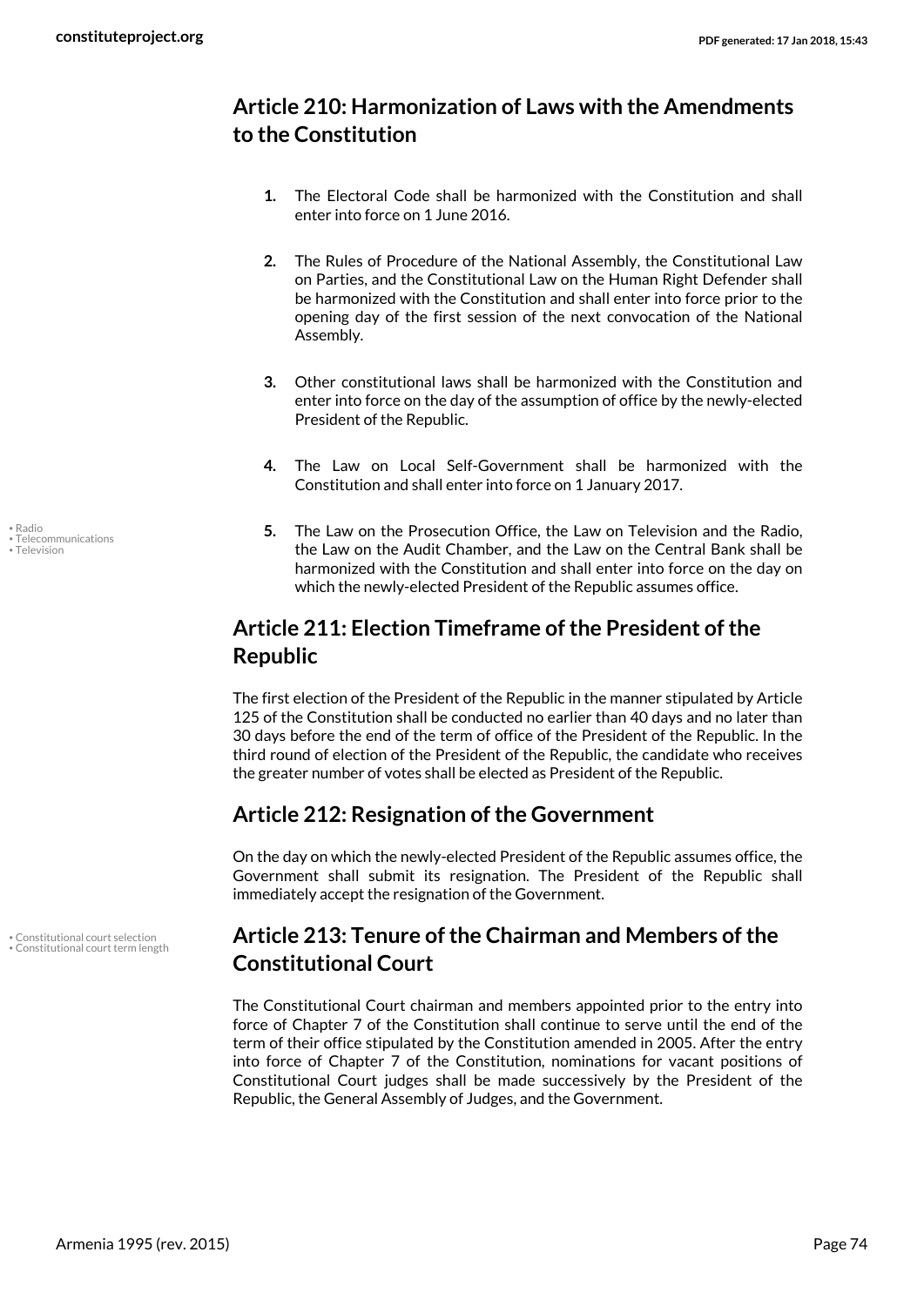## Article 210: Harmonization of Laws with the Amendments to the Constitution

1. The Electoral Code shall be harmonized with the Constitution and shall enter into force on 1 June 2016.

2. The Rules of Procedure of the National Assembly, the Constitutional Law on Parties, and the Constitutional Law on the Human Right Defender shall be harmonized with the Constitution and shall enter into force prior to the opening day of the first session of the next convocation of the National Assembly.

3. Other constitutional laws shall be harmonized with the Constitution and enter into force on the day of the assumption of office by the newly-elected President of the Republic.

4. The Law on Local Self-Government shall be harmonized with the Constitution and shall enter into force on 1 January 2017.

5. The Law on the Prosecution Office, the Law on Television and the Radio, the Law on the Audit Chamber, and the Law on the Central Bank shall be harmonized with the Constitution and shall enter into force on the day on which the newly-elected President of the Republic assumes office.

• Radio
• Telecommunications
• Television

## Article 211: Election Timeframe of the President of the Republic

The first election of the President of the Republic in the manner stipulated by Article 125 of the Constitution shall be conducted no earlier than 40 days and no later than 30 days before the end of the term of office of the President of the Republic. In the third round of election of the President of the Republic, the candidate who receives the greater number of votes shall be elected as President of the Republic.

## Article 212: Resignation of the Government

On the day on which the newly-elected President of the Republic assumes office, the Government shall submit its resignation. The President of the Republic shall immediately accept the resignation of the Government.

## Article 213: Tenure of the Chairman and Members of the Constitutional Court

• Constitutional court selection
• Constitutional court term length

The Constitutional Court chairman and members appointed prior to the entry into force of Chapter 7 of the Constitution shall continue to serve until the end of the term of their office stipulated by the Constitution amended in 2005. After the entry into force of Chapter 7 of the Constitution, nominations for vacant positions of Constitutional Court judges shall be made successively by the President of the Republic, the General Assembly of Judges, and the Government.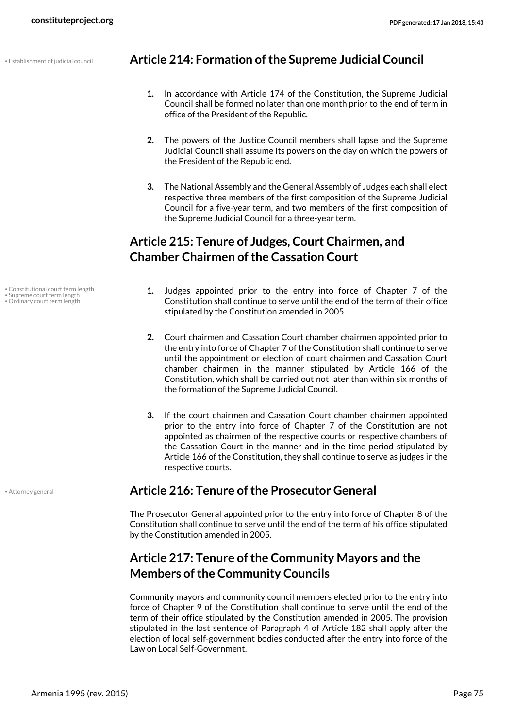## Article 214: Formation of the Supreme Judicial Council

1. In accordance with Article 174 of the Constitution, the Supreme Judicial Council shall be formed no later than one month prior to the end of term in office of the President of the Republic.

2. The powers of the Justice Council members shall lapse and the Supreme Judicial Council shall assume its powers on the day on which the powers of the President of the Republic end.

3. The National Assembly and the General Assembly of Judges each shall elect respective three members of the first composition of the Supreme Judicial Council for a five-year term, and two members of the first composition of the Supreme Judicial Council for a three-year term.

## Article 215: Tenure of Judges, Court Chairmen, and Chamber Chairmen of the Cassation Court

1. Judges appointed prior to the entry into force of Chapter 7 of the Constitution shall continue to serve until the end of the term of their office stipulated by the Constitution amended in 2005.

2. Court chairmen and Cassation Court chamber chairmen appointed prior to the entry into force of Chapter 7 of the Constitution shall continue to serve until the appointment or election of court chairmen and Cassation Court chamber chairmen in the manner stipulated by Article 166 of the Constitution, which shall be carried out not later than within six months of the formation of the Supreme Judicial Council.

3. If the court chairmen and Cassation Court chamber chairmen appointed prior to the entry into force of Chapter 7 of the Constitution are not appointed as chairmen of the respective courts or respective chambers of the Cassation Court in the manner and in the time period stipulated by Article 166 of the Constitution, they shall continue to serve as judges in the respective courts.

## Article 216: Tenure of the Prosecutor General

The Prosecutor General appointed prior to the entry into force of Chapter 8 of the Constitution shall continue to serve until the end of the term of his office stipulated by the Constitution amended in 2005.

## Article 217: Tenure of the Community Mayors and the Members of the Community Councils

Community mayors and community council members elected prior to the entry into force of Chapter 9 of the Constitution shall continue to serve until the end of the term of their office stipulated by the Constitution amended in 2005. The provision stipulated in the last sentence of Paragraph 4 of Article 182 shall apply after the election of local self-government bodies conducted after the entry into force of the Law on Local Self-Government.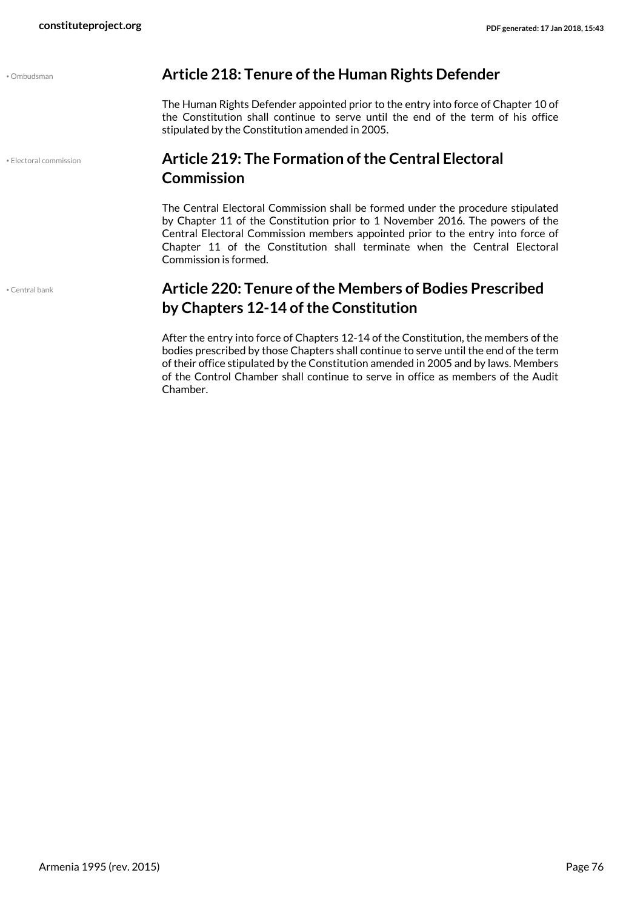• Ombudsman

## Article 218: Tenure of the Human Rights Defender

The Human Rights Defender appointed prior to the entry into force of Chapter 10 of the Constitution shall continue to serve until the end of the term of his office stipulated by the Constitution amended in 2005.

• Electoral commission

## Article 219: The Formation of the Central Electoral Commission

The Central Electoral Commission shall be formed under the procedure stipulated by Chapter 11 of the Constitution prior to 1 November 2016. The powers of the Central Electoral Commission members appointed prior to the entry into force of Chapter 11 of the Constitution shall terminate when the Central Electoral Commission is formed.

• Central bank

## Article 220: Tenure of the Members of Bodies Prescribed by Chapters 12-14 of the Constitution

After the entry into force of Chapters 12-14 of the Constitution, the members of the bodies prescribed by those Chapters shall continue to serve until the end of the term of their office stipulated by the Constitution amended in 2005 and by laws. Members of the Control Chamber shall continue to serve in office as members of the Audit Chamber.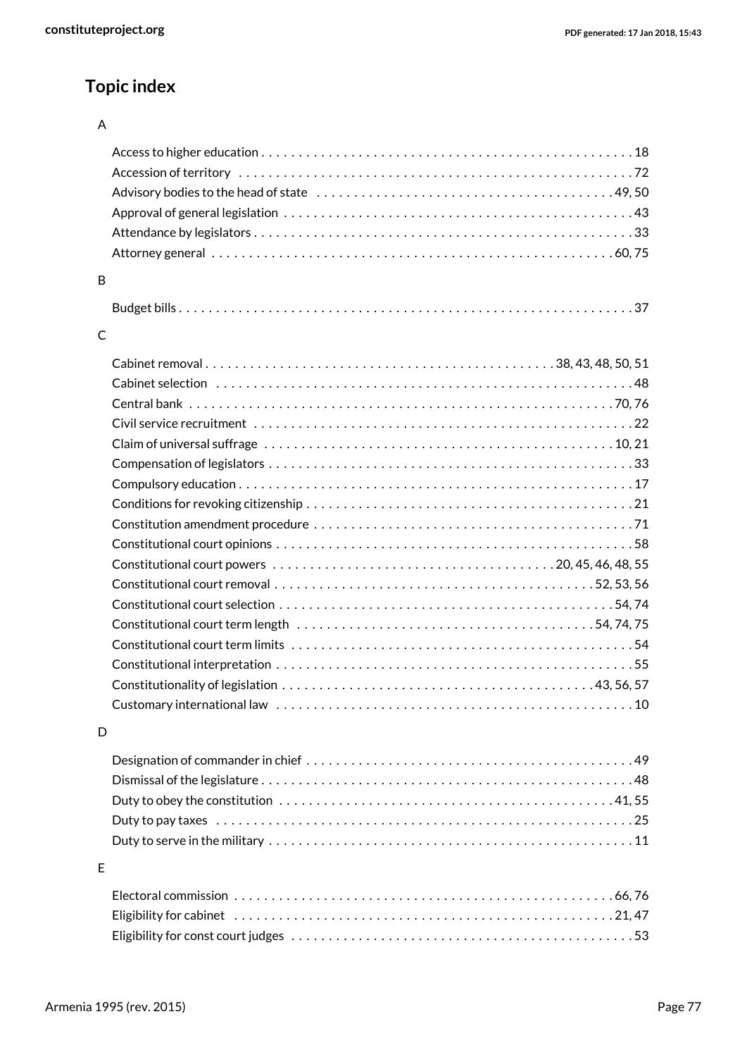## Topic index

### A

- Access to higher education . . . . . 18
- Accession of territory . . . . . 72
- Advisory bodies to the head of state . . . . . 49, 50
- Approval of general legislation . . . . . 43
- Attendance by legislators . . . . . 33
- Attorney general . . . . . 60, 75

### B

- Budget bills . . . . . 37

### C

- Cabinet removal . . . . . 38, 43, 48, 50, 51
- Cabinet selection . . . . . 48
- Central bank . . . . . 70, 76
- Civil service recruitment . . . . . 22
- Claim of universal suffrage . . . . . 10, 21
- Compensation of legislators . . . . . 33
- Compulsory education . . . . . 17
- Conditions for revoking citizenship . . . . . 21
- Constitution amendment procedure . . . . . 71
- Constitutional court opinions . . . . . 58
- Constitutional court powers . . . . . 20, 45, 46, 48, 55
- Constitutional court removal . . . . . 52, 53, 56
- Constitutional court selection . . . . . 54, 74
- Constitutional court term length . . . . . 54, 74, 75
- Constitutional court term limits . . . . . 54
- Constitutional interpretation . . . . . 55
- Constitutionality of legislation . . . . . 43, 56, 57
- Customary international law . . . . . 10

### D

- Designation of commander in chief . . . . . 49
- Dismissal of the legislature . . . . . 48
- Duty to obey the constitution . . . . . 41, 55
- Duty to pay taxes . . . . . 25
- Duty to serve in the military . . . . . 11

### E

- Electoral commission . . . . . 66, 76
- Eligibility for cabinet . . . . . 21, 47
- Eligibility for const court judges . . . . . 53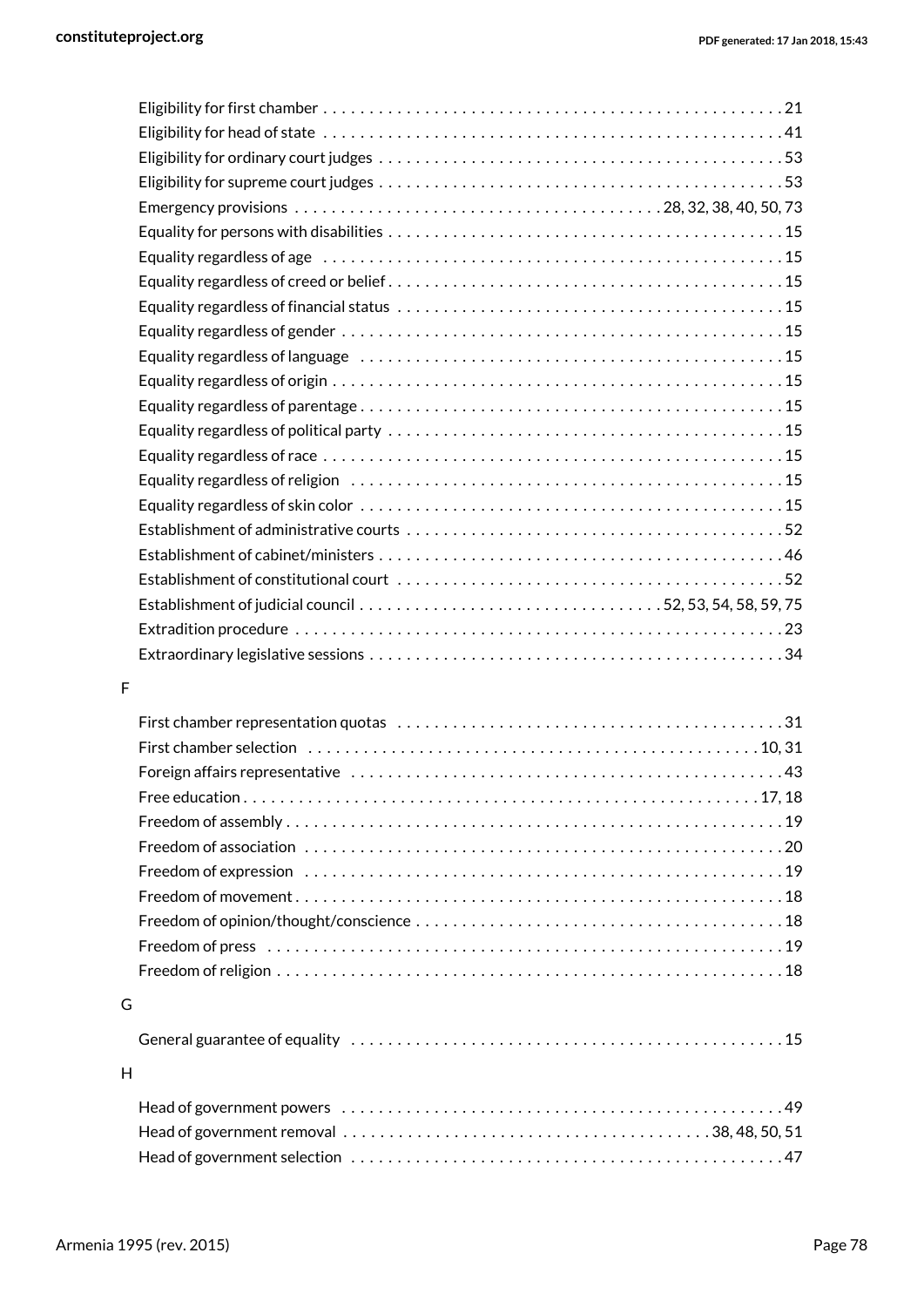Eligibility for first chamber . . . . . . . . . . . . . . . . . . . . . . . . . . . . . . . . . . . . . . . . . . . . . . . . . . 21
Eligibility for head of state . . . . . . . . . . . . . . . . . . . . . . . . . . . . . . . . . . . . . . . . . . . . . . . . . . 41
Eligibility for ordinary court judges . . . . . . . . . . . . . . . . . . . . . . . . . . . . . . . . . . . . . . . . . . . 53
Eligibility for supreme court judges . . . . . . . . . . . . . . . . . . . . . . . . . . . . . . . . . . . . . . . . . . . 53
Emergency provisions . . . . . . . . . . . . . . . . . . . . . . . . . . . . . . . . . . . . . . 28, 32, 38, 40, 50, 73
Equality for persons with disabilities . . . . . . . . . . . . . . . . . . . . . . . . . . . . . . . . . . . . . . . . . . 15
Equality regardless of age . . . . . . . . . . . . . . . . . . . . . . . . . . . . . . . . . . . . . . . . . . . . . . . . . . 15
Equality regardless of creed or belief . . . . . . . . . . . . . . . . . . . . . . . . . . . . . . . . . . . . . . . . . . 15
Equality regardless of financial status . . . . . . . . . . . . . . . . . . . . . . . . . . . . . . . . . . . . . . . . . 15
Equality regardless of gender . . . . . . . . . . . . . . . . . . . . . . . . . . . . . . . . . . . . . . . . . . . . . . . 15
Equality regardless of language . . . . . . . . . . . . . . . . . . . . . . . . . . . . . . . . . . . . . . . . . . . . . 15
Equality regardless of origin . . . . . . . . . . . . . . . . . . . . . . . . . . . . . . . . . . . . . . . . . . . . . . . . 15
Equality regardless of parentage . . . . . . . . . . . . . . . . . . . . . . . . . . . . . . . . . . . . . . . . . . . . . 15
Equality regardless of political party . . . . . . . . . . . . . . . . . . . . . . . . . . . . . . . . . . . . . . . . . . 15
Equality regardless of race . . . . . . . . . . . . . . . . . . . . . . . . . . . . . . . . . . . . . . . . . . . . . . . . . 15
Equality regardless of religion . . . . . . . . . . . . . . . . . . . . . . . . . . . . . . . . . . . . . . . . . . . . . . . 15
Equality regardless of skin color . . . . . . . . . . . . . . . . . . . . . . . . . . . . . . . . . . . . . . . . . . . . . 15
Establishment of administrative courts . . . . . . . . . . . . . . . . . . . . . . . . . . . . . . . . . . . . . . . . 52
Establishment of cabinet/ministers . . . . . . . . . . . . . . . . . . . . . . . . . . . . . . . . . . . . . . . . . . . 46
Establishment of constitutional court . . . . . . . . . . . . . . . . . . . . . . . . . . . . . . . . . . . . . . . . . 52
Establishment of judicial council . . . . . . . . . . . . . . . . . . . . . . . . . . . . . . . . 52, 53, 54, 58, 59, 75
Extradition procedure . . . . . . . . . . . . . . . . . . . . . . . . . . . . . . . . . . . . . . . . . . . . . . . . . . . . 23
Extraordinary legislative sessions . . . . . . . . . . . . . . . . . . . . . . . . . . . . . . . . . . . . . . . . . . . . 34

F

First chamber representation quotas . . . . . . . . . . . . . . . . . . . . . . . . . . . . . . . . . . . . . . . . . 31
First chamber selection . . . . . . . . . . . . . . . . . . . . . . . . . . . . . . . . . . . . . . . . . . . . . . . . 10, 31
Foreign affairs representative . . . . . . . . . . . . . . . . . . . . . . . . . . . . . . . . . . . . . . . . . . . . . . 43
Free education . . . . . . . . . . . . . . . . . . . . . . . . . . . . . . . . . . . . . . . . . . . . . . . . . . . . . . . 17, 18
Freedom of assembly . . . . . . . . . . . . . . . . . . . . . . . . . . . . . . . . . . . . . . . . . . . . . . . . . . . . . 19
Freedom of association . . . . . . . . . . . . . . . . . . . . . . . . . . . . . . . . . . . . . . . . . . . . . . . . . . . 20
Freedom of expression . . . . . . . . . . . . . . . . . . . . . . . . . . . . . . . . . . . . . . . . . . . . . . . . . . . 19
Freedom of movement . . . . . . . . . . . . . . . . . . . . . . . . . . . . . . . . . . . . . . . . . . . . . . . . . . . . 18
Freedom of opinion/thought/conscience . . . . . . . . . . . . . . . . . . . . . . . . . . . . . . . . . . . . . . . 18
Freedom of press . . . . . . . . . . . . . . . . . . . . . . . . . . . . . . . . . . . . . . . . . . . . . . . . . . . . . . . 19
Freedom of religion . . . . . . . . . . . . . . . . . . . . . . . . . . . . . . . . . . . . . . . . . . . . . . . . . . . . . . 18

G

General guarantee of equality . . . . . . . . . . . . . . . . . . . . . . . . . . . . . . . . . . . . . . . . . . . . . . . 15

H

Head of government powers . . . . . . . . . . . . . . . . . . . . . . . . . . . . . . . . . . . . . . . . . . . . . . . 49
Head of government removal . . . . . . . . . . . . . . . . . . . . . . . . . . . . . . . . . . . . . . . 38, 48, 50, 51
Head of government selection . . . . . . . . . . . . . . . . . . . . . . . . . . . . . . . . . . . . . . . . . . . . . . 47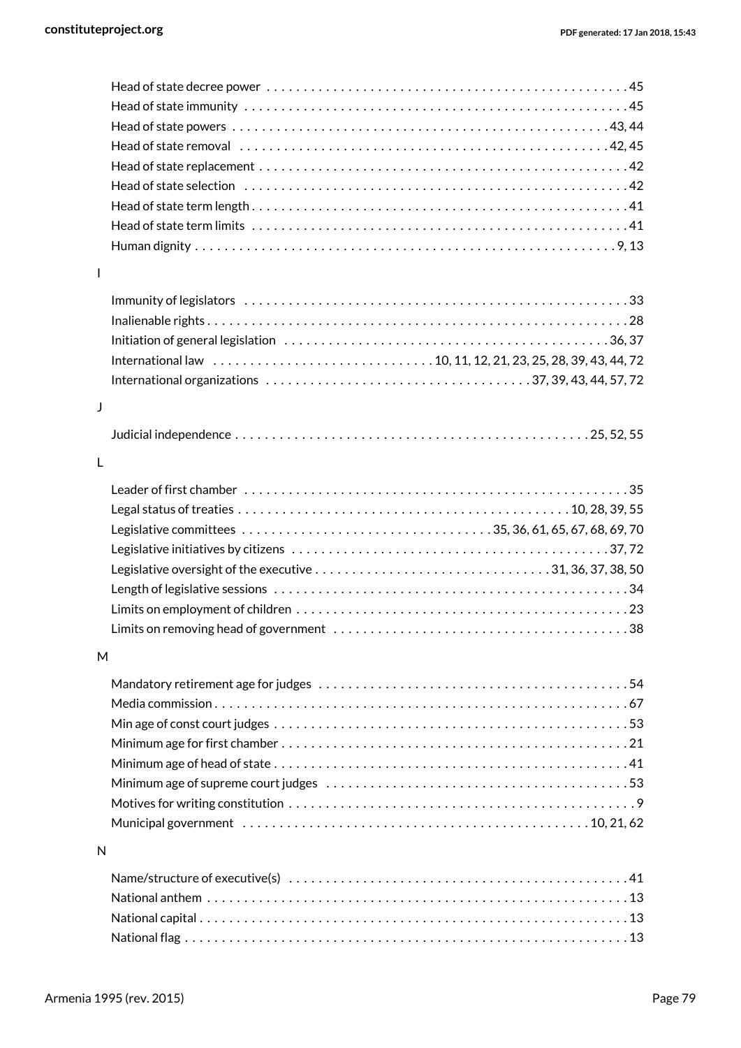- Head of state decree power . . . . . . . . . . 45
- Head of state immunity . . . . . . . . . . 45
- Head of state powers . . . . . . . . . . 43, 44
- Head of state removal . . . . . . . . . . 42, 45
- Head of state replacement . . . . . . . . . . 42
- Head of state selection . . . . . . . . . . 42
- Head of state term length . . . . . . . . . . 41
- Head of state term limits . . . . . . . . . . 41
- Human dignity . . . . . . . . . . 9, 13

I

- Immunity of legislators . . . . . . . . . . 33
- Inalienable rights . . . . . . . . . . 28
- Initiation of general legislation . . . . . . . . . . 36, 37
- International law . . . . . . . . . . 10, 11, 12, 21, 23, 25, 28, 39, 43, 44, 72
- International organizations . . . . . . . . . . 37, 39, 43, 44, 57, 72

J

- Judicial independence . . . . . . . . . . 25, 52, 55

L

- Leader of first chamber . . . . . . . . . . 35
- Legal status of treaties . . . . . . . . . . 10, 28, 39, 55
- Legislative committees . . . . . . . . . . 35, 36, 61, 65, 67, 68, 69, 70
- Legislative initiatives by citizens . . . . . . . . . . 37, 72
- Legislative oversight of the executive . . . . . . . . . . 31, 36, 37, 38, 50
- Length of legislative sessions . . . . . . . . . . 34
- Limits on employment of children . . . . . . . . . . 23
- Limits on removing head of government . . . . . . . . . . 38

M

- Mandatory retirement age for judges . . . . . . . . . . 54
- Media commission . . . . . . . . . . 67
- Min age of const court judges . . . . . . . . . . 53
- Minimum age for first chamber . . . . . . . . . . 21
- Minimum age of head of state . . . . . . . . . . 41
- Minimum age of supreme court judges . . . . . . . . . . 53
- Motives for writing constitution . . . . . . . . . . 9
- Municipal government . . . . . . . . . . 10, 21, 62

N

- Name/structure of executive(s) . . . . . . . . . . 41
- National anthem . . . . . . . . . . 13
- National capital . . . . . . . . . . 13
- National flag . . . . . . . . . . 13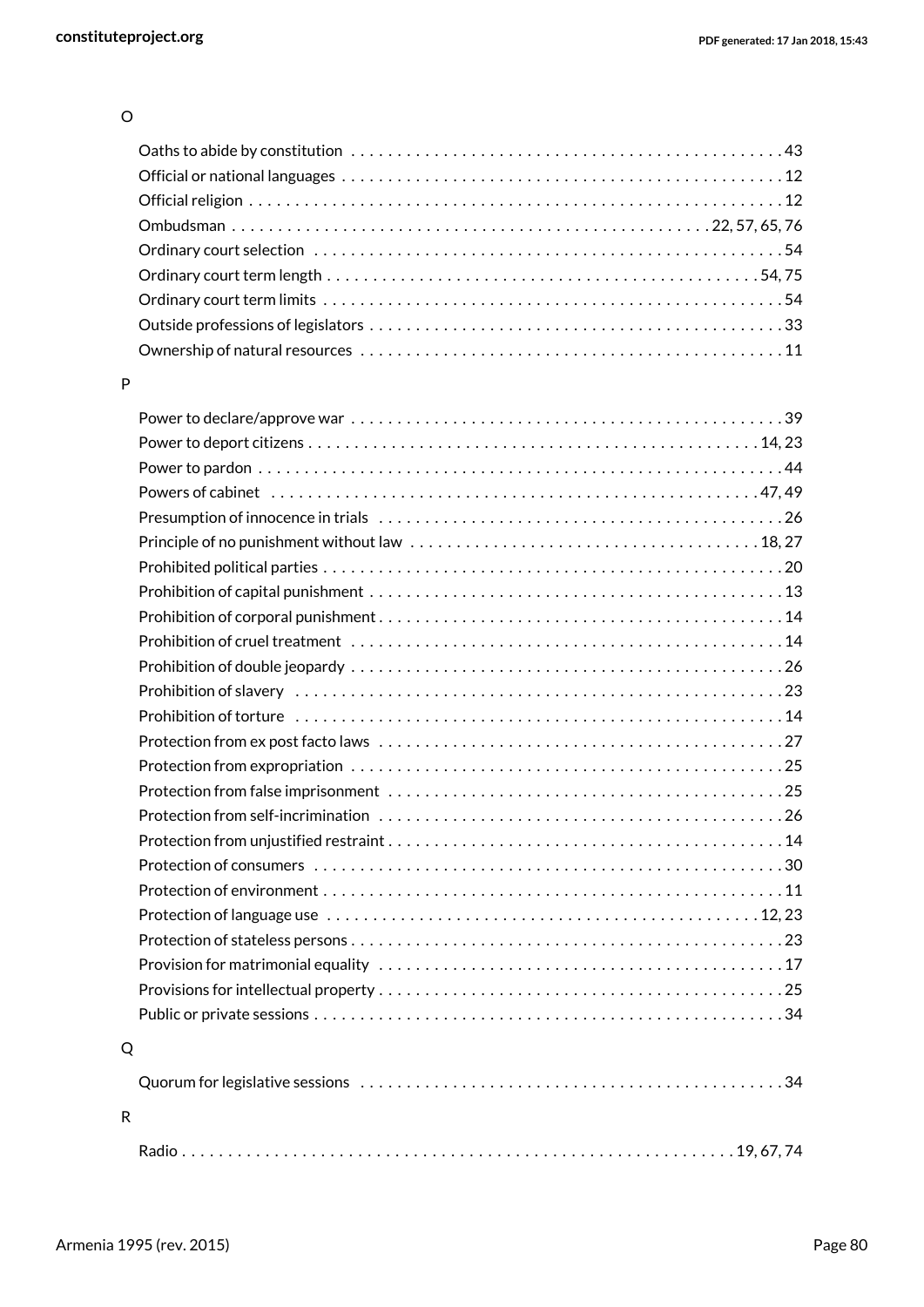O

Oaths to abide by constitution . . . . . . . . . . . . . . . . . . . . . . . . . . . . . . . . . . . . . . . . . . . . . . 43
Official or national languages . . . . . . . . . . . . . . . . . . . . . . . . . . . . . . . . . . . . . . . . . . . . . . . 12
Official religion . . . . . . . . . . . . . . . . . . . . . . . . . . . . . . . . . . . . . . . . . . . . . . . . . . . . . . . . . . 12
Ombudsman . . . . . . . . . . . . . . . . . . . . . . . . . . . . . . . . . . . . . . . . . . . . . . . . . . 22, 57, 65, 76
Ordinary court selection . . . . . . . . . . . . . . . . . . . . . . . . . . . . . . . . . . . . . . . . . . . . . . . . . . . 54
Ordinary court term length . . . . . . . . . . . . . . . . . . . . . . . . . . . . . . . . . . . . . . . . . . . . . . 54, 75
Ordinary court term limits . . . . . . . . . . . . . . . . . . . . . . . . . . . . . . . . . . . . . . . . . . . . . . . . . . 54
Outside professions of legislators . . . . . . . . . . . . . . . . . . . . . . . . . . . . . . . . . . . . . . . . . . . . 33
Ownership of natural resources . . . . . . . . . . . . . . . . . . . . . . . . . . . . . . . . . . . . . . . . . . . . . 11

P

Power to declare/approve war . . . . . . . . . . . . . . . . . . . . . . . . . . . . . . . . . . . . . . . . . . . . . . 39
Power to deport citizens . . . . . . . . . . . . . . . . . . . . . . . . . . . . . . . . . . . . . . . . . . . . . . . . 14, 23
Power to pardon . . . . . . . . . . . . . . . . . . . . . . . . . . . . . . . . . . . . . . . . . . . . . . . . . . . . . . . . . 44
Powers of cabinet . . . . . . . . . . . . . . . . . . . . . . . . . . . . . . . . . . . . . . . . . . . . . . . . . . . . . 47, 49
Presumption of innocence in trials . . . . . . . . . . . . . . . . . . . . . . . . . . . . . . . . . . . . . . . . . . . 26
Principle of no punishment without law . . . . . . . . . . . . . . . . . . . . . . . . . . . . . . . . . . . . . 18, 27
Prohibited political parties . . . . . . . . . . . . . . . . . . . . . . . . . . . . . . . . . . . . . . . . . . . . . . . . . . 20
Prohibition of capital punishment . . . . . . . . . . . . . . . . . . . . . . . . . . . . . . . . . . . . . . . . . . . . 13
Prohibition of corporal punishment . . . . . . . . . . . . . . . . . . . . . . . . . . . . . . . . . . . . . . . . . . . 14
Prohibition of cruel treatment . . . . . . . . . . . . . . . . . . . . . . . . . . . . . . . . . . . . . . . . . . . . . . . 14
Prohibition of double jeopardy . . . . . . . . . . . . . . . . . . . . . . . . . . . . . . . . . . . . . . . . . . . . . . 26
Prohibition of slavery . . . . . . . . . . . . . . . . . . . . . . . . . . . . . . . . . . . . . . . . . . . . . . . . . . . . . 23
Prohibition of torture . . . . . . . . . . . . . . . . . . . . . . . . . . . . . . . . . . . . . . . . . . . . . . . . . . . . . 14
Protection from ex post facto laws . . . . . . . . . . . . . . . . . . . . . . . . . . . . . . . . . . . . . . . . . . . 27
Protection from expropriation . . . . . . . . . . . . . . . . . . . . . . . . . . . . . . . . . . . . . . . . . . . . . . . 25
Protection from false imprisonment . . . . . . . . . . . . . . . . . . . . . . . . . . . . . . . . . . . . . . . . . . 25
Protection from self-incrimination . . . . . . . . . . . . . . . . . . . . . . . . . . . . . . . . . . . . . . . . . . . 26
Protection from unjustified restraint . . . . . . . . . . . . . . . . . . . . . . . . . . . . . . . . . . . . . . . . . . 14
Protection of consumers . . . . . . . . . . . . . . . . . . . . . . . . . . . . . . . . . . . . . . . . . . . . . . . . . . . 30
Protection of environment . . . . . . . . . . . . . . . . . . . . . . . . . . . . . . . . . . . . . . . . . . . . . . . . . 11
Protection of language use . . . . . . . . . . . . . . . . . . . . . . . . . . . . . . . . . . . . . . . . . . . . . . 12, 23
Protection of stateless persons . . . . . . . . . . . . . . . . . . . . . . . . . . . . . . . . . . . . . . . . . . . . . . 23
Provision for matrimonial equality . . . . . . . . . . . . . . . . . . . . . . . . . . . . . . . . . . . . . . . . . . . . 17
Provisions for intellectual property . . . . . . . . . . . . . . . . . . . . . . . . . . . . . . . . . . . . . . . . . . . 25
Public or private sessions . . . . . . . . . . . . . . . . . . . . . . . . . . . . . . . . . . . . . . . . . . . . . . . . . . 34

Q

Quorum for legislative sessions . . . . . . . . . . . . . . . . . . . . . . . . . . . . . . . . . . . . . . . . . . . . . 34

R

Radio . . . . . . . . . . . . . . . . . . . . . . . . . . . . . . . . . . . . . . . . . . . . . . . . . . . . . . . . . . . 19, 67, 74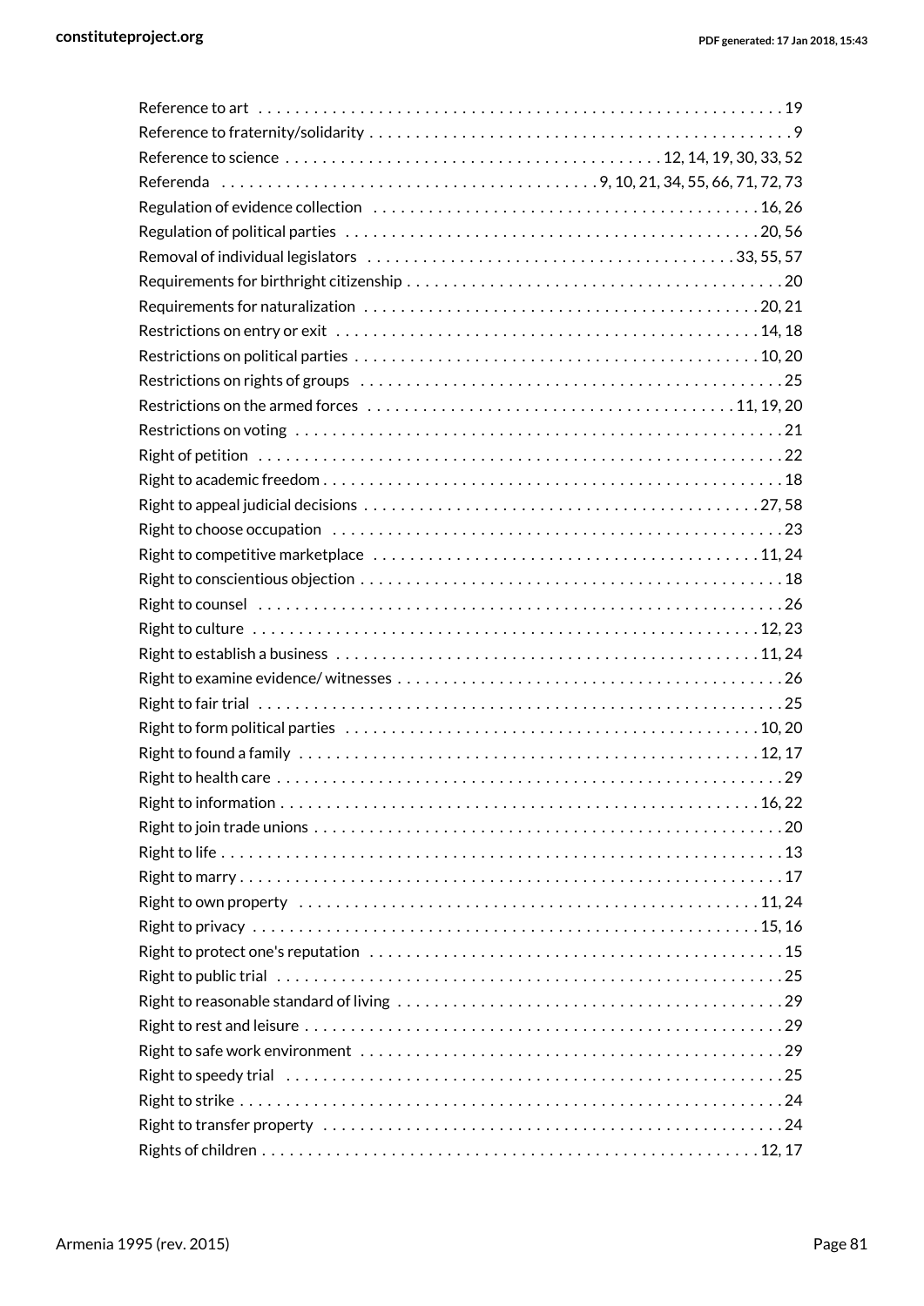Reference to art . . . . . . . . . . . . . . . . . . . . . . . . . . . . . . . . . . . . . . . . . . . . . . . . . . . . . . . . . 19
Reference to fraternity/solidarity . . . . . . . . . . . . . . . . . . . . . . . . . . . . . . . . . . . . . . . . . . . . . . 9
Reference to science . . . . . . . . . . . . . . . . . . . . . . . . . . . . . . . . . . . . . . . . 12, 14, 19, 30, 33, 52
Referenda . . . . . . . . . . . . . . . . . . . . . . . . . . . . . . . . . . . . . . . . 9, 10, 21, 34, 55, 66, 71, 72, 73
Regulation of evidence collection . . . . . . . . . . . . . . . . . . . . . . . . . . . . . . . . . . . . . . . . . 16, 26
Regulation of political parties . . . . . . . . . . . . . . . . . . . . . . . . . . . . . . . . . . . . . . . . . . . . . 20, 56
Removal of individual legislators . . . . . . . . . . . . . . . . . . . . . . . . . . . . . . . . . . . . . . . 33, 55, 57
Requirements for birthright citizenship . . . . . . . . . . . . . . . . . . . . . . . . . . . . . . . . . . . . . . . . . 20
Requirements for naturalization . . . . . . . . . . . . . . . . . . . . . . . . . . . . . . . . . . . . . . . . . . . 20, 21
Restrictions on entry or exit . . . . . . . . . . . . . . . . . . . . . . . . . . . . . . . . . . . . . . . . . . . . . . 14, 18
Restrictions on political parties . . . . . . . . . . . . . . . . . . . . . . . . . . . . . . . . . . . . . . . . . . . . 10, 20
Restrictions on rights of groups . . . . . . . . . . . . . . . . . . . . . . . . . . . . . . . . . . . . . . . . . . . . . . 25
Restrictions on the armed forces . . . . . . . . . . . . . . . . . . . . . . . . . . . . . . . . . . . . . . . 11, 19, 20
Restrictions on voting . . . . . . . . . . . . . . . . . . . . . . . . . . . . . . . . . . . . . . . . . . . . . . . . . . . . . 21
Right of petition . . . . . . . . . . . . . . . . . . . . . . . . . . . . . . . . . . . . . . . . . . . . . . . . . . . . . . . . . 22
Right to academic freedom . . . . . . . . . . . . . . . . . . . . . . . . . . . . . . . . . . . . . . . . . . . . . . . . . 18
Right to appeal judicial decisions . . . . . . . . . . . . . . . . . . . . . . . . . . . . . . . . . . . . . . . . . . 27, 58
Right to choose occupation . . . . . . . . . . . . . . . . . . . . . . . . . . . . . . . . . . . . . . . . . . . . . . . . . 23
Right to competitive marketplace . . . . . . . . . . . . . . . . . . . . . . . . . . . . . . . . . . . . . . . . . . 11, 24
Right to conscientious objection . . . . . . . . . . . . . . . . . . . . . . . . . . . . . . . . . . . . . . . . . . . . . . 18
Right to counsel . . . . . . . . . . . . . . . . . . . . . . . . . . . . . . . . . . . . . . . . . . . . . . . . . . . . . . . . . 26
Right to culture . . . . . . . . . . . . . . . . . . . . . . . . . . . . . . . . . . . . . . . . . . . . . . . . . . . . . . . 12, 23
Right to establish a business . . . . . . . . . . . . . . . . . . . . . . . . . . . . . . . . . . . . . . . . . . . . . . 11, 24
Right to examine evidence/ witnesses . . . . . . . . . . . . . . . . . . . . . . . . . . . . . . . . . . . . . . . . . . 26
Right to fair trial . . . . . . . . . . . . . . . . . . . . . . . . . . . . . . . . . . . . . . . . . . . . . . . . . . . . . . . . . 25
Right to form political parties . . . . . . . . . . . . . . . . . . . . . . . . . . . . . . . . . . . . . . . . . . . . . 10, 20
Right to found a family . . . . . . . . . . . . . . . . . . . . . . . . . . . . . . . . . . . . . . . . . . . . . . . . . . 12, 17
Right to health care . . . . . . . . . . . . . . . . . . . . . . . . . . . . . . . . . . . . . . . . . . . . . . . . . . . . . . . 29
Right to information . . . . . . . . . . . . . . . . . . . . . . . . . . . . . . . . . . . . . . . . . . . . . . . . . . . 16, 22
Right to join trade unions . . . . . . . . . . . . . . . . . . . . . . . . . . . . . . . . . . . . . . . . . . . . . . . . . . 20
Right to life . . . . . . . . . . . . . . . . . . . . . . . . . . . . . . . . . . . . . . . . . . . . . . . . . . . . . . . . . . . . . 13
Right to marry . . . . . . . . . . . . . . . . . . . . . . . . . . . . . . . . . . . . . . . . . . . . . . . . . . . . . . . . . . . 17
Right to own property . . . . . . . . . . . . . . . . . . . . . . . . . . . . . . . . . . . . . . . . . . . . . . . . . . 11, 24
Right to privacy . . . . . . . . . . . . . . . . . . . . . . . . . . . . . . . . . . . . . . . . . . . . . . . . . . . . . . . 15, 16
Right to protect one's reputation . . . . . . . . . . . . . . . . . . . . . . . . . . . . . . . . . . . . . . . . . . . . . 15
Right to public trial . . . . . . . . . . . . . . . . . . . . . . . . . . . . . . . . . . . . . . . . . . . . . . . . . . . . . . . 25
Right to reasonable standard of living . . . . . . . . . . . . . . . . . . . . . . . . . . . . . . . . . . . . . . . . . 29
Right to rest and leisure . . . . . . . . . . . . . . . . . . . . . . . . . . . . . . . . . . . . . . . . . . . . . . . . . . . 29
Right to safe work environment . . . . . . . . . . . . . . . . . . . . . . . . . . . . . . . . . . . . . . . . . . . . . . 29
Right to speedy trial . . . . . . . . . . . . . . . . . . . . . . . . . . . . . . . . . . . . . . . . . . . . . . . . . . . . . . 25
Right to strike . . . . . . . . . . . . . . . . . . . . . . . . . . . . . . . . . . . . . . . . . . . . . . . . . . . . . . . . . . . 24
Right to transfer property . . . . . . . . . . . . . . . . . . . . . . . . . . . . . . . . . . . . . . . . . . . . . . . . . . 24
Rights of children . . . . . . . . . . . . . . . . . . . . . . . . . . . . . . . . . . . . . . . . . . . . . . . . . . . . . 12, 17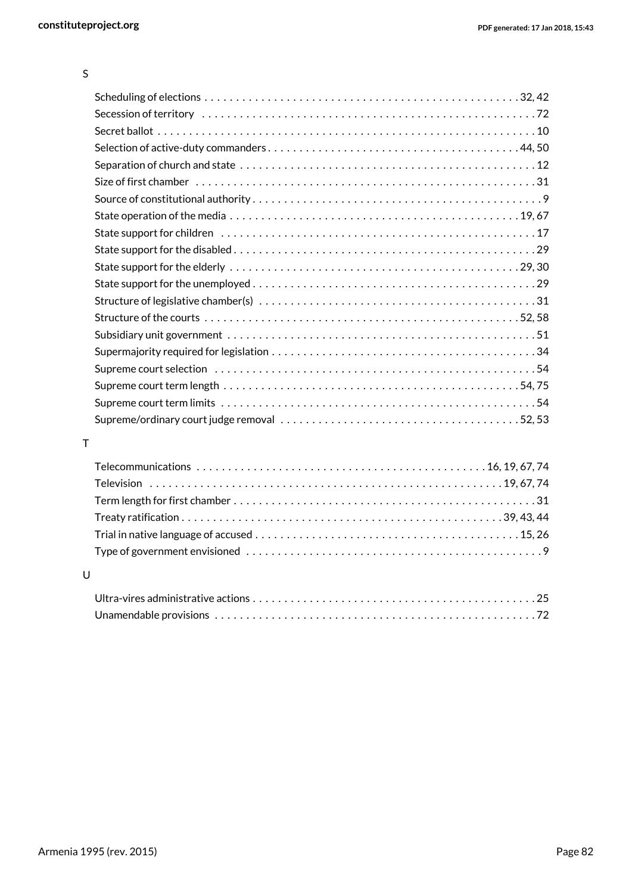## S

- Scheduling of elections . . . 32, 42
- Secession of territory . . . 72
- Secret ballot . . . 10
- Selection of active-duty commanders . . . 44, 50
- Separation of church and state . . . 12
- Size of first chamber . . . 31
- Source of constitutional authority . . . 9
- State operation of the media . . . 19, 67
- State support for children . . . 17
- State support for the disabled . . . 29
- State support for the elderly . . . 29, 30
- State support for the unemployed . . . 29
- Structure of legislative chamber(s) . . . 31
- Structure of the courts . . . 52, 58
- Subsidiary unit government . . . 51
- Supermajority required for legislation . . . 34
- Supreme court selection . . . 54
- Supreme court term length . . . 54, 75
- Supreme court term limits . . . 54
- Supreme/ordinary court judge removal . . . 52, 53

## T

- Telecommunications . . . 16, 19, 67, 74
- Television . . . 19, 67, 74
- Term length for first chamber . . . 31
- Treaty ratification . . . 39, 43, 44
- Trial in native language of accused . . . 15, 26
- Type of government envisioned . . . 9

## U

- Ultra-vires administrative actions . . . 25
- Unamendable provisions . . . 72